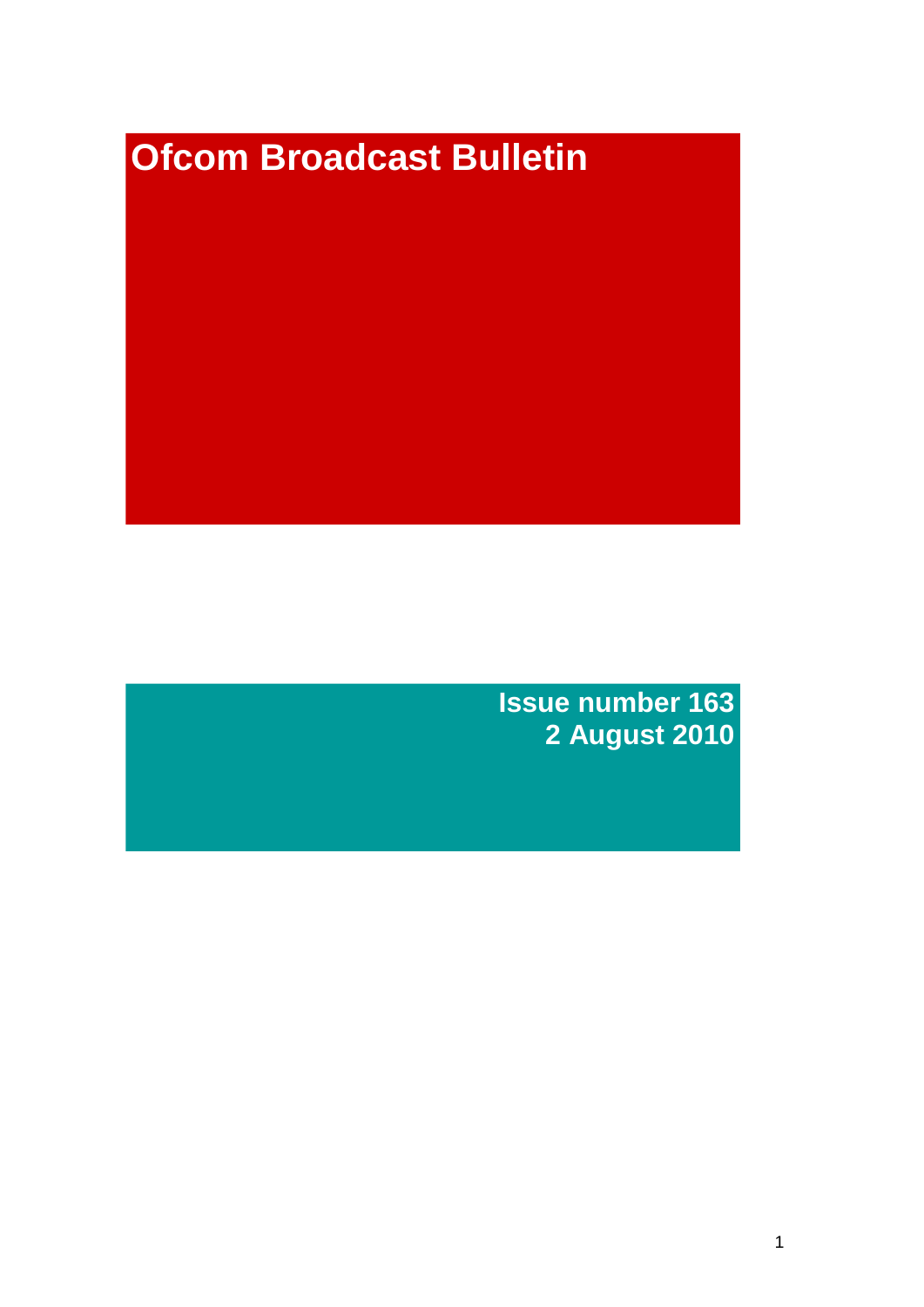# Ofcom Broadcast Bulletin

**Issue number 163**
**2 August 2010**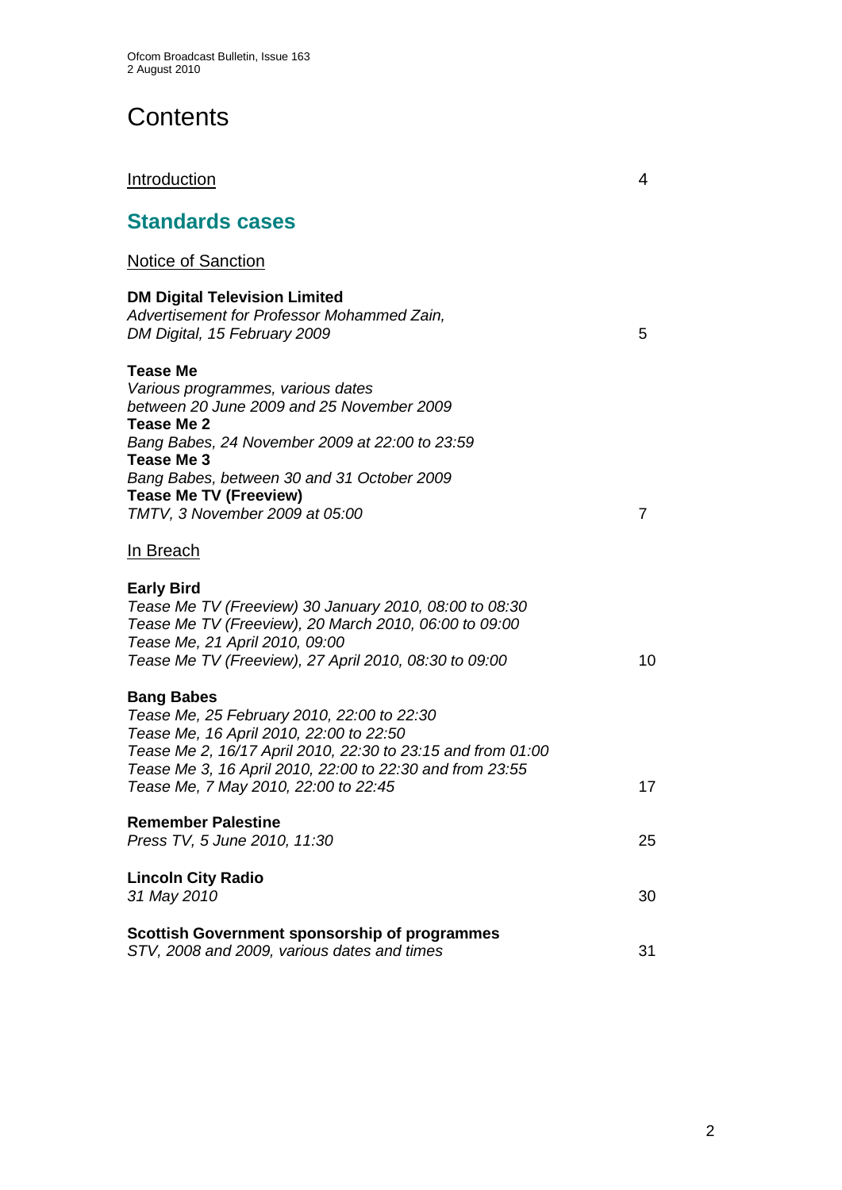# Contents

Introduction 4

## Standards cases

Notice of Sanction

**DM Digital Television Limited**
*Advertisement for Professor Mohammed Zain, DM Digital, 15 February 2009* 5

**Tease Me**
*Various programmes, various dates between 20 June 2009 and 25 November 2009*
**Tease Me 2**
*Bang Babes, 24 November 2009 at 22:00 to 23:59*
**Tease Me 3**
*Bang Babes, between 30 and 31 October 2009*
**Tease Me TV (Freeview)**
*TMTV, 3 November 2009 at 05:00* 7

In Breach

**Early Bird**
*Tease Me TV (Freeview) 30 January 2010, 08:00 to 08:30*
*Tease Me TV (Freeview), 20 March 2010, 06:00 to 09:00*
*Tease Me, 21 April 2010, 09:00*
*Tease Me TV (Freeview), 27 April 2010, 08:30 to 09:00* 10

**Bang Babes**
*Tease Me, 25 February 2010, 22:00 to 22:30*
*Tease Me, 16 April 2010, 22:00 to 22:50*
*Tease Me 2, 16/17 April 2010, 22:30 to 23:15 and from 01:00*
*Tease Me 3, 16 April 2010, 22:00 to 22:30 and from 23:55*
*Tease Me, 7 May 2010, 22:00 to 22:45* 17

**Remember Palestine**
*Press TV, 5 June 2010, 11:30* 25

**Lincoln City Radio**
*31 May 2010* 30

**Scottish Government sponsorship of programmes**
*STV, 2008 and 2009, various dates and times* 31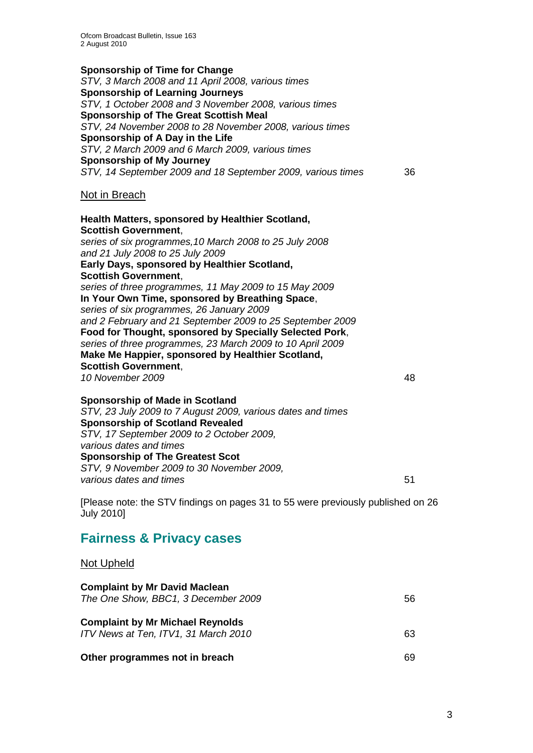**Sponsorship of Time for Change**
*STV, 3 March 2008 and 11 April 2008, various times*
**Sponsorship of Learning Journeys**
*STV, 1 October 2008 and 3 November 2008, various times*
**Sponsorship of The Great Scottish Meal**
*STV, 24 November 2008 to 28 November 2008, various times*
**Sponsorship of A Day in the Life**
*STV, 2 March 2009 and 6 March 2009, various times*
**Sponsorship of My Journey**
*STV, 14 September 2009 and 18 September 2009, various times* 36

Not in Breach

**Health Matters, sponsored by Healthier Scotland, Scottish Government**,
*series of six programmes,10 March 2008 to 25 July 2008 and 21 July 2008 to 25 July 2009*
**Early Days, sponsored by Healthier Scotland, Scottish Government**,
*series of three programmes, 11 May 2009 to 15 May 2009*
**In Your Own Time, sponsored by Breathing Space**,
*series of six programmes, 26 January 2009 and 2 February and 21 September 2009 to 25 September 2009*
**Food for Thought, sponsored by Specially Selected Pork**,
*series of three programmes, 23 March 2009 to 10 April 2009*
**Make Me Happier, sponsored by Healthier Scotland, Scottish Government**,
*10 November 2009* 48

**Sponsorship of Made in Scotland**
*STV, 23 July 2009 to 7 August 2009, various dates and times*
**Sponsorship of Scotland Revealed**
*STV, 17 September 2009 to 2 October 2009, various dates and times*
**Sponsorship of The Greatest Scot**
*STV, 9 November 2009 to 30 November 2009, various dates and times* 51

[Please note: the STV findings on pages 31 to 55 were previously published on 26 July 2010]

## Fairness & Privacy cases

Not Upheld

**Complaint by Mr David Maclean**
*The One Show, BBC1, 3 December 2009* 56

**Complaint by Mr Michael Reynolds**
*ITV News at Ten, ITV1, 31 March 2010* 63

**Other programmes not in breach** 69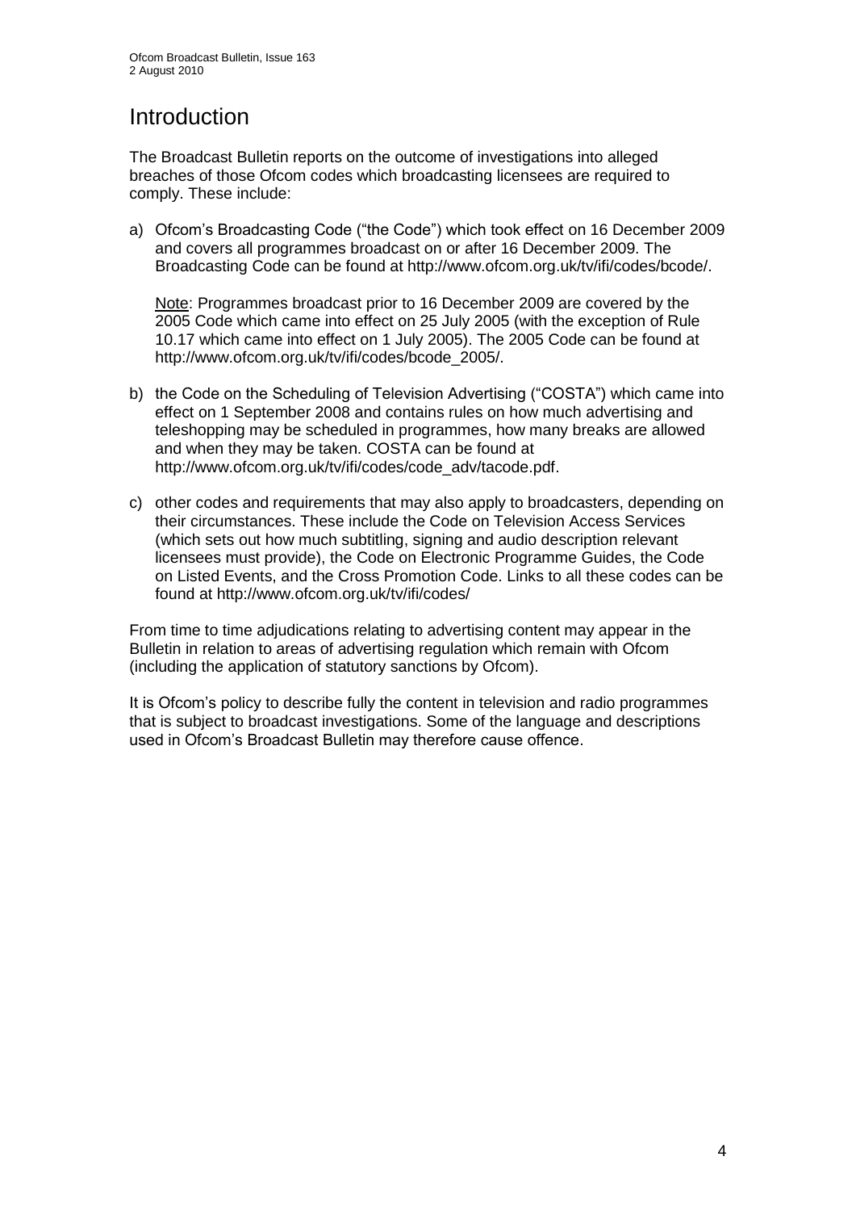# Introduction

The Broadcast Bulletin reports on the outcome of investigations into alleged breaches of those Ofcom codes which broadcasting licensees are required to comply. These include:

a) Ofcom's Broadcasting Code ("the Code") which took effect on 16 December 2009 and covers all programmes broadcast on or after 16 December 2009. The Broadcasting Code can be found at http://www.ofcom.org.uk/tv/ifi/codes/bcode/.

   Note: Programmes broadcast prior to 16 December 2009 are covered by the 2005 Code which came into effect on 25 July 2005 (with the exception of Rule 10.17 which came into effect on 1 July 2005). The 2005 Code can be found at http://www.ofcom.org.uk/tv/ifi/codes/bcode_2005/.

b) the Code on the Scheduling of Television Advertising ("COSTA") which came into effect on 1 September 2008 and contains rules on how much advertising and teleshopping may be scheduled in programmes, how many breaks are allowed and when they may be taken. COSTA can be found at http://www.ofcom.org.uk/tv/ifi/codes/code_adv/tacode.pdf.

c) other codes and requirements that may also apply to broadcasters, depending on their circumstances. These include the Code on Television Access Services (which sets out how much subtitling, signing and audio description relevant licensees must provide), the Code on Electronic Programme Guides, the Code on Listed Events, and the Cross Promotion Code. Links to all these codes can be found at http://www.ofcom.org.uk/tv/ifi/codes/

From time to time adjudications relating to advertising content may appear in the Bulletin in relation to areas of advertising regulation which remain with Ofcom (including the application of statutory sanctions by Ofcom).

It is Ofcom's policy to describe fully the content in television and radio programmes that is subject to broadcast investigations. Some of the language and descriptions used in Ofcom's Broadcast Bulletin may therefore cause offence.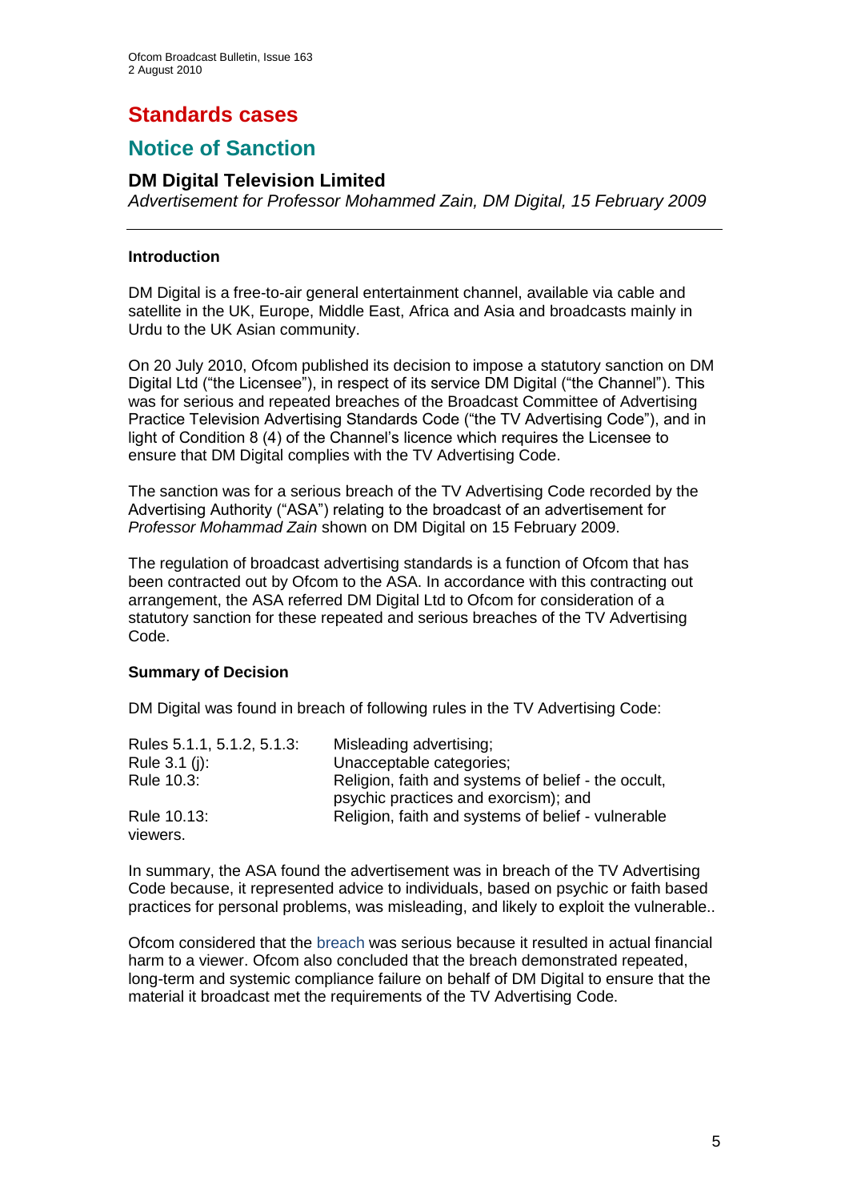# Standards cases

## Notice of Sanction

### DM Digital Television Limited

*Advertisement for Professor Mohammed Zain, DM Digital, 15 February 2009*

---

**Introduction**

DM Digital is a free-to-air general entertainment channel, available via cable and satellite in the UK, Europe, Middle East, Africa and Asia and broadcasts mainly in Urdu to the UK Asian community.

On 20 July 2010, Ofcom published its decision to impose a statutory sanction on DM Digital Ltd ("the Licensee"), in respect of its service DM Digital ("the Channel"). This was for serious and repeated breaches of the Broadcast Committee of Advertising Practice Television Advertising Standards Code ("the TV Advertising Code"), and in light of Condition 8 (4) of the Channel's licence which requires the Licensee to ensure that DM Digital complies with the TV Advertising Code.

The sanction was for a serious breach of the TV Advertising Code recorded by the Advertising Authority ("ASA") relating to the broadcast of an advertisement for *Professor Mohammad Zain* shown on DM Digital on 15 February 2009.

The regulation of broadcast advertising standards is a function of Ofcom that has been contracted out by Ofcom to the ASA. In accordance with this contracting out arrangement, the ASA referred DM Digital Ltd to Ofcom for consideration of a statutory sanction for these repeated and serious breaches of the TV Advertising Code.

**Summary of Decision**

DM Digital was found in breach of following rules in the TV Advertising Code:

| | |
|---|---|
| Rules 5.1.1, 5.1.2, 5.1.3: | Misleading advertising; |
| Rule 3.1 (j): | Unacceptable categories; |
| Rule 10.3: | Religion, faith and systems of belief - the occult, psychic practices and exorcism); and |
| Rule 10.13: | Religion, faith and systems of belief - vulnerable viewers. |

In summary, the ASA found the advertisement was in breach of the TV Advertising Code because, it represented advice to individuals, based on psychic or faith based practices for personal problems, was misleading, and likely to exploit the vulnerable..

Ofcom considered that the breach was serious because it resulted in actual financial harm to a viewer. Ofcom also concluded that the breach demonstrated repeated, long-term and systemic compliance failure on behalf of DM Digital to ensure that the material it broadcast met the requirements of the TV Advertising Code.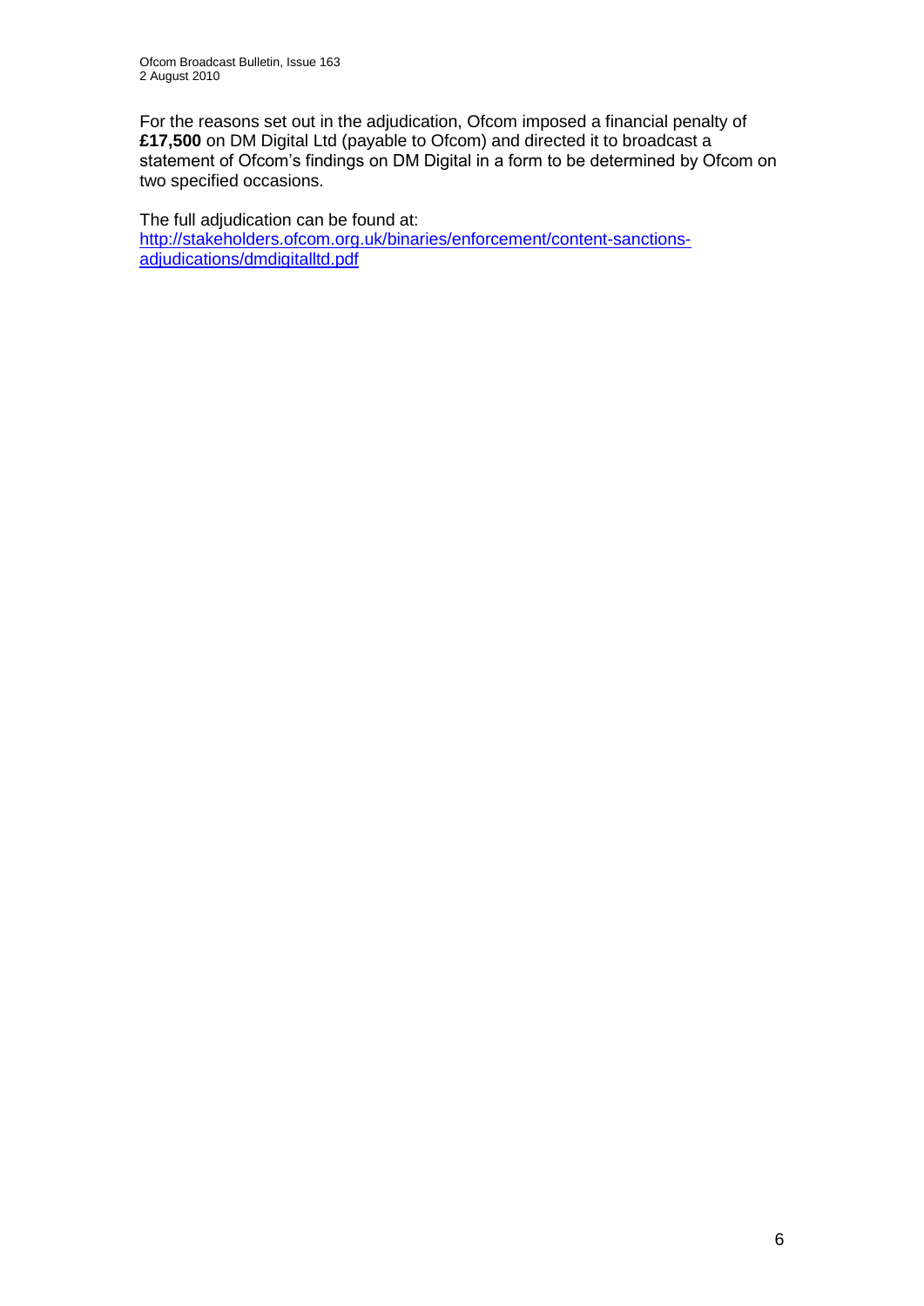For the reasons set out in the adjudication, Ofcom imposed a financial penalty of **£17,500** on DM Digital Ltd (payable to Ofcom) and directed it to broadcast a statement of Ofcom's findings on DM Digital in a form to be determined by Ofcom on two specified occasions.

The full adjudication can be found at:
[http://stakeholders.ofcom.org.uk/binaries/enforcement/content-sanctions-adjudications/dmdigitalltd.pdf](http://stakeholders.ofcom.org.uk/binaries/enforcement/content-sanctions-adjudications/dmdigitalltd.pdf)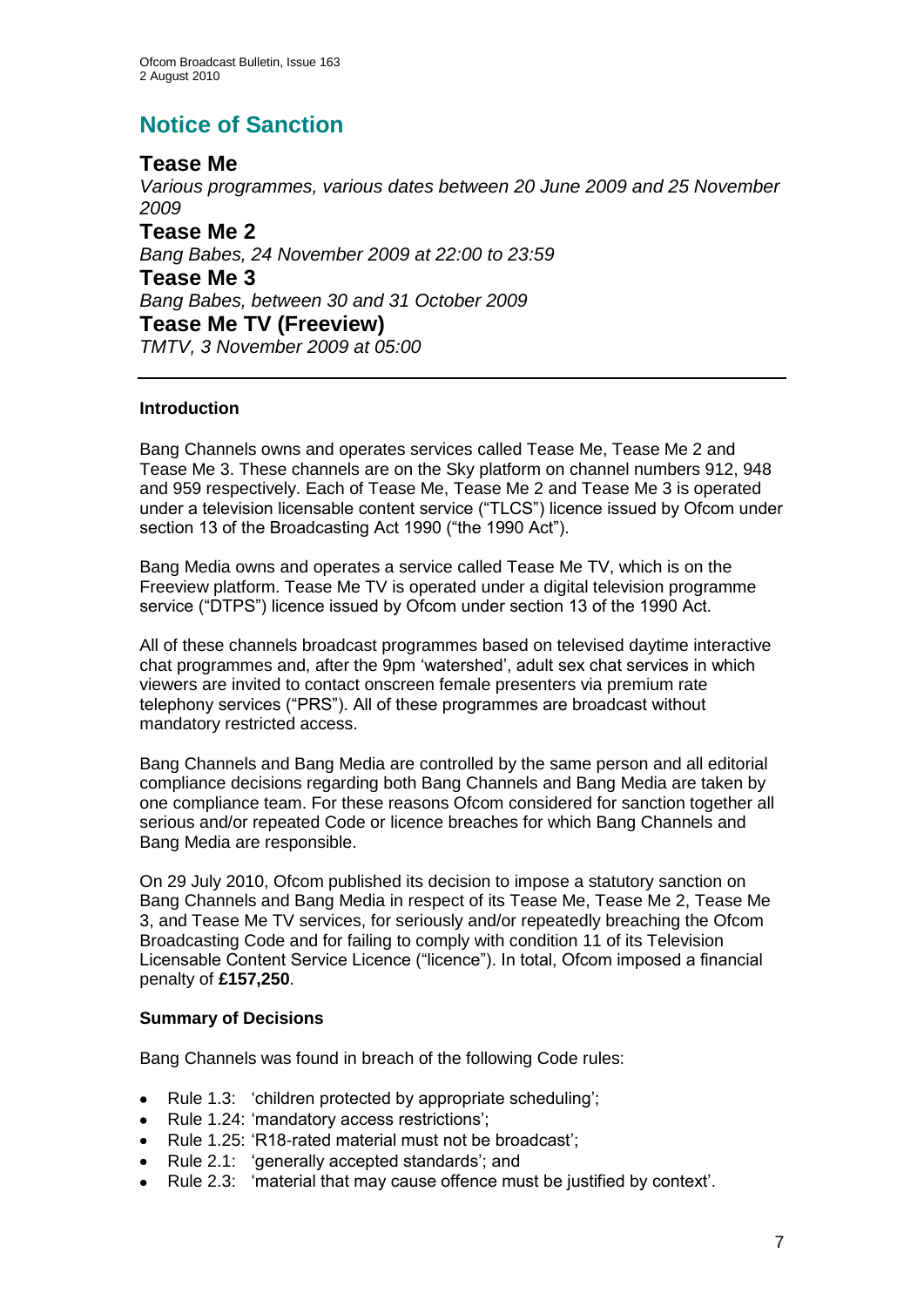# Notice of Sanction

## Tease Me

*Various programmes, various dates between 20 June 2009 and 25 November 2009*

## Tease Me 2

*Bang Babes, 24 November 2009 at 22:00 to 23:59*

## Tease Me 3

*Bang Babes, between 30 and 31 October 2009*

## Tease Me TV (Freeview)

*TMTV, 3 November 2009 at 05:00*

---

**Introduction**

Bang Channels owns and operates services called Tease Me, Tease Me 2 and Tease Me 3. These channels are on the Sky platform on channel numbers 912, 948 and 959 respectively. Each of Tease Me, Tease Me 2 and Tease Me 3 is operated under a television licensable content service ("TLCS") licence issued by Ofcom under section 13 of the Broadcasting Act 1990 ("the 1990 Act").

Bang Media owns and operates a service called Tease Me TV, which is on the Freeview platform. Tease Me TV is operated under a digital television programme service ("DTPS") licence issued by Ofcom under section 13 of the 1990 Act.

All of these channels broadcast programmes based on televised daytime interactive chat programmes and, after the 9pm 'watershed', adult sex chat services in which viewers are invited to contact onscreen female presenters via premium rate telephony services ("PRS"). All of these programmes are broadcast without mandatory restricted access.

Bang Channels and Bang Media are controlled by the same person and all editorial compliance decisions regarding both Bang Channels and Bang Media are taken by one compliance team. For these reasons Ofcom considered for sanction together all serious and/or repeated Code or licence breaches for which Bang Channels and Bang Media are responsible.

On 29 July 2010, Ofcom published its decision to impose a statutory sanction on Bang Channels and Bang Media in respect of its Tease Me, Tease Me 2, Tease Me 3, and Tease Me TV services, for seriously and/or repeatedly breaching the Ofcom Broadcasting Code and for failing to comply with condition 11 of its Television Licensable Content Service Licence ("licence"). In total, Ofcom imposed a financial penalty of **£157,250**.

**Summary of Decisions**

Bang Channels was found in breach of the following Code rules:

- Rule 1.3: 'children protected by appropriate scheduling';
- Rule 1.24: 'mandatory access restrictions';
- Rule 1.25: 'R18-rated material must not be broadcast';
- Rule 2.1: 'generally accepted standards'; and
- Rule 2.3: 'material that may cause offence must be justified by context'.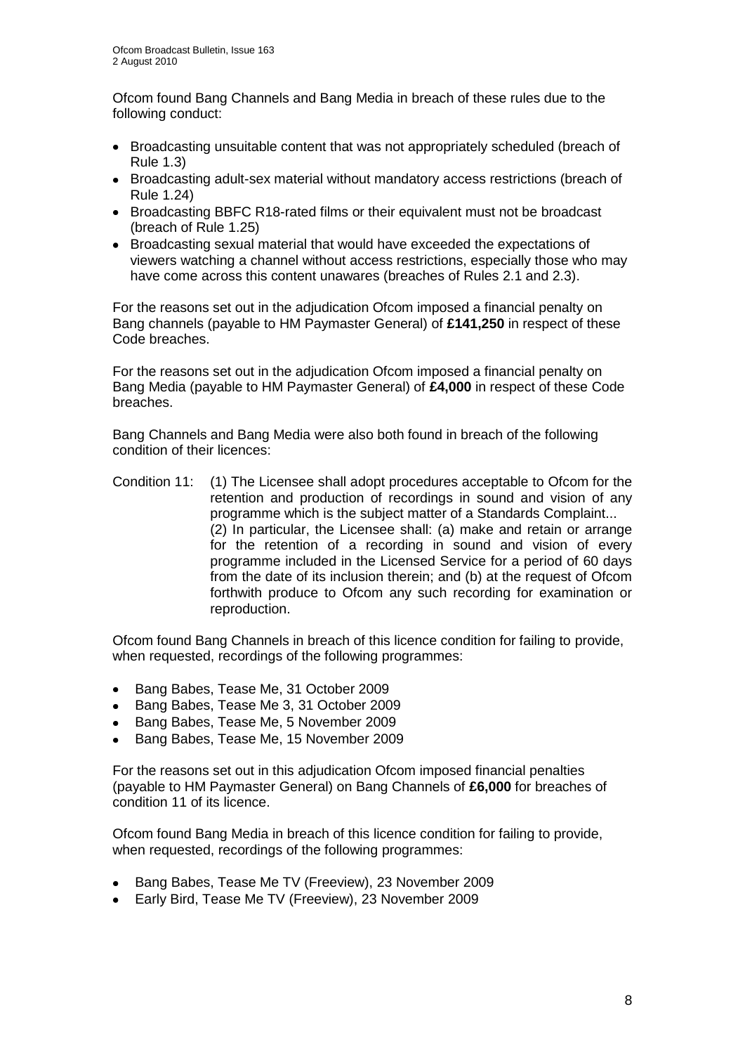Ofcom found Bang Channels and Bang Media in breach of these rules due to the following conduct:

- Broadcasting unsuitable content that was not appropriately scheduled (breach of Rule 1.3)
- Broadcasting adult-sex material without mandatory access restrictions (breach of Rule 1.24)
- Broadcasting BBFC R18-rated films or their equivalent must not be broadcast (breach of Rule 1.25)
- Broadcasting sexual material that would have exceeded the expectations of viewers watching a channel without access restrictions, especially those who may have come across this content unawares (breaches of Rules 2.1 and 2.3).

For the reasons set out in the adjudication Ofcom imposed a financial penalty on Bang channels (payable to HM Paymaster General) of **£141,250** in respect of these Code breaches.

For the reasons set out in the adjudication Ofcom imposed a financial penalty on Bang Media (payable to HM Paymaster General) of **£4,000** in respect of these Code breaches.

Bang Channels and Bang Media were also both found in breach of the following condition of their licences:

Condition 11: (1) The Licensee shall adopt procedures acceptable to Ofcom for the retention and production of recordings in sound and vision of any programme which is the subject matter of a Standards Complaint... (2) In particular, the Licensee shall: (a) make and retain or arrange for the retention of a recording in sound and vision of every programme included in the Licensed Service for a period of 60 days from the date of its inclusion therein; and (b) at the request of Ofcom forthwith produce to Ofcom any such recording for examination or reproduction.

Ofcom found Bang Channels in breach of this licence condition for failing to provide, when requested, recordings of the following programmes:

- Bang Babes, Tease Me, 31 October 2009
- Bang Babes, Tease Me 3, 31 October 2009
- Bang Babes, Tease Me, 5 November 2009
- Bang Babes, Tease Me, 15 November 2009

For the reasons set out in this adjudication Ofcom imposed financial penalties (payable to HM Paymaster General) on Bang Channels of **£6,000** for breaches of condition 11 of its licence.

Ofcom found Bang Media in breach of this licence condition for failing to provide, when requested, recordings of the following programmes:

- Bang Babes, Tease Me TV (Freeview), 23 November 2009
- Early Bird, Tease Me TV (Freeview), 23 November 2009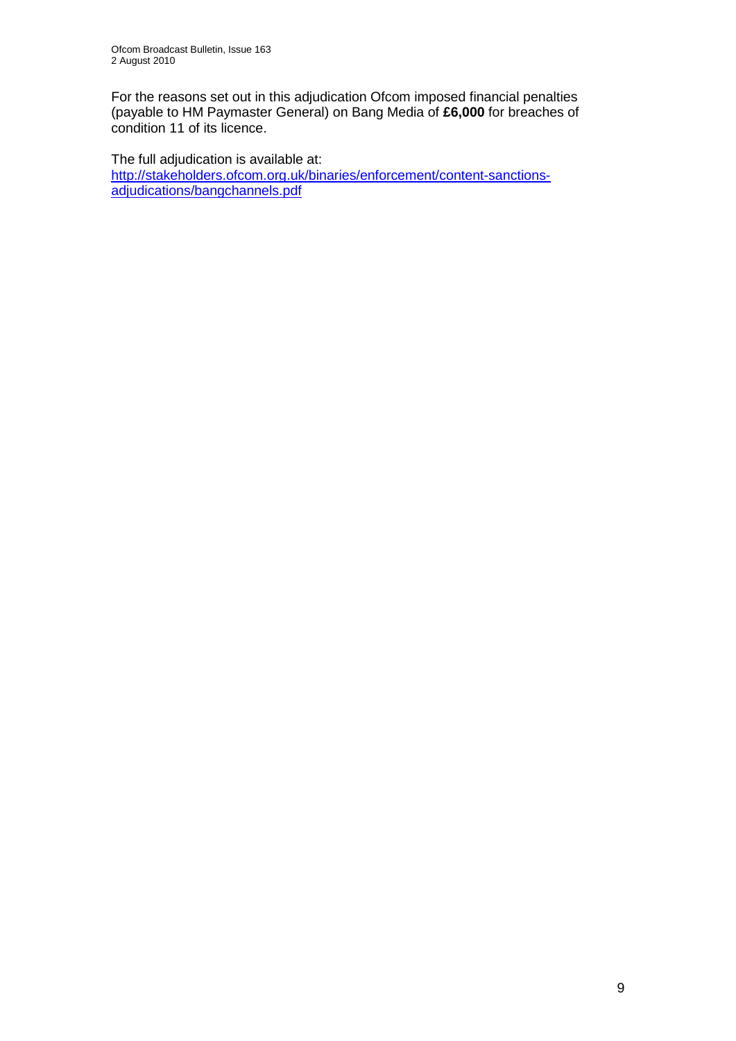For the reasons set out in this adjudication Ofcom imposed financial penalties (payable to HM Paymaster General) on Bang Media of **£6,000** for breaches of condition 11 of its licence.

The full adjudication is available at:
[http://stakeholders.ofcom.org.uk/binaries/enforcement/content-sanctions-adjudications/bangchannels.pdf](http://stakeholders.ofcom.org.uk/binaries/enforcement/content-sanctions-adjudications/bangchannels.pdf)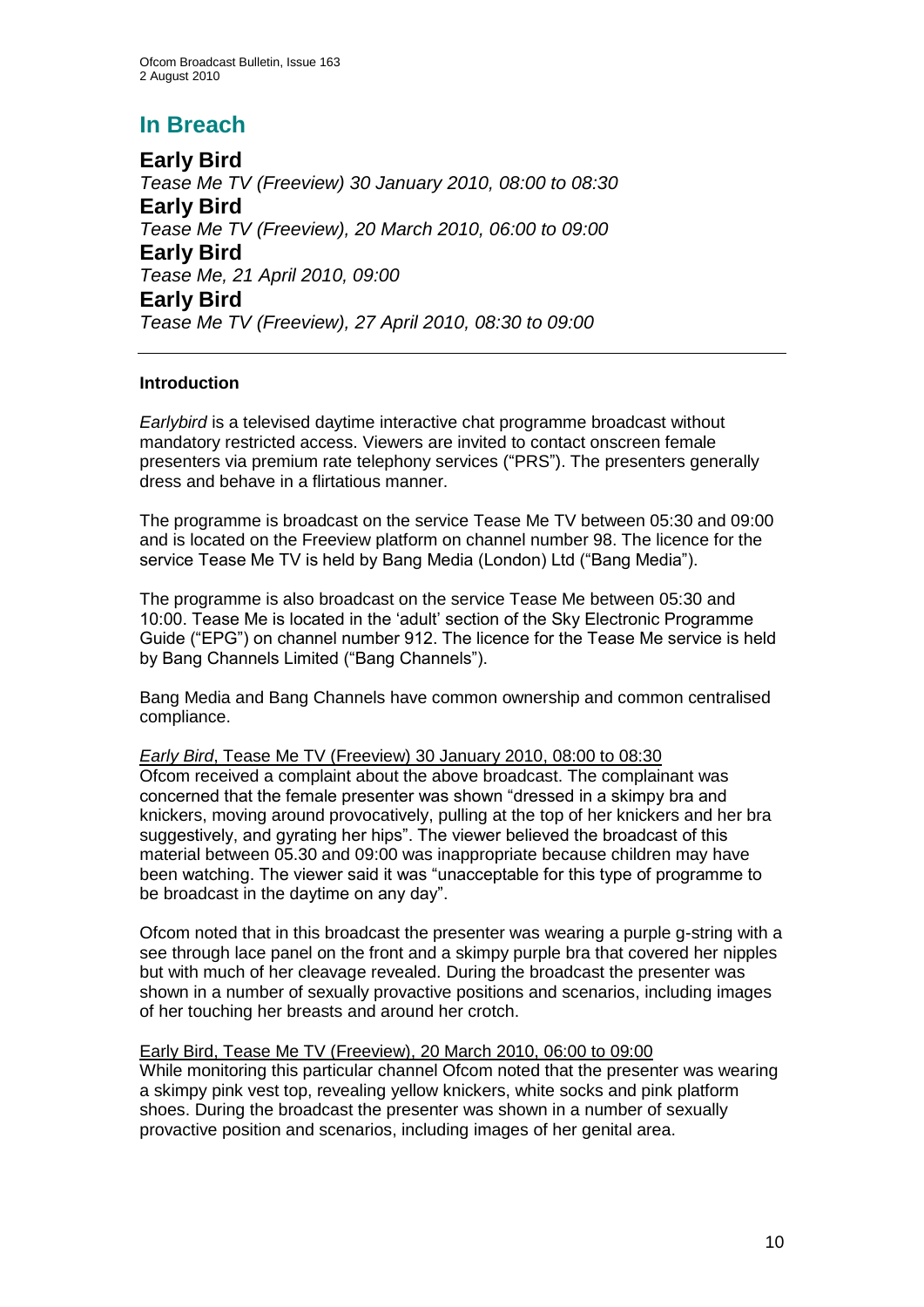# In Breach

## Early Bird

*Tease Me TV (Freeview) 30 January 2010, 08:00 to 08:30*

## Early Bird

*Tease Me TV (Freeview), 20 March 2010, 06:00 to 09:00*

## Early Bird

*Tease Me, 21 April 2010, 09:00*

## Early Bird

*Tease Me TV (Freeview), 27 April 2010, 08:30 to 09:00*

---

**Introduction**

*Earlybird* is a televised daytime interactive chat programme broadcast without mandatory restricted access. Viewers are invited to contact onscreen female presenters via premium rate telephony services ("PRS"). The presenters generally dress and behave in a flirtatious manner.

The programme is broadcast on the service Tease Me TV between 05:30 and 09:00 and is located on the Freeview platform on channel number 98. The licence for the service Tease Me TV is held by Bang Media (London) Ltd ("Bang Media").

The programme is also broadcast on the service Tease Me between 05:30 and 10:00. Tease Me is located in the 'adult' section of the Sky Electronic Programme Guide ("EPG") on channel number 912. The licence for the Tease Me service is held by Bang Channels Limited ("Bang Channels").

Bang Media and Bang Channels have common ownership and common centralised compliance.

*Early Bird*, Tease Me TV (Freeview) 30 January 2010, 08:00 to 08:30

Ofcom received a complaint about the above broadcast. The complainant was concerned that the female presenter was shown "dressed in a skimpy bra and knickers, moving around provocatively, pulling at the top of her knickers and her bra suggestively, and gyrating her hips". The viewer believed the broadcast of this material between 05.30 and 09:00 was inappropriate because children may have been watching. The viewer said it was "unacceptable for this type of programme to be broadcast in the daytime on any day".

Ofcom noted that in this broadcast the presenter was wearing a purple g-string with a see through lace panel on the front and a skimpy purple bra that covered her nipples but with much of her cleavage revealed. During the broadcast the presenter was shown in a number of sexually provactive positions and scenarios, including images of her touching her breasts and around her crotch.

Early Bird, Tease Me TV (Freeview), 20 March 2010, 06:00 to 09:00

While monitoring this particular channel Ofcom noted that the presenter was wearing a skimpy pink vest top, revealing yellow knickers, white socks and pink platform shoes. During the broadcast the presenter was shown in a number of sexually provactive position and scenarios, including images of her genital area.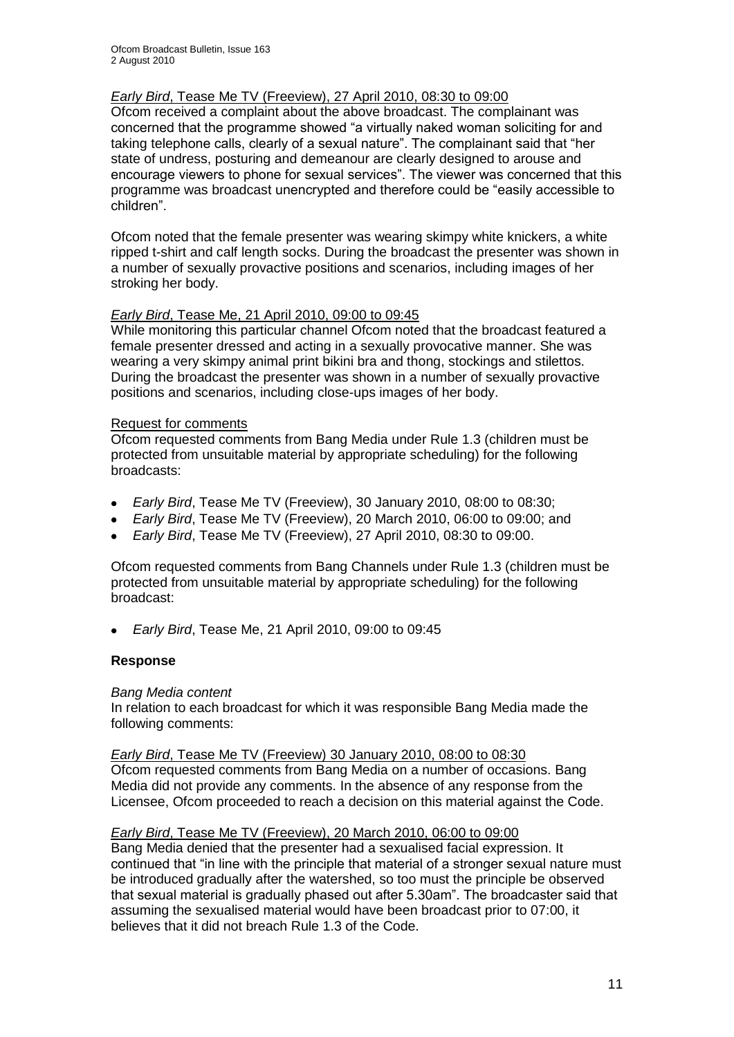*Early Bird*, Tease Me TV (Freeview), 27 April 2010, 08:30 to 09:00

Ofcom received a complaint about the above broadcast. The complainant was concerned that the programme showed "a virtually naked woman soliciting for and taking telephone calls, clearly of a sexual nature". The complainant said that "her state of undress, posturing and demeanour are clearly designed to arouse and encourage viewers to phone for sexual services". The viewer was concerned that this programme was broadcast unencrypted and therefore could be "easily accessible to children".

Ofcom noted that the female presenter was wearing skimpy white knickers, a white ripped t-shirt and calf length socks. During the broadcast the presenter was shown in a number of sexually provactive positions and scenarios, including images of her stroking her body.

*Early Bird*, Tease Me, 21 April 2010, 09:00 to 09:45

While monitoring this particular channel Ofcom noted that the broadcast featured a female presenter dressed and acting in a sexually provocative manner. She was wearing a very skimpy animal print bikini bra and thong, stockings and stilettos. During the broadcast the presenter was shown in a number of sexually provactive positions and scenarios, including close-ups images of her body.

Request for comments

Ofcom requested comments from Bang Media under Rule 1.3 (children must be protected from unsuitable material by appropriate scheduling) for the following broadcasts:

- *Early Bird*, Tease Me TV (Freeview), 30 January 2010, 08:00 to 08:30;
- *Early Bird*, Tease Me TV (Freeview), 20 March 2010, 06:00 to 09:00; and
- *Early Bird*, Tease Me TV (Freeview), 27 April 2010, 08:30 to 09:00.

Ofcom requested comments from Bang Channels under Rule 1.3 (children must be protected from unsuitable material by appropriate scheduling) for the following broadcast:

- *Early Bird*, Tease Me, 21 April 2010, 09:00 to 09:45

**Response**

*Bang Media content*

In relation to each broadcast for which it was responsible Bang Media made the following comments:

*Early Bird*, Tease Me TV (Freeview) 30 January 2010, 08:00 to 08:30

Ofcom requested comments from Bang Media on a number of occasions. Bang Media did not provide any comments. In the absence of any response from the Licensee, Ofcom proceeded to reach a decision on this material against the Code.

*Early Bird*, Tease Me TV (Freeview), 20 March 2010, 06:00 to 09:00

Bang Media denied that the presenter had a sexualised facial expression. It continued that "in line with the principle that material of a stronger sexual nature must be introduced gradually after the watershed, so too must the principle be observed that sexual material is gradually phased out after 5.30am". The broadcaster said that assuming the sexualised material would have been broadcast prior to 07:00, it believes that it did not breach Rule 1.3 of the Code.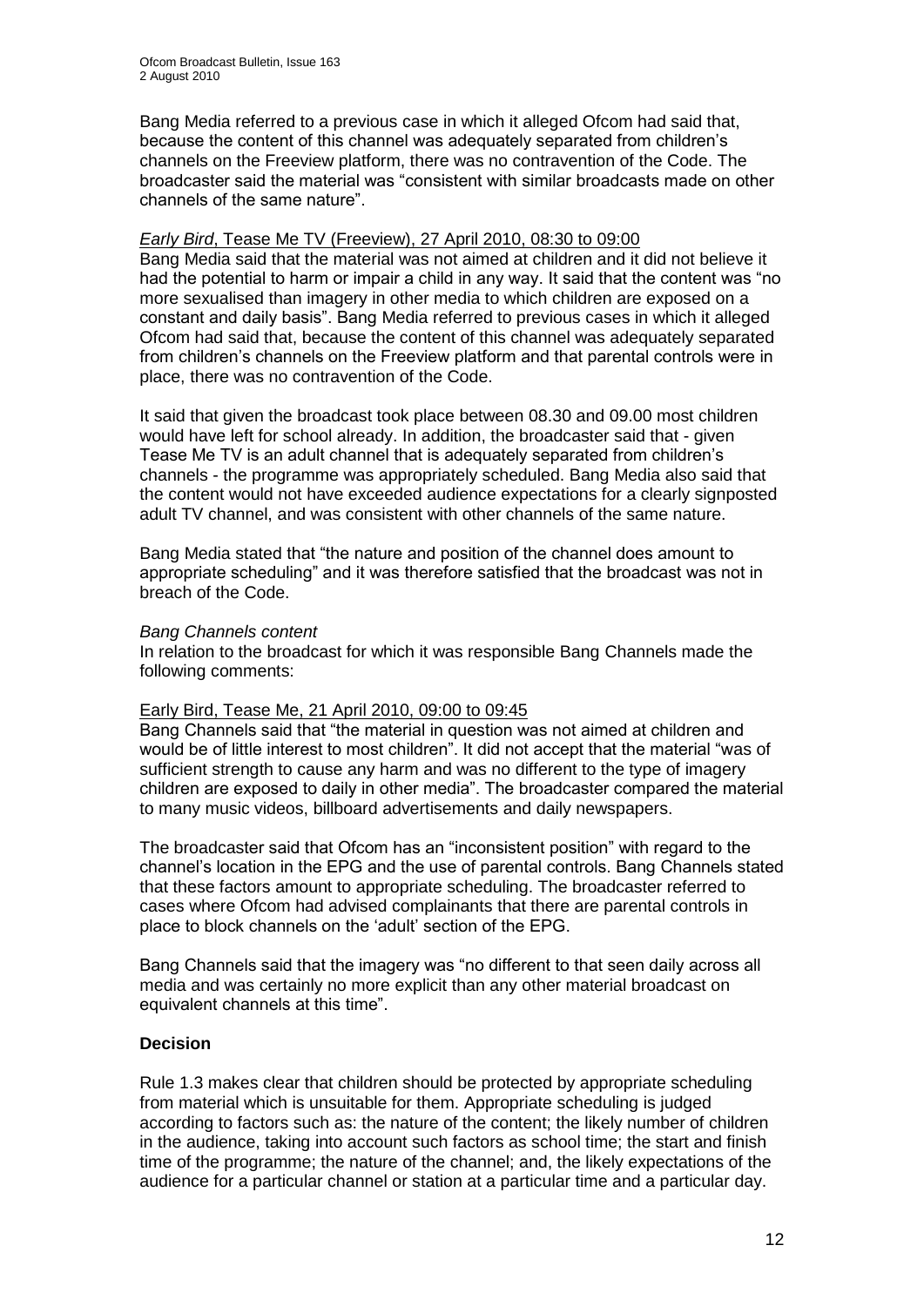Bang Media referred to a previous case in which it alleged Ofcom had said that, because the content of this channel was adequately separated from children's channels on the Freeview platform, there was no contravention of the Code. The broadcaster said the material was "consistent with similar broadcasts made on other channels of the same nature".

*Early Bird*, Tease Me TV (Freeview), 27 April 2010, 08:30 to 09:00

Bang Media said that the material was not aimed at children and it did not believe it had the potential to harm or impair a child in any way. It said that the content was "no more sexualised than imagery in other media to which children are exposed on a constant and daily basis". Bang Media referred to previous cases in which it alleged Ofcom had said that, because the content of this channel was adequately separated from children's channels on the Freeview platform and that parental controls were in place, there was no contravention of the Code.

It said that given the broadcast took place between 08.30 and 09.00 most children would have left for school already. In addition, the broadcaster said that - given Tease Me TV is an adult channel that is adequately separated from children's channels - the programme was appropriately scheduled. Bang Media also said that the content would not have exceeded audience expectations for a clearly signposted adult TV channel, and was consistent with other channels of the same nature.

Bang Media stated that "the nature and position of the channel does amount to appropriate scheduling" and it was therefore satisfied that the broadcast was not in breach of the Code.

*Bang Channels content*

In relation to the broadcast for which it was responsible Bang Channels made the following comments:

Early Bird, Tease Me, 21 April 2010, 09:00 to 09:45

Bang Channels said that "the material in question was not aimed at children and would be of little interest to most children". It did not accept that the material "was of sufficient strength to cause any harm and was no different to the type of imagery children are exposed to daily in other media". The broadcaster compared the material to many music videos, billboard advertisements and daily newspapers.

The broadcaster said that Ofcom has an "inconsistent position" with regard to the channel's location in the EPG and the use of parental controls. Bang Channels stated that these factors amount to appropriate scheduling. The broadcaster referred to cases where Ofcom had advised complainants that there are parental controls in place to block channels on the 'adult' section of the EPG.

Bang Channels said that the imagery was "no different to that seen daily across all media and was certainly no more explicit than any other material broadcast on equivalent channels at this time".

**Decision**

Rule 1.3 makes clear that children should be protected by appropriate scheduling from material which is unsuitable for them. Appropriate scheduling is judged according to factors such as: the nature of the content; the likely number of children in the audience, taking into account such factors as school time; the start and finish time of the programme; the nature of the channel; and, the likely expectations of the audience for a particular channel or station at a particular time and a particular day.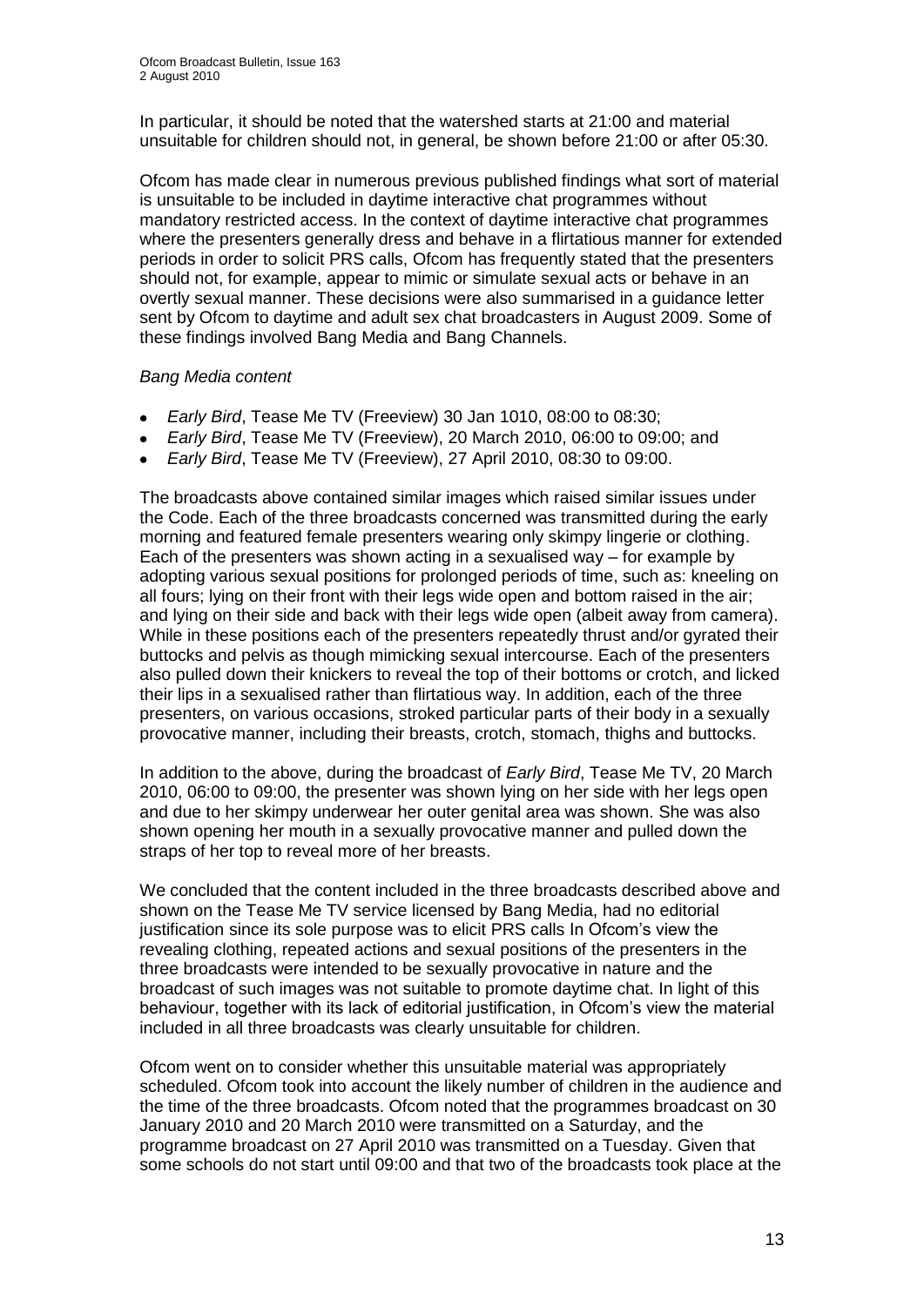In particular, it should be noted that the watershed starts at 21:00 and material unsuitable for children should not, in general, be shown before 21:00 or after 05:30.

Ofcom has made clear in numerous previous published findings what sort of material is unsuitable to be included in daytime interactive chat programmes without mandatory restricted access. In the context of daytime interactive chat programmes where the presenters generally dress and behave in a flirtatious manner for extended periods in order to solicit PRS calls, Ofcom has frequently stated that the presenters should not, for example, appear to mimic or simulate sexual acts or behave in an overtly sexual manner. These decisions were also summarised in a guidance letter sent by Ofcom to daytime and adult sex chat broadcasters in August 2009. Some of these findings involved Bang Media and Bang Channels.

*Bang Media content*

- *Early Bird*, Tease Me TV (Freeview) 30 Jan 1010, 08:00 to 08:30;
- *Early Bird*, Tease Me TV (Freeview), 20 March 2010, 06:00 to 09:00; and
- *Early Bird*, Tease Me TV (Freeview), 27 April 2010, 08:30 to 09:00.

The broadcasts above contained similar images which raised similar issues under the Code. Each of the three broadcasts concerned was transmitted during the early morning and featured female presenters wearing only skimpy lingerie or clothing. Each of the presenters was shown acting in a sexualised way – for example by adopting various sexual positions for prolonged periods of time, such as: kneeling on all fours; lying on their front with their legs wide open and bottom raised in the air; and lying on their side and back with their legs wide open (albeit away from camera). While in these positions each of the presenters repeatedly thrust and/or gyrated their buttocks and pelvis as though mimicking sexual intercourse. Each of the presenters also pulled down their knickers to reveal the top of their bottoms or crotch, and licked their lips in a sexualised rather than flirtatious way. In addition, each of the three presenters, on various occasions, stroked particular parts of their body in a sexually provocative manner, including their breasts, crotch, stomach, thighs and buttocks.

In addition to the above, during the broadcast of *Early Bird*, Tease Me TV, 20 March 2010, 06:00 to 09:00, the presenter was shown lying on her side with her legs open and due to her skimpy underwear her outer genital area was shown. She was also shown opening her mouth in a sexually provocative manner and pulled down the straps of her top to reveal more of her breasts.

We concluded that the content included in the three broadcasts described above and shown on the Tease Me TV service licensed by Bang Media, had no editorial justification since its sole purpose was to elicit PRS calls In Ofcom's view the revealing clothing, repeated actions and sexual positions of the presenters in the three broadcasts were intended to be sexually provocative in nature and the broadcast of such images was not suitable to promote daytime chat. In light of this behaviour, together with its lack of editorial justification, in Ofcom's view the material included in all three broadcasts was clearly unsuitable for children.

Ofcom went on to consider whether this unsuitable material was appropriately scheduled. Ofcom took into account the likely number of children in the audience and the time of the three broadcasts. Ofcom noted that the programmes broadcast on 30 January 2010 and 20 March 2010 were transmitted on a Saturday, and the programme broadcast on 27 April 2010 was transmitted on a Tuesday. Given that some schools do not start until 09:00 and that two of the broadcasts took place at the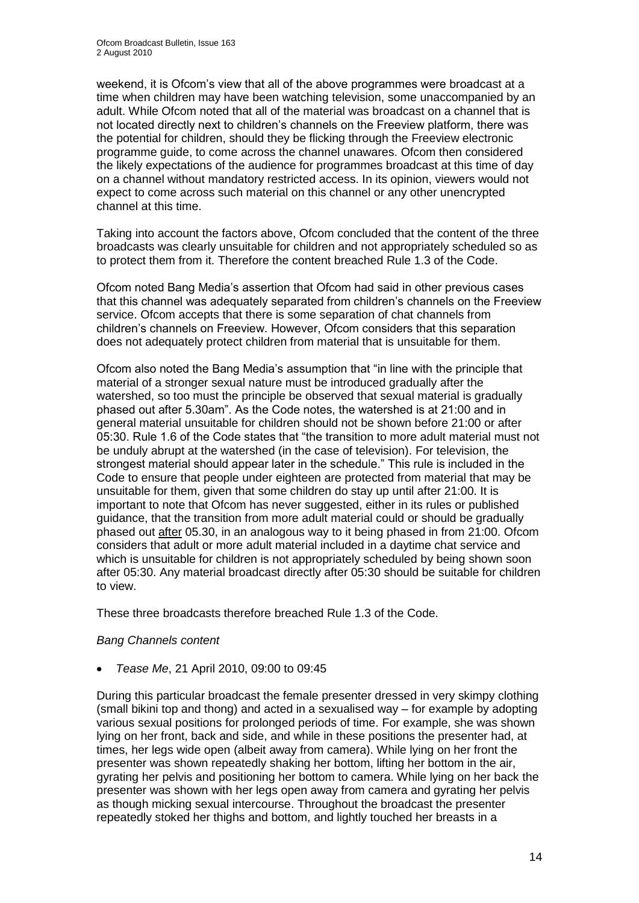weekend, it is Ofcom's view that all of the above programmes were broadcast at a time when children may have been watching television, some unaccompanied by an adult. While Ofcom noted that all of the material was broadcast on a channel that is not located directly next to children's channels on the Freeview platform, there was the potential for children, should they be flicking through the Freeview electronic programme guide, to come across the channel unawares. Ofcom then considered the likely expectations of the audience for programmes broadcast at this time of day on a channel without mandatory restricted access. In its opinion, viewers would not expect to come across such material on this channel or any other unencrypted channel at this time.

Taking into account the factors above, Ofcom concluded that the content of the three broadcasts was clearly unsuitable for children and not appropriately scheduled so as to protect them from it. Therefore the content breached Rule 1.3 of the Code.

Ofcom noted Bang Media's assertion that Ofcom had said in other previous cases that this channel was adequately separated from children's channels on the Freeview service. Ofcom accepts that there is some separation of chat channels from children's channels on Freeview. However, Ofcom considers that this separation does not adequately protect children from material that is unsuitable for them.

Ofcom also noted the Bang Media's assumption that "in line with the principle that material of a stronger sexual nature must be introduced gradually after the watershed, so too must the principle be observed that sexual material is gradually phased out after 5.30am". As the Code notes, the watershed is at 21:00 and in general material unsuitable for children should not be shown before 21:00 or after 05:30. Rule 1.6 of the Code states that "the transition to more adult material must not be unduly abrupt at the watershed (in the case of television). For television, the strongest material should appear later in the schedule." This rule is included in the Code to ensure that people under eighteen are protected from material that may be unsuitable for them, given that some children do stay up until after 21:00. It is important to note that Ofcom has never suggested, either in its rules or published guidance, that the transition from more adult material could or should be gradually phased out <u>after</u> 05.30, in an analogous way to it being phased in from 21:00. Ofcom considers that adult or more adult material included in a daytime chat service and which is unsuitable for children is not appropriately scheduled by being shown soon after 05:30. Any material broadcast directly after 05:30 should be suitable for children to view.

These three broadcasts therefore breached Rule 1.3 of the Code.

*Bang Channels content*

- *Tease Me*, 21 April 2010, 09:00 to 09:45

During this particular broadcast the female presenter dressed in very skimpy clothing (small bikini top and thong) and acted in a sexualised way – for example by adopting various sexual positions for prolonged periods of time. For example, she was shown lying on her front, back and side, and while in these positions the presenter had, at times, her legs wide open (albeit away from camera). While lying on her front the presenter was shown repeatedly shaking her bottom, lifting her bottom in the air, gyrating her pelvis and positioning her bottom to camera. While lying on her back the presenter was shown with her legs open away from camera and gyrating her pelvis as though micking sexual intercourse. Throughout the broadcast the presenter repeatedly stoked her thighs and bottom, and lightly touched her breasts in a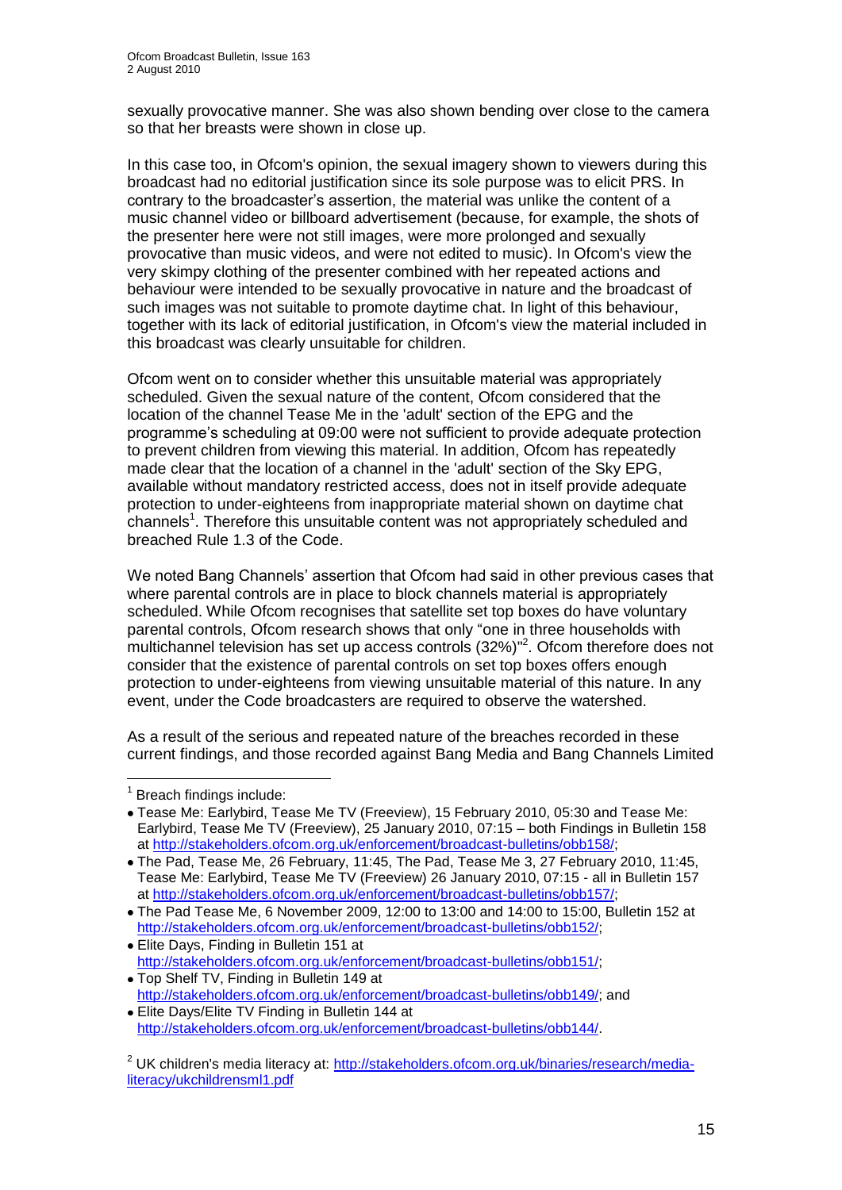sexually provocative manner. She was also shown bending over close to the camera so that her breasts were shown in close up.

In this case too, in Ofcom's opinion, the sexual imagery shown to viewers during this broadcast had no editorial justification since its sole purpose was to elicit PRS. In contrary to the broadcaster's assertion, the material was unlike the content of a music channel video or billboard advertisement (because, for example, the shots of the presenter here were not still images, were more prolonged and sexually provocative than music videos, and were not edited to music). In Ofcom's view the very skimpy clothing of the presenter combined with her repeated actions and behaviour were intended to be sexually provocative in nature and the broadcast of such images was not suitable to promote daytime chat. In light of this behaviour, together with its lack of editorial justification, in Ofcom's view the material included in this broadcast was clearly unsuitable for children.

Ofcom went on to consider whether this unsuitable material was appropriately scheduled. Given the sexual nature of the content, Ofcom considered that the location of the channel Tease Me in the 'adult' section of the EPG and the programme's scheduling at 09:00 were not sufficient to provide adequate protection to prevent children from viewing this material. In addition, Ofcom has repeatedly made clear that the location of a channel in the 'adult' section of the Sky EPG, available without mandatory restricted access, does not in itself provide adequate protection to under-eighteens from inappropriate material shown on daytime chat channels[1]. Therefore this unsuitable content was not appropriately scheduled and breached Rule 1.3 of the Code.

We noted Bang Channels' assertion that Ofcom had said in other previous cases that where parental controls are in place to block channels material is appropriately scheduled. While Ofcom recognises that satellite set top boxes do have voluntary parental controls, Ofcom research shows that only "one in three households with multichannel television has set up access controls (32%)"[2]. Ofcom therefore does not consider that the existence of parental controls on set top boxes offers enough protection to under-eighteens from viewing unsuitable material of this nature. In any event, under the Code broadcasters are required to observe the watershed.

As a result of the serious and repeated nature of the breaches recorded in these current findings, and those recorded against Bang Media and Bang Channels Limited

---

[1] Breach findings include:

- Tease Me: Earlybird, Tease Me TV (Freeview), 15 February 2010, 05:30 and Tease Me: Earlybird, Tease Me TV (Freeview), 25 January 2010, 07:15 – both Findings in Bulletin 158 at http://stakeholders.ofcom.org.uk/enforcement/broadcast-bulletins/obb158/;
- The Pad, Tease Me, 26 February, 11:45, The Pad, Tease Me 3, 27 February 2010, 11:45, Tease Me: Earlybird, Tease Me TV (Freeview) 26 January 2010, 07:15 - all in Bulletin 157 at http://stakeholders.ofcom.org.uk/enforcement/broadcast-bulletins/obb157/;
- The Pad Tease Me, 6 November 2009, 12:00 to 13:00 and 14:00 to 15:00, Bulletin 152 at http://stakeholders.ofcom.org.uk/enforcement/broadcast-bulletins/obb152/;
- Elite Days, Finding in Bulletin 151 at http://stakeholders.ofcom.org.uk/enforcement/broadcast-bulletins/obb151/;
- Top Shelf TV, Finding in Bulletin 149 at http://stakeholders.ofcom.org.uk/enforcement/broadcast-bulletins/obb149/; and
- Elite Days/Elite TV Finding in Bulletin 144 at http://stakeholders.ofcom.org.uk/enforcement/broadcast-bulletins/obb144/.

[2] UK children's media literacy at: http://stakeholders.ofcom.org.uk/binaries/research/media-literacy/ukchildrensml1.pdf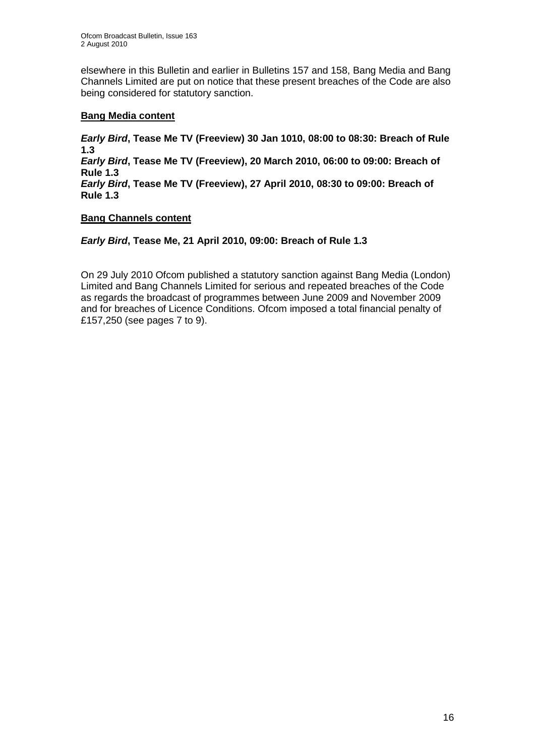elsewhere in this Bulletin and earlier in Bulletins 157 and 158, Bang Media and Bang Channels Limited are put on notice that these present breaches of the Code are also being considered for statutory sanction.

**Bang Media content**

***Early Bird*, Tease Me TV (Freeview) 30 Jan 1010, 08:00 to 08:30: Breach of Rule 1.3**
***Early Bird*, Tease Me TV (Freeview), 20 March 2010, 06:00 to 09:00: Breach of Rule 1.3**
***Early Bird*, Tease Me TV (Freeview), 27 April 2010, 08:30 to 09:00: Breach of Rule 1.3**

**Bang Channels content**

***Early Bird*, Tease Me, 21 April 2010, 09:00: Breach of Rule 1.3**

On 29 July 2010 Ofcom published a statutory sanction against Bang Media (London) Limited and Bang Channels Limited for serious and repeated breaches of the Code as regards the broadcast of programmes between June 2009 and November 2009 and for breaches of Licence Conditions. Ofcom imposed a total financial penalty of £157,250 (see pages 7 to 9).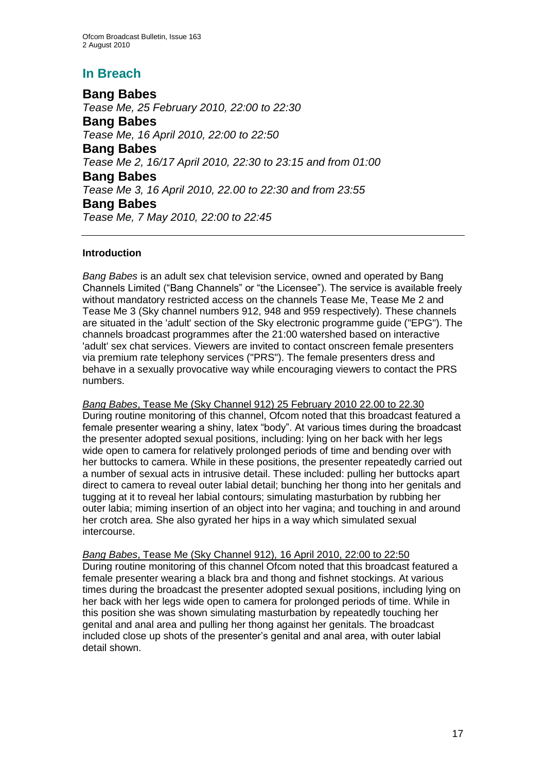## In Breach

### Bang Babes
*Tease Me, 25 February 2010, 22:00 to 22:30*

### Bang Babes
*Tease Me, 16 April 2010, 22:00 to 22:50*

### Bang Babes
*Tease Me 2, 16/17 April 2010, 22:30 to 23:15 and from 01:00*

### Bang Babes
*Tease Me 3, 16 April 2010, 22.00 to 22:30 and from 23:55*

### Bang Babes
*Tease Me, 7 May 2010, 22:00 to 22:45*

---

**Introduction**

*Bang Babes* is an adult sex chat television service, owned and operated by Bang Channels Limited ("Bang Channels" or "the Licensee"). The service is available freely without mandatory restricted access on the channels Tease Me, Tease Me 2 and Tease Me 3 (Sky channel numbers 912, 948 and 959 respectively). These channels are situated in the 'adult' section of the Sky electronic programme guide ("EPG"). The channels broadcast programmes after the 21:00 watershed based on interactive 'adult' sex chat services. Viewers are invited to contact onscreen female presenters via premium rate telephony services ("PRS"). The female presenters dress and behave in a sexually provocative way while encouraging viewers to contact the PRS numbers.

*Bang Babes*, Tease Me (Sky Channel 912) 25 February 2010 22.00 to 22.30

During routine monitoring of this channel, Ofcom noted that this broadcast featured a female presenter wearing a shiny, latex "body". At various times during the broadcast the presenter adopted sexual positions, including: lying on her back with her legs wide open to camera for relatively prolonged periods of time and bending over with her buttocks to camera. While in these positions, the presenter repeatedly carried out a number of sexual acts in intrusive detail. These included: pulling her buttocks apart direct to camera to reveal outer labial detail; bunching her thong into her genitals and tugging at it to reveal her labial contours; simulating masturbation by rubbing her outer labia; miming insertion of an object into her vagina; and touching in and around her crotch area. She also gyrated her hips in a way which simulated sexual intercourse.

*Bang Babes*, Tease Me (Sky Channel 912), 16 April 2010, 22:00 to 22:50

During routine monitoring of this channel Ofcom noted that this broadcast featured a female presenter wearing a black bra and thong and fishnet stockings. At various times during the broadcast the presenter adopted sexual positions, including lying on her back with her legs wide open to camera for prolonged periods of time. While in this position she was shown simulating masturbation by repeatedly touching her genital and anal area and pulling her thong against her genitals. The broadcast included close up shots of the presenter's genital and anal area, with outer labial detail shown.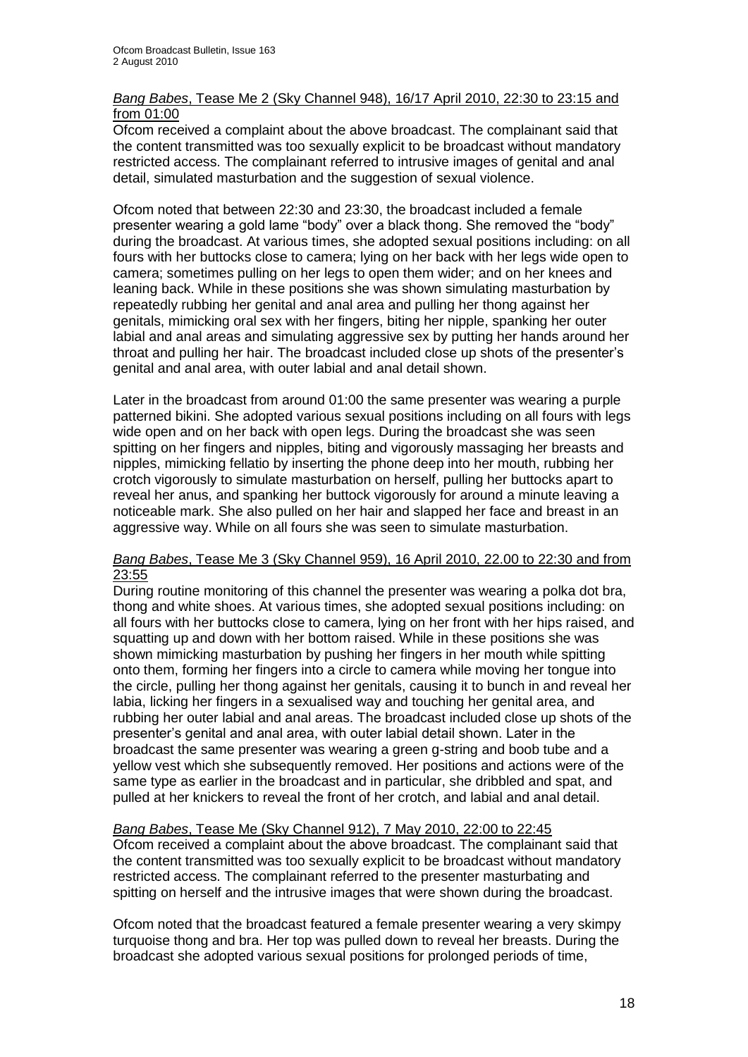*Bang Babes*, Tease Me 2 (Sky Channel 948), 16/17 April 2010, 22:30 to 23:15 and from 01:00

Ofcom received a complaint about the above broadcast. The complainant said that the content transmitted was too sexually explicit to be broadcast without mandatory restricted access. The complainant referred to intrusive images of genital and anal detail, simulated masturbation and the suggestion of sexual violence.

Ofcom noted that between 22:30 and 23:30, the broadcast included a female presenter wearing a gold lame "body" over a black thong. She removed the "body" during the broadcast. At various times, she adopted sexual positions including: on all fours with her buttocks close to camera; lying on her back with her legs wide open to camera; sometimes pulling on her legs to open them wider; and on her knees and leaning back. While in these positions she was shown simulating masturbation by repeatedly rubbing her genital and anal area and pulling her thong against her genitals, mimicking oral sex with her fingers, biting her nipple, spanking her outer labial and anal areas and simulating aggressive sex by putting her hands around her throat and pulling her hair. The broadcast included close up shots of the presenter's genital and anal area, with outer labial and anal detail shown.

Later in the broadcast from around 01:00 the same presenter was wearing a purple patterned bikini. She adopted various sexual positions including on all fours with legs wide open and on her back with open legs. During the broadcast she was seen spitting on her fingers and nipples, biting and vigorously massaging her breasts and nipples, mimicking fellatio by inserting the phone deep into her mouth, rubbing her crotch vigorously to simulate masturbation on herself, pulling her buttocks apart to reveal her anus, and spanking her buttock vigorously for around a minute leaving a noticeable mark. She also pulled on her hair and slapped her face and breast in an aggressive way. While on all fours she was seen to simulate masturbation.

*Bang Babes*, Tease Me 3 (Sky Channel 959), 16 April 2010, 22.00 to 22:30 and from 23:55

During routine monitoring of this channel the presenter was wearing a polka dot bra, thong and white shoes. At various times, she adopted sexual positions including: on all fours with her buttocks close to camera, lying on her front with her hips raised, and squatting up and down with her bottom raised. While in these positions she was shown mimicking masturbation by pushing her fingers in her mouth while spitting onto them, forming her fingers into a circle to camera while moving her tongue into the circle, pulling her thong against her genitals, causing it to bunch in and reveal her labia, licking her fingers in a sexualised way and touching her genital area, and rubbing her outer labial and anal areas. The broadcast included close up shots of the presenter's genital and anal area, with outer labial detail shown. Later in the broadcast the same presenter was wearing a green g-string and boob tube and a yellow vest which she subsequently removed. Her positions and actions were of the same type as earlier in the broadcast and in particular, she dribbled and spat, and pulled at her knickers to reveal the front of her crotch, and labial and anal detail.

*Bang Babes*, Tease Me (Sky Channel 912), 7 May 2010, 22:00 to 22:45

Ofcom received a complaint about the above broadcast. The complainant said that the content transmitted was too sexually explicit to be broadcast without mandatory restricted access. The complainant referred to the presenter masturbating and spitting on herself and the intrusive images that were shown during the broadcast.

Ofcom noted that the broadcast featured a female presenter wearing a very skimpy turquoise thong and bra. Her top was pulled down to reveal her breasts. During the broadcast she adopted various sexual positions for prolonged periods of time,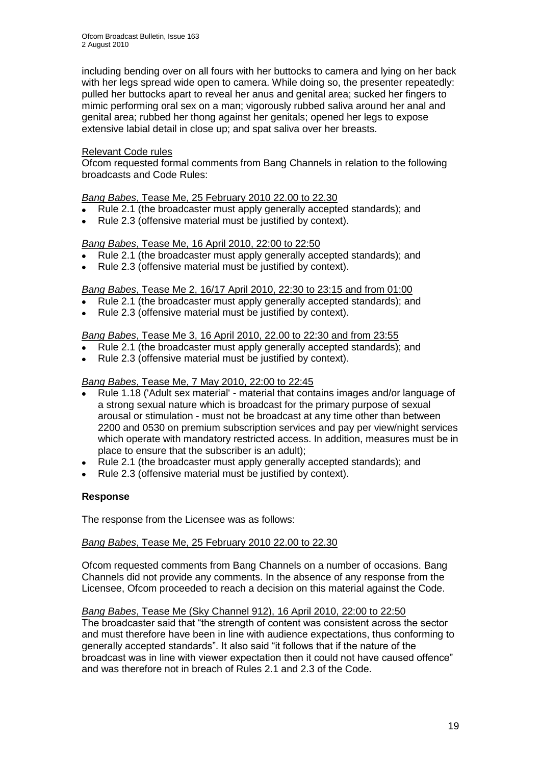including bending over on all fours with her buttocks to camera and lying on her back with her legs spread wide open to camera. While doing so, the presenter repeatedly: pulled her buttocks apart to reveal her anus and genital area; sucked her fingers to mimic performing oral sex on a man; vigorously rubbed saliva around her anal and genital area; rubbed her thong against her genitals; opened her legs to expose extensive labial detail in close up; and spat saliva over her breasts.

Relevant Code rules

Ofcom requested formal comments from Bang Channels in relation to the following broadcasts and Code Rules:

*Bang Babes*, Tease Me, 25 February 2010 22.00 to 22.30

- Rule 2.1 (the broadcaster must apply generally accepted standards); and
- Rule 2.3 (offensive material must be justified by context).

*Bang Babes*, Tease Me, 16 April 2010, 22:00 to 22:50

- Rule 2.1 (the broadcaster must apply generally accepted standards); and
- Rule 2.3 (offensive material must be justified by context).

*Bang Babes*, Tease Me 2, 16/17 April 2010, 22:30 to 23:15 and from 01:00

- Rule 2.1 (the broadcaster must apply generally accepted standards); and
- Rule 2.3 (offensive material must be justified by context).

*Bang Babes*, Tease Me 3, 16 April 2010, 22.00 to 22:30 and from 23:55

- Rule 2.1 (the broadcaster must apply generally accepted standards); and
- Rule 2.3 (offensive material must be justified by context).

*Bang Babes*, Tease Me, 7 May 2010, 22:00 to 22:45

- Rule 1.18 ('Adult sex material' - material that contains images and/or language of a strong sexual nature which is broadcast for the primary purpose of sexual arousal or stimulation - must not be broadcast at any time other than between 2200 and 0530 on premium subscription services and pay per view/night services which operate with mandatory restricted access. In addition, measures must be in place to ensure that the subscriber is an adult);
- Rule 2.1 (the broadcaster must apply generally accepted standards); and
- Rule 2.3 (offensive material must be justified by context).

**Response**

The response from the Licensee was as follows:

*Bang Babes*, Tease Me, 25 February 2010 22.00 to 22.30

Ofcom requested comments from Bang Channels on a number of occasions. Bang Channels did not provide any comments. In the absence of any response from the Licensee, Ofcom proceeded to reach a decision on this material against the Code.

*Bang Babes*, Tease Me (Sky Channel 912), 16 April 2010, 22:00 to 22:50

The broadcaster said that "the strength of content was consistent across the sector and must therefore have been in line with audience expectations, thus conforming to generally accepted standards". It also said "it follows that if the nature of the broadcast was in line with viewer expectation then it could not have caused offence" and was therefore not in breach of Rules 2.1 and 2.3 of the Code.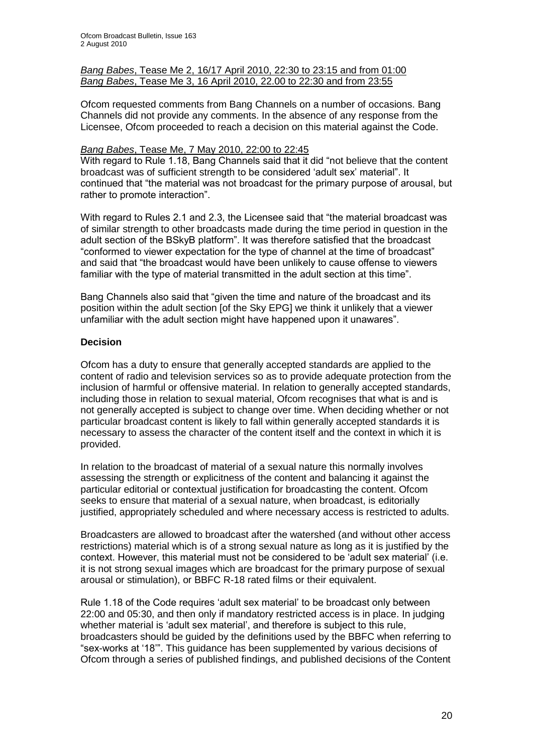*Bang Babes*, Tease Me 2, 16/17 April 2010, 22:30 to 23:15 and from 01:00
*Bang Babes*, Tease Me 3, 16 April 2010, 22.00 to 22:30 and from 23:55

Ofcom requested comments from Bang Channels on a number of occasions. Bang Channels did not provide any comments. In the absence of any response from the Licensee, Ofcom proceeded to reach a decision on this material against the Code.

*Bang Babes*, Tease Me, 7 May 2010, 22:00 to 22:45
With regard to Rule 1.18, Bang Channels said that it did "not believe that the content broadcast was of sufficient strength to be considered 'adult sex' material". It continued that "the material was not broadcast for the primary purpose of arousal, but rather to promote interaction".

With regard to Rules 2.1 and 2.3, the Licensee said that "the material broadcast was of similar strength to other broadcasts made during the time period in question in the adult section of the BSkyB platform". It was therefore satisfied that the broadcast "conformed to viewer expectation for the type of channel at the time of broadcast" and said that "the broadcast would have been unlikely to cause offense to viewers familiar with the type of material transmitted in the adult section at this time".

Bang Channels also said that "given the time and nature of the broadcast and its position within the adult section [of the Sky EPG] we think it unlikely that a viewer unfamiliar with the adult section might have happened upon it unawares".

**Decision**

Ofcom has a duty to ensure that generally accepted standards are applied to the content of radio and television services so as to provide adequate protection from the inclusion of harmful or offensive material. In relation to generally accepted standards, including those in relation to sexual material, Ofcom recognises that what is and is not generally accepted is subject to change over time. When deciding whether or not particular broadcast content is likely to fall within generally accepted standards it is necessary to assess the character of the content itself and the context in which it is provided.

In relation to the broadcast of material of a sexual nature this normally involves assessing the strength or explicitness of the content and balancing it against the particular editorial or contextual justification for broadcasting the content. Ofcom seeks to ensure that material of a sexual nature, when broadcast, is editorially justified, appropriately scheduled and where necessary access is restricted to adults.

Broadcasters are allowed to broadcast after the watershed (and without other access restrictions) material which is of a strong sexual nature as long as it is justified by the context. However, this material must not be considered to be 'adult sex material' (i.e. it is not strong sexual images which are broadcast for the primary purpose of sexual arousal or stimulation), or BBFC R-18 rated films or their equivalent.

Rule 1.18 of the Code requires 'adult sex material' to be broadcast only between 22:00 and 05:30, and then only if mandatory restricted access is in place. In judging whether material is 'adult sex material', and therefore is subject to this rule, broadcasters should be guided by the definitions used by the BBFC when referring to "sex-works at '18'". This guidance has been supplemented by various decisions of Ofcom through a series of published findings, and published decisions of the Content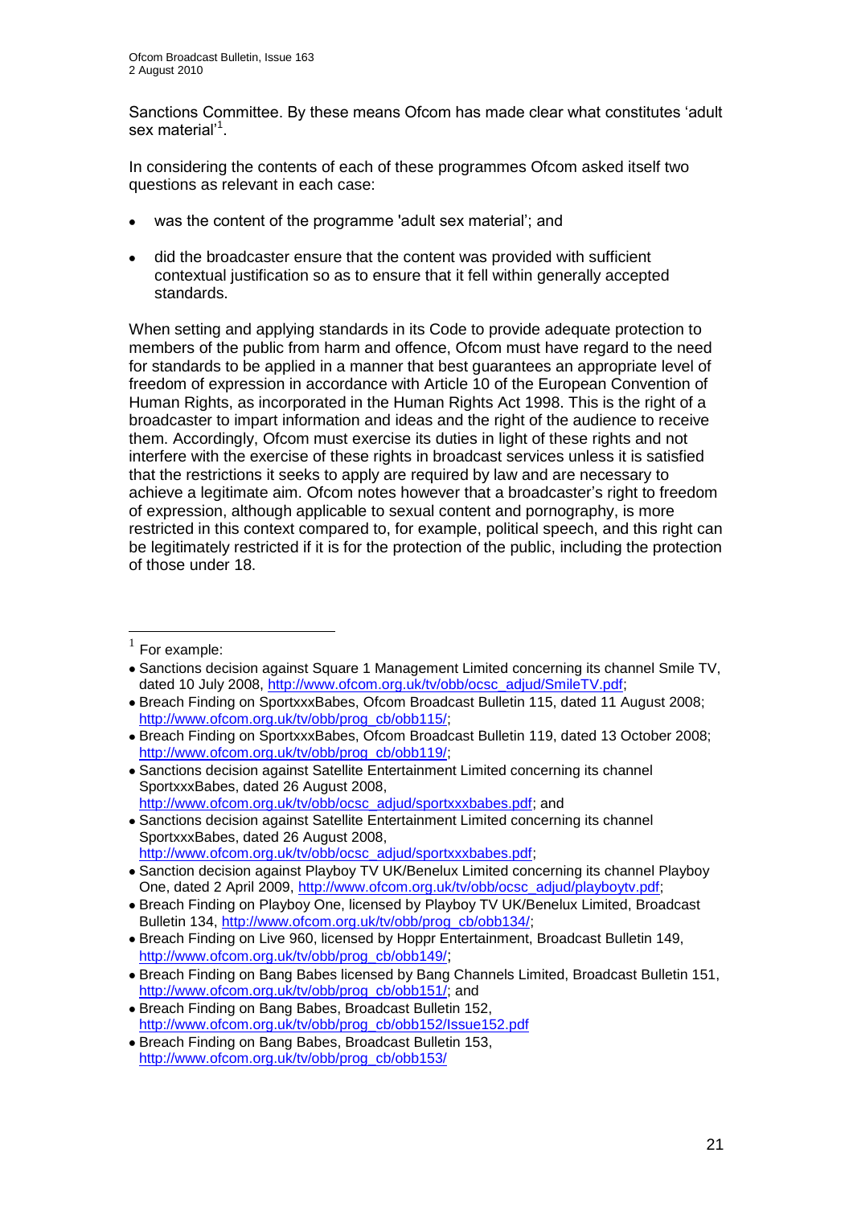Sanctions Committee. By these means Ofcom has made clear what constitutes 'adult sex material'[1].

In considering the contents of each of these programmes Ofcom asked itself two questions as relevant in each case:

- was the content of the programme 'adult sex material'; and
- did the broadcaster ensure that the content was provided with sufficient contextual justification so as to ensure that it fell within generally accepted standards.

When setting and applying standards in its Code to provide adequate protection to members of the public from harm and offence, Ofcom must have regard to the need for standards to be applied in a manner that best guarantees an appropriate level of freedom of expression in accordance with Article 10 of the European Convention of Human Rights, as incorporated in the Human Rights Act 1998. This is the right of a broadcaster to impart information and ideas and the right of the audience to receive them. Accordingly, Ofcom must exercise its duties in light of these rights and not interfere with the exercise of these rights in broadcast services unless it is satisfied that the restrictions it seeks to apply are required by law and are necessary to achieve a legitimate aim. Ofcom notes however that a broadcaster's right to freedom of expression, although applicable to sexual content and pornography, is more restricted in this context compared to, for example, political speech, and this right can be legitimately restricted if it is for the protection of the public, including the protection of those under 18.

---

[1] For example:

- Sanctions decision against Square 1 Management Limited concerning its channel Smile TV, dated 10 July 2008, http://www.ofcom.org.uk/tv/obb/ocsc_adjud/SmileTV.pdf;
- Breach Finding on SportxxxBabes, Ofcom Broadcast Bulletin 115, dated 11 August 2008; http://www.ofcom.org.uk/tv/obb/prog_cb/obb115/;
- Breach Finding on SportxxxBabes, Ofcom Broadcast Bulletin 119, dated 13 October 2008; http://www.ofcom.org.uk/tv/obb/prog_cb/obb119/;
- Sanctions decision against Satellite Entertainment Limited concerning its channel SportxxxBabes, dated 26 August 2008, http://www.ofcom.org.uk/tv/obb/ocsc_adjud/sportxxxbabes.pdf; and
- Sanctions decision against Satellite Entertainment Limited concerning its channel SportxxxBabes, dated 26 August 2008, http://www.ofcom.org.uk/tv/obb/ocsc_adjud/sportxxxbabes.pdf;
- Sanction decision against Playboy TV UK/Benelux Limited concerning its channel Playboy One, dated 2 April 2009, http://www.ofcom.org.uk/tv/obb/ocsc_adjud/playboytv.pdf;
- Breach Finding on Playboy One, licensed by Playboy TV UK/Benelux Limited, Broadcast Bulletin 134, http://www.ofcom.org.uk/tv/obb/prog_cb/obb134/;
- Breach Finding on Live 960, licensed by Hoppr Entertainment, Broadcast Bulletin 149, http://www.ofcom.org.uk/tv/obb/prog_cb/obb149/;
- Breach Finding on Bang Babes licensed by Bang Channels Limited, Broadcast Bulletin 151, http://www.ofcom.org.uk/tv/obb/prog_cb/obb151/; and
- Breach Finding on Bang Babes, Broadcast Bulletin 152, http://www.ofcom.org.uk/tv/obb/prog_cb/obb152/Issue152.pdf
- Breach Finding on Bang Babes, Broadcast Bulletin 153, http://www.ofcom.org.uk/tv/obb/prog_cb/obb153/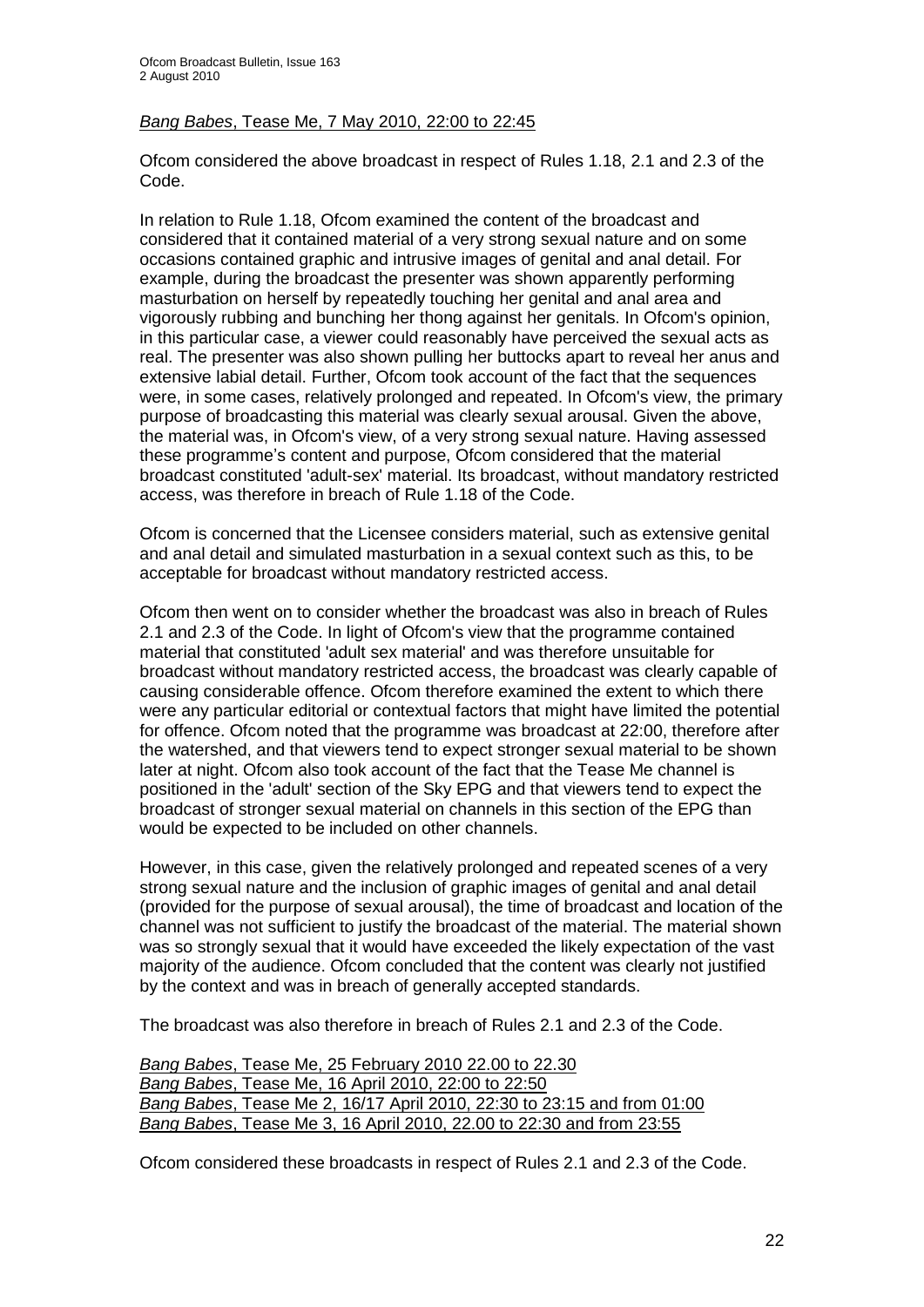*Bang Babes*, Tease Me, 7 May 2010, 22:00 to 22:45

Ofcom considered the above broadcast in respect of Rules 1.18, 2.1 and 2.3 of the Code.

In relation to Rule 1.18, Ofcom examined the content of the broadcast and considered that it contained material of a very strong sexual nature and on some occasions contained graphic and intrusive images of genital and anal detail. For example, during the broadcast the presenter was shown apparently performing masturbation on herself by repeatedly touching her genital and anal area and vigorously rubbing and bunching her thong against her genitals. In Ofcom's opinion, in this particular case, a viewer could reasonably have perceived the sexual acts as real. The presenter was also shown pulling her buttocks apart to reveal her anus and extensive labial detail. Further, Ofcom took account of the fact that the sequences were, in some cases, relatively prolonged and repeated. In Ofcom's view, the primary purpose of broadcasting this material was clearly sexual arousal. Given the above, the material was, in Ofcom's view, of a very strong sexual nature. Having assessed these programme's content and purpose, Ofcom considered that the material broadcast constituted 'adult-sex' material. Its broadcast, without mandatory restricted access, was therefore in breach of Rule 1.18 of the Code.

Ofcom is concerned that the Licensee considers material, such as extensive genital and anal detail and simulated masturbation in a sexual context such as this, to be acceptable for broadcast without mandatory restricted access.

Ofcom then went on to consider whether the broadcast was also in breach of Rules 2.1 and 2.3 of the Code. In light of Ofcom's view that the programme contained material that constituted 'adult sex material' and was therefore unsuitable for broadcast without mandatory restricted access, the broadcast was clearly capable of causing considerable offence. Ofcom therefore examined the extent to which there were any particular editorial or contextual factors that might have limited the potential for offence. Ofcom noted that the programme was broadcast at 22:00, therefore after the watershed, and that viewers tend to expect stronger sexual material to be shown later at night. Ofcom also took account of the fact that the Tease Me channel is positioned in the 'adult' section of the Sky EPG and that viewers tend to expect the broadcast of stronger sexual material on channels in this section of the EPG than would be expected to be included on other channels.

However, in this case, given the relatively prolonged and repeated scenes of a very strong sexual nature and the inclusion of graphic images of genital and anal detail (provided for the purpose of sexual arousal), the time of broadcast and location of the channel was not sufficient to justify the broadcast of the material. The material shown was so strongly sexual that it would have exceeded the likely expectation of the vast majority of the audience. Ofcom concluded that the content was clearly not justified by the context and was in breach of generally accepted standards.

The broadcast was also therefore in breach of Rules 2.1 and 2.3 of the Code.

*Bang Babes*, Tease Me, 25 February 2010 22.00 to 22.30
*Bang Babes*, Tease Me, 16 April 2010, 22:00 to 22:50
*Bang Babes*, Tease Me 2, 16/17 April 2010, 22:30 to 23:15 and from 01:00
*Bang Babes*, Tease Me 3, 16 April 2010, 22.00 to 22:30 and from 23:55

Ofcom considered these broadcasts in respect of Rules 2.1 and 2.3 of the Code.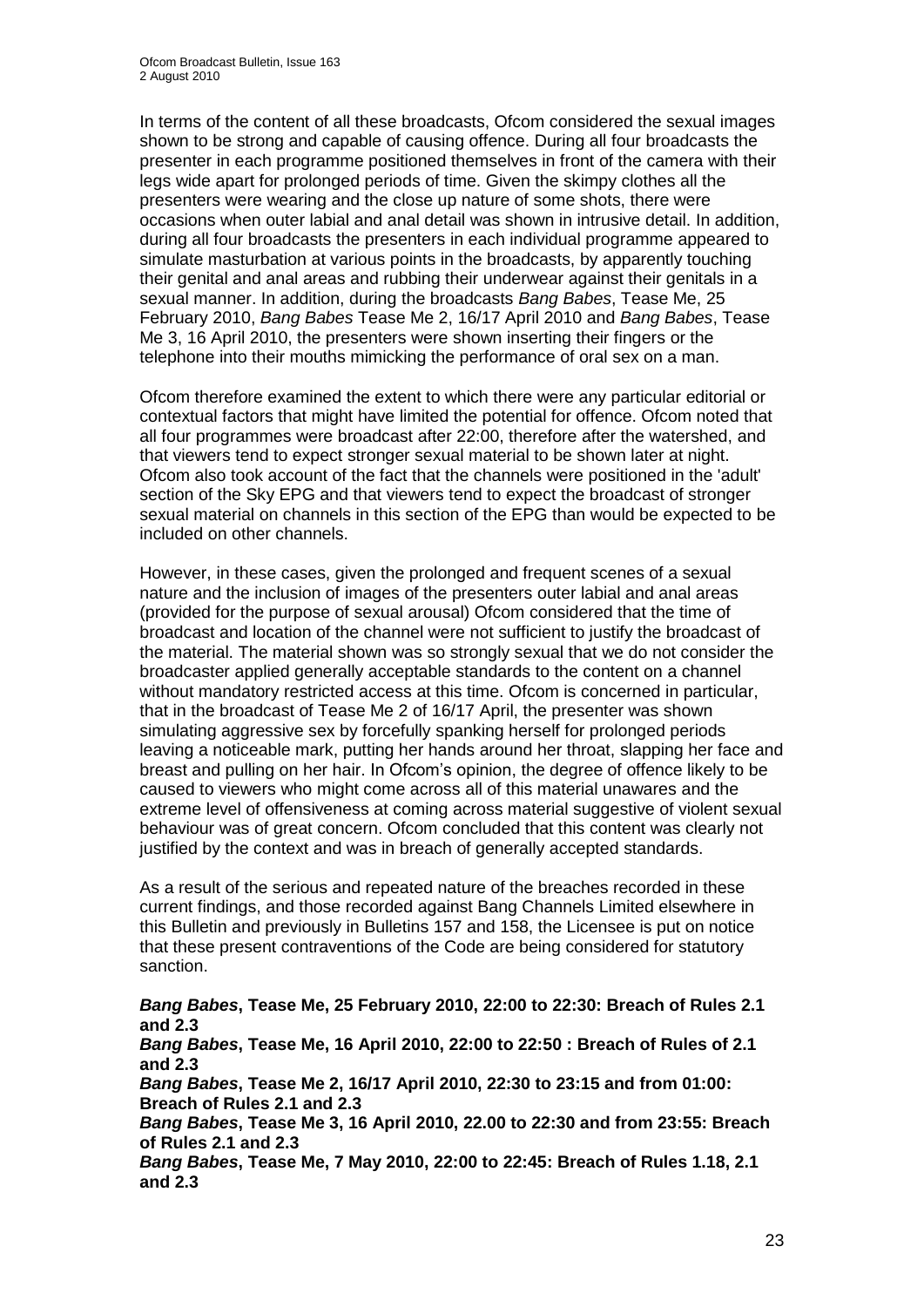In terms of the content of all these broadcasts, Ofcom considered the sexual images shown to be strong and capable of causing offence. During all four broadcasts the presenter in each programme positioned themselves in front of the camera with their legs wide apart for prolonged periods of time. Given the skimpy clothes all the presenters were wearing and the close up nature of some shots, there were occasions when outer labial and anal detail was shown in intrusive detail. In addition, during all four broadcasts the presenters in each individual programme appeared to simulate masturbation at various points in the broadcasts, by apparently touching their genital and anal areas and rubbing their underwear against their genitals in a sexual manner. In addition, during the broadcasts *Bang Babes*, Tease Me, 25 February 2010, *Bang Babes* Tease Me 2, 16/17 April 2010 and *Bang Babes*, Tease Me 3, 16 April 2010, the presenters were shown inserting their fingers or the telephone into their mouths mimicking the performance of oral sex on a man.

Ofcom therefore examined the extent to which there were any particular editorial or contextual factors that might have limited the potential for offence. Ofcom noted that all four programmes were broadcast after 22:00, therefore after the watershed, and that viewers tend to expect stronger sexual material to be shown later at night. Ofcom also took account of the fact that the channels were positioned in the 'adult' section of the Sky EPG and that viewers tend to expect the broadcast of stronger sexual material on channels in this section of the EPG than would be expected to be included on other channels.

However, in these cases, given the prolonged and frequent scenes of a sexual nature and the inclusion of images of the presenters outer labial and anal areas (provided for the purpose of sexual arousal) Ofcom considered that the time of broadcast and location of the channel were not sufficient to justify the broadcast of the material. The material shown was so strongly sexual that we do not consider the broadcaster applied generally acceptable standards to the content on a channel without mandatory restricted access at this time. Ofcom is concerned in particular, that in the broadcast of Tease Me 2 of 16/17 April, the presenter was shown simulating aggressive sex by forcefully spanking herself for prolonged periods leaving a noticeable mark, putting her hands around her throat, slapping her face and breast and pulling on her hair. In Ofcom's opinion, the degree of offence likely to be caused to viewers who might come across all of this material unawares and the extreme level of offensiveness at coming across material suggestive of violent sexual behaviour was of great concern. Ofcom concluded that this content was clearly not justified by the context and was in breach of generally accepted standards.

As a result of the serious and repeated nature of the breaches recorded in these current findings, and those recorded against Bang Channels Limited elsewhere in this Bulletin and previously in Bulletins 157 and 158, the Licensee is put on notice that these present contraventions of the Code are being considered for statutory sanction.

***Bang Babes*, Tease Me, 25 February 2010, 22:00 to 22:30: Breach of Rules 2.1 and 2.3**
***Bang Babes*, Tease Me, 16 April 2010, 22:00 to 22:50 : Breach of Rules of 2.1 and 2.3**
***Bang Babes*, Tease Me 2, 16/17 April 2010, 22:30 to 23:15 and from 01:00: Breach of Rules 2.1 and 2.3**
***Bang Babes*, Tease Me 3, 16 April 2010, 22.00 to 22:30 and from 23:55: Breach of Rules 2.1 and 2.3**
***Bang Babes*, Tease Me, 7 May 2010, 22:00 to 22:45: Breach of Rules 1.18, 2.1 and 2.3**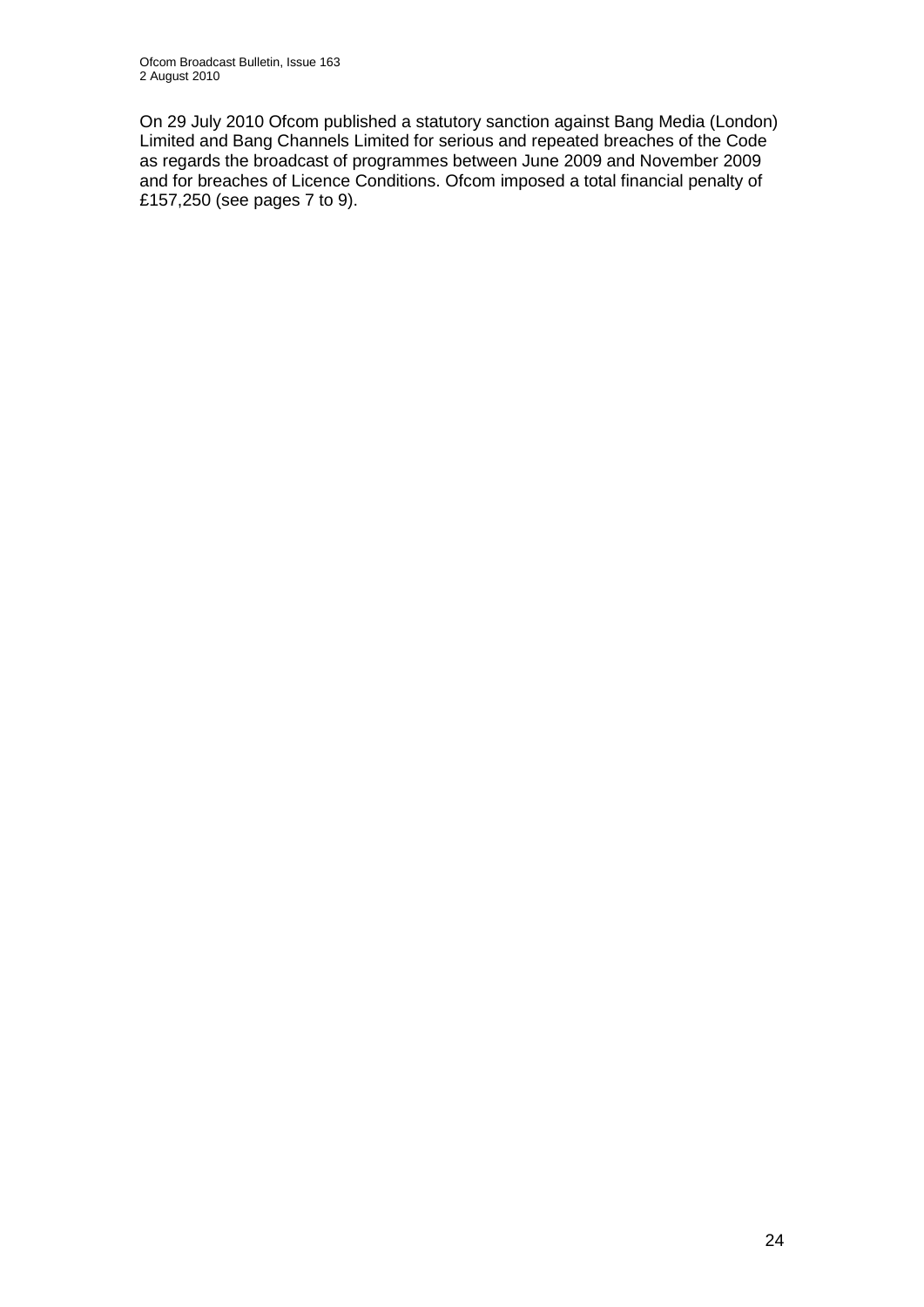On 29 July 2010 Ofcom published a statutory sanction against Bang Media (London) Limited and Bang Channels Limited for serious and repeated breaches of the Code as regards the broadcast of programmes between June 2009 and November 2009 and for breaches of Licence Conditions. Ofcom imposed a total financial penalty of £157,250 (see pages 7 to 9).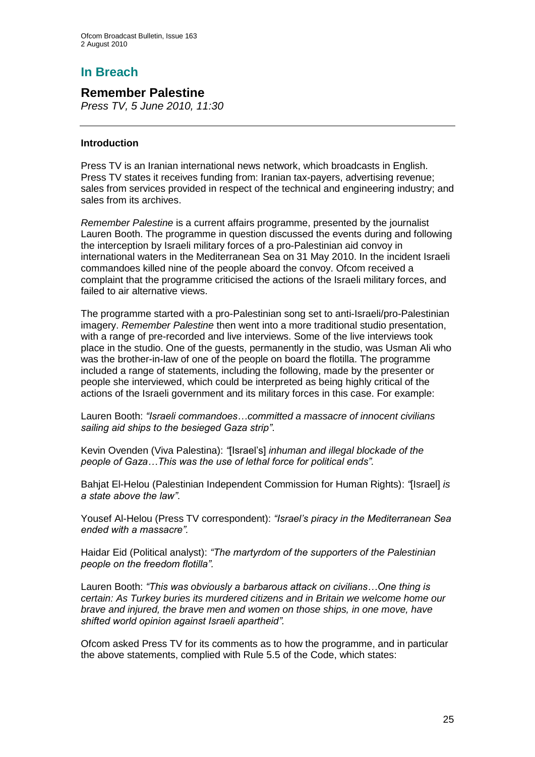# In Breach

## Remember Palestine

*Press TV, 5 June 2010, 11:30*

---

**Introduction**

Press TV is an Iranian international news network, which broadcasts in English. Press TV states it receives funding from: Iranian tax-payers, advertising revenue; sales from services provided in respect of the technical and engineering industry; and sales from its archives.

*Remember Palestine* is a current affairs programme, presented by the journalist Lauren Booth. The programme in question discussed the events during and following the interception by Israeli military forces of a pro-Palestinian aid convoy in international waters in the Mediterranean Sea on 31 May 2010. In the incident Israeli commandoes killed nine of the people aboard the convoy. Ofcom received a complaint that the programme criticised the actions of the Israeli military forces, and failed to air alternative views.

The programme started with a pro-Palestinian song set to anti-Israeli/pro-Palestinian imagery. *Remember Palestine* then went into a more traditional studio presentation, with a range of pre-recorded and live interviews. Some of the live interviews took place in the studio. One of the guests, permanently in the studio, was Usman Ali who was the brother-in-law of one of the people on board the flotilla. The programme included a range of statements, including the following, made by the presenter or people she interviewed, which could be interpreted as being highly critical of the actions of the Israeli government and its military forces in this case. For example:

Lauren Booth: *"Israeli commandoes…committed a massacre of innocent civilians sailing aid ships to the besieged Gaza strip"*.

Kevin Ovenden (Viva Palestina): *"*[Israel's] *inhuman and illegal blockade of the people of Gaza…This was the use of lethal force for political ends".*

Bahjat El-Helou (Palestinian Independent Commission for Human Rights): *"*[Israel] *is a state above the law"*.

Yousef Al-Helou (Press TV correspondent): *"Israel's piracy in the Mediterranean Sea ended with a massacre".*

Haidar Eid (Political analyst): *"The martyrdom of the supporters of the Palestinian people on the freedom flotilla"*.

Lauren Booth: *"This was obviously a barbarous attack on civilians…One thing is certain: As Turkey buries its murdered citizens and in Britain we welcome home our brave and injured, the brave men and women on those ships, in one move, have shifted world opinion against Israeli apartheid"*.

Ofcom asked Press TV for its comments as to how the programme, and in particular the above statements, complied with Rule 5.5 of the Code, which states: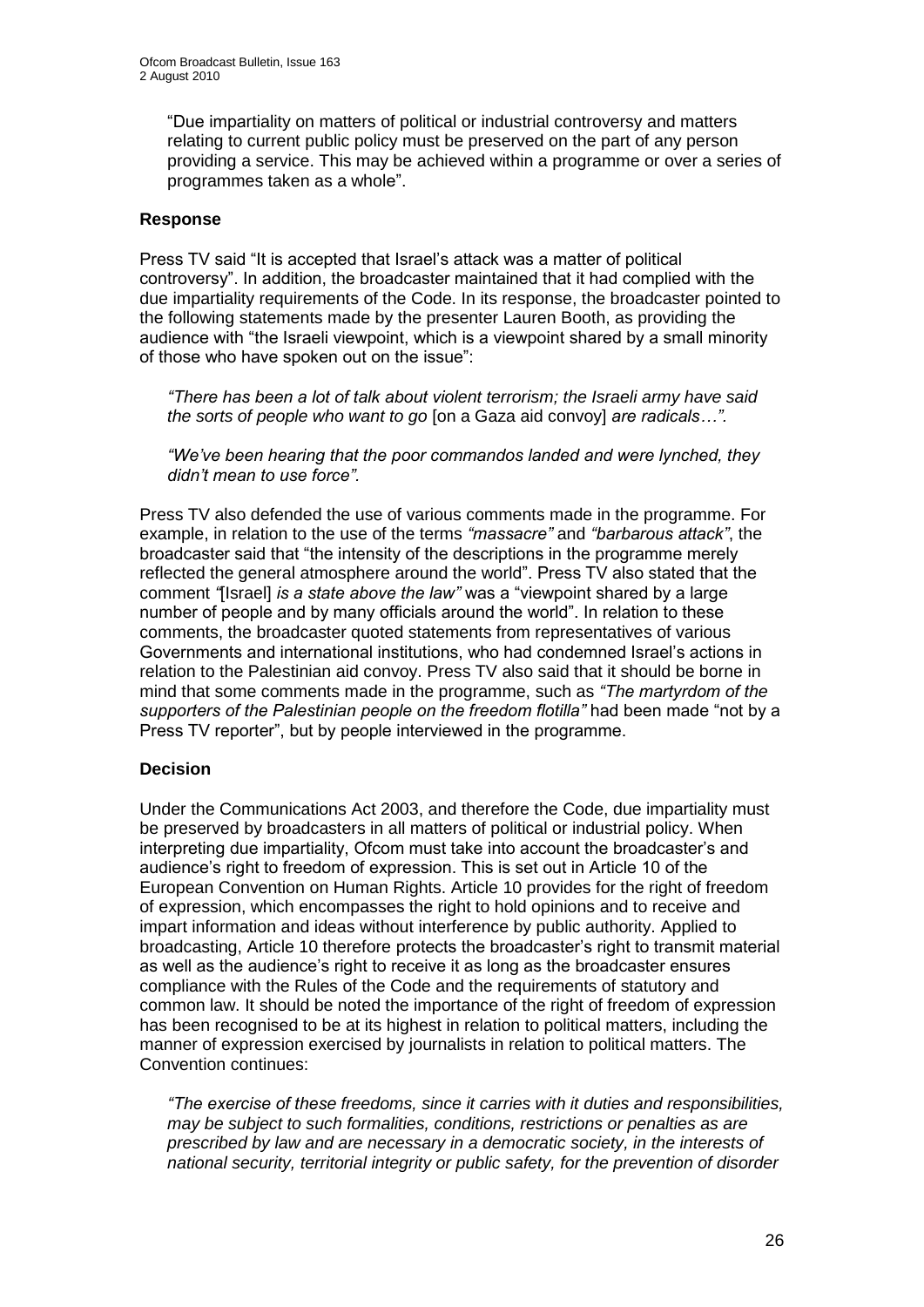"Due impartiality on matters of political or industrial controversy and matters relating to current public policy must be preserved on the part of any person providing a service. This may be achieved within a programme or over a series of programmes taken as a whole".

### Response

Press TV said "It is accepted that Israel's attack was a matter of political controversy". In addition, the broadcaster maintained that it had complied with the due impartiality requirements of the Code. In its response, the broadcaster pointed to the following statements made by the presenter Lauren Booth, as providing the audience with "the Israeli viewpoint, which is a viewpoint shared by a small minority of those who have spoken out on the issue":

> *"There has been a lot of talk about violent terrorism; the Israeli army have said the sorts of people who want to go* [on a Gaza aid convoy] *are radicals…".*
>
> *"We've been hearing that the poor commandos landed and were lynched, they didn't mean to use force".*

Press TV also defended the use of various comments made in the programme. For example, in relation to the use of the terms *"massacre"* and *"barbarous attack"*, the broadcaster said that "the intensity of the descriptions in the programme merely reflected the general atmosphere around the world". Press TV also stated that the comment *"*[Israel] *is a state above the law"* was a "viewpoint shared by a large number of people and by many officials around the world". In relation to these comments, the broadcaster quoted statements from representatives of various Governments and international institutions, who had condemned Israel's actions in relation to the Palestinian aid convoy. Press TV also said that it should be borne in mind that some comments made in the programme, such as *"The martyrdom of the supporters of the Palestinian people on the freedom flotilla"* had been made "not by a Press TV reporter", but by people interviewed in the programme.

### Decision

Under the Communications Act 2003, and therefore the Code, due impartiality must be preserved by broadcasters in all matters of political or industrial policy. When interpreting due impartiality, Ofcom must take into account the broadcaster's and audience's right to freedom of expression. This is set out in Article 10 of the European Convention on Human Rights. Article 10 provides for the right of freedom of expression, which encompasses the right to hold opinions and to receive and impart information and ideas without interference by public authority. Applied to broadcasting, Article 10 therefore protects the broadcaster's right to transmit material as well as the audience's right to receive it as long as the broadcaster ensures compliance with the Rules of the Code and the requirements of statutory and common law. It should be noted the importance of the right of freedom of expression has been recognised to be at its highest in relation to political matters, including the manner of expression exercised by journalists in relation to political matters. The Convention continues:

> *"The exercise of these freedoms, since it carries with it duties and responsibilities, may be subject to such formalities, conditions, restrictions or penalties as are prescribed by law and are necessary in a democratic society, in the interests of national security, territorial integrity or public safety, for the prevention of disorder*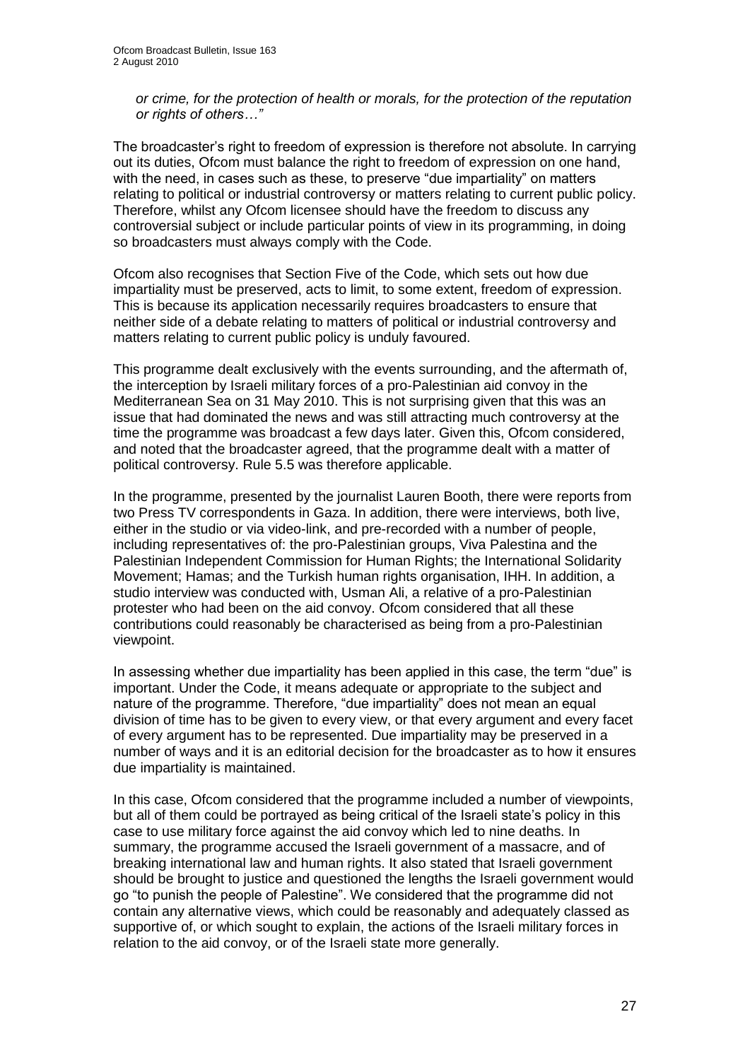*or crime, for the protection of health or morals, for the protection of the reputation or rights of others…"*

The broadcaster's right to freedom of expression is therefore not absolute. In carrying out its duties, Ofcom must balance the right to freedom of expression on one hand, with the need, in cases such as these, to preserve "due impartiality" on matters relating to political or industrial controversy or matters relating to current public policy. Therefore, whilst any Ofcom licensee should have the freedom to discuss any controversial subject or include particular points of view in its programming, in doing so broadcasters must always comply with the Code.

Ofcom also recognises that Section Five of the Code, which sets out how due impartiality must be preserved, acts to limit, to some extent, freedom of expression. This is because its application necessarily requires broadcasters to ensure that neither side of a debate relating to matters of political or industrial controversy and matters relating to current public policy is unduly favoured.

This programme dealt exclusively with the events surrounding, and the aftermath of, the interception by Israeli military forces of a pro-Palestinian aid convoy in the Mediterranean Sea on 31 May 2010. This is not surprising given that this was an issue that had dominated the news and was still attracting much controversy at the time the programme was broadcast a few days later. Given this, Ofcom considered, and noted that the broadcaster agreed, that the programme dealt with a matter of political controversy. Rule 5.5 was therefore applicable.

In the programme, presented by the journalist Lauren Booth, there were reports from two Press TV correspondents in Gaza. In addition, there were interviews, both live, either in the studio or via video-link, and pre-recorded with a number of people, including representatives of: the pro-Palestinian groups, Viva Palestina and the Palestinian Independent Commission for Human Rights; the International Solidarity Movement; Hamas; and the Turkish human rights organisation, IHH. In addition, a studio interview was conducted with, Usman Ali, a relative of a pro-Palestinian protester who had been on the aid convoy. Ofcom considered that all these contributions could reasonably be characterised as being from a pro-Palestinian viewpoint.

In assessing whether due impartiality has been applied in this case, the term "due" is important. Under the Code, it means adequate or appropriate to the subject and nature of the programme. Therefore, "due impartiality" does not mean an equal division of time has to be given to every view, or that every argument and every facet of every argument has to be represented. Due impartiality may be preserved in a number of ways and it is an editorial decision for the broadcaster as to how it ensures due impartiality is maintained.

In this case, Ofcom considered that the programme included a number of viewpoints, but all of them could be portrayed as being critical of the Israeli state's policy in this case to use military force against the aid convoy which led to nine deaths. In summary, the programme accused the Israeli government of a massacre, and of breaking international law and human rights. It also stated that Israeli government should be brought to justice and questioned the lengths the Israeli government would go "to punish the people of Palestine". We considered that the programme did not contain any alternative views, which could be reasonably and adequately classed as supportive of, or which sought to explain, the actions of the Israeli military forces in relation to the aid convoy, or of the Israeli state more generally.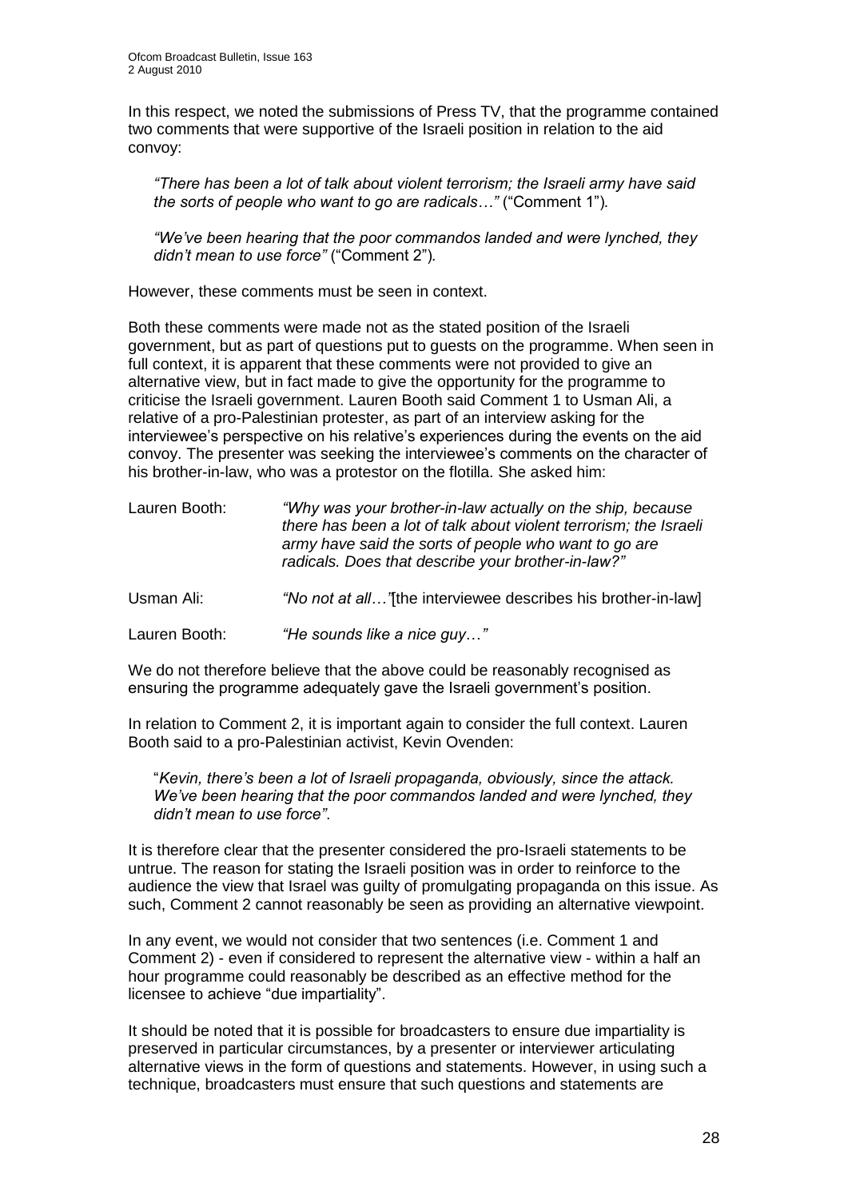In this respect, we noted the submissions of Press TV, that the programme contained two comments that were supportive of the Israeli position in relation to the aid convoy:

> *"There has been a lot of talk about violent terrorism; the Israeli army have said the sorts of people who want to go are radicals…"* ("Comment 1").
>
> *"We've been hearing that the poor commandos landed and were lynched, they didn't mean to use force"* ("Comment 2").

However, these comments must be seen in context.

Both these comments were made not as the stated position of the Israeli government, but as part of questions put to guests on the programme. When seen in full context, it is apparent that these comments were not provided to give an alternative view, but in fact made to give the opportunity for the programme to criticise the Israeli government. Lauren Booth said Comment 1 to Usman Ali, a relative of a pro-Palestinian protester, as part of an interview asking for the interviewee's perspective on his relative's experiences during the events on the aid convoy. The presenter was seeking the interviewee's comments on the character of his brother-in-law, who was a protestor on the flotilla. She asked him:

| | |
|---|---|
| Lauren Booth: | *"Why was your brother-in-law actually on the ship, because there has been a lot of talk about violent terrorism; the Israeli army have said the sorts of people who want to go are radicals. Does that describe your brother-in-law?"* |
| Usman Ali: | *"No not at all…"*[the interviewee describes his brother-in-law] |
| Lauren Booth: | *"He sounds like a nice guy…"* |

We do not therefore believe that the above could be reasonably recognised as ensuring the programme adequately gave the Israeli government's position.

In relation to Comment 2, it is important again to consider the full context. Lauren Booth said to a pro-Palestinian activist, Kevin Ovenden:

> "*Kevin, there's been a lot of Israeli propaganda, obviously, since the attack. We've been hearing that the poor commandos landed and were lynched, they didn't mean to use force"*.

It is therefore clear that the presenter considered the pro-Israeli statements to be untrue. The reason for stating the Israeli position was in order to reinforce to the audience the view that Israel was guilty of promulgating propaganda on this issue. As such, Comment 2 cannot reasonably be seen as providing an alternative viewpoint.

In any event, we would not consider that two sentences (i.e. Comment 1 and Comment 2) - even if considered to represent the alternative view - within a half an hour programme could reasonably be described as an effective method for the licensee to achieve "due impartiality".

It should be noted that it is possible for broadcasters to ensure due impartiality is preserved in particular circumstances, by a presenter or interviewer articulating alternative views in the form of questions and statements. However, in using such a technique, broadcasters must ensure that such questions and statements are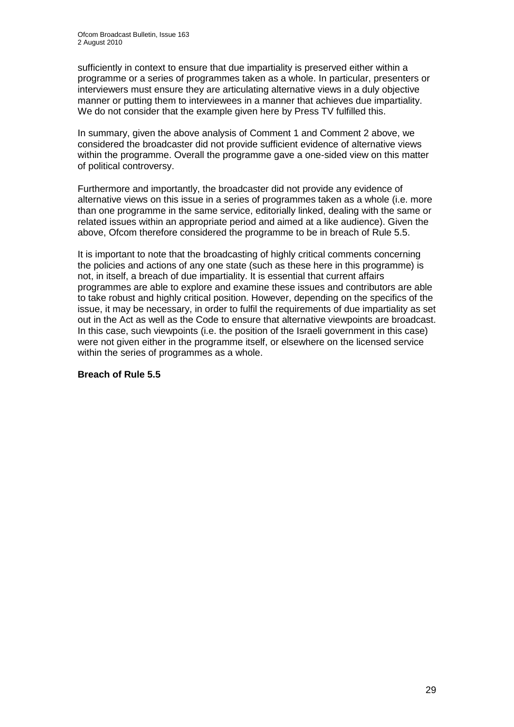sufficiently in context to ensure that due impartiality is preserved either within a programme or a series of programmes taken as a whole. In particular, presenters or interviewers must ensure they are articulating alternative views in a duly objective manner or putting them to interviewees in a manner that achieves due impartiality. We do not consider that the example given here by Press TV fulfilled this.

In summary, given the above analysis of Comment 1 and Comment 2 above, we considered the broadcaster did not provide sufficient evidence of alternative views within the programme. Overall the programme gave a one-sided view on this matter of political controversy.

Furthermore and importantly, the broadcaster did not provide any evidence of alternative views on this issue in a series of programmes taken as a whole (i.e. more than one programme in the same service, editorially linked, dealing with the same or related issues within an appropriate period and aimed at a like audience). Given the above, Ofcom therefore considered the programme to be in breach of Rule 5.5.

It is important to note that the broadcasting of highly critical comments concerning the policies and actions of any one state (such as these here in this programme) is not, in itself, a breach of due impartiality. It is essential that current affairs programmes are able to explore and examine these issues and contributors are able to take robust and highly critical position. However, depending on the specifics of the issue, it may be necessary, in order to fulfil the requirements of due impartiality as set out in the Act as well as the Code to ensure that alternative viewpoints are broadcast. In this case, such viewpoints (i.e. the position of the Israeli government in this case) were not given either in the programme itself, or elsewhere on the licensed service within the series of programmes as a whole.

**Breach of Rule 5.5**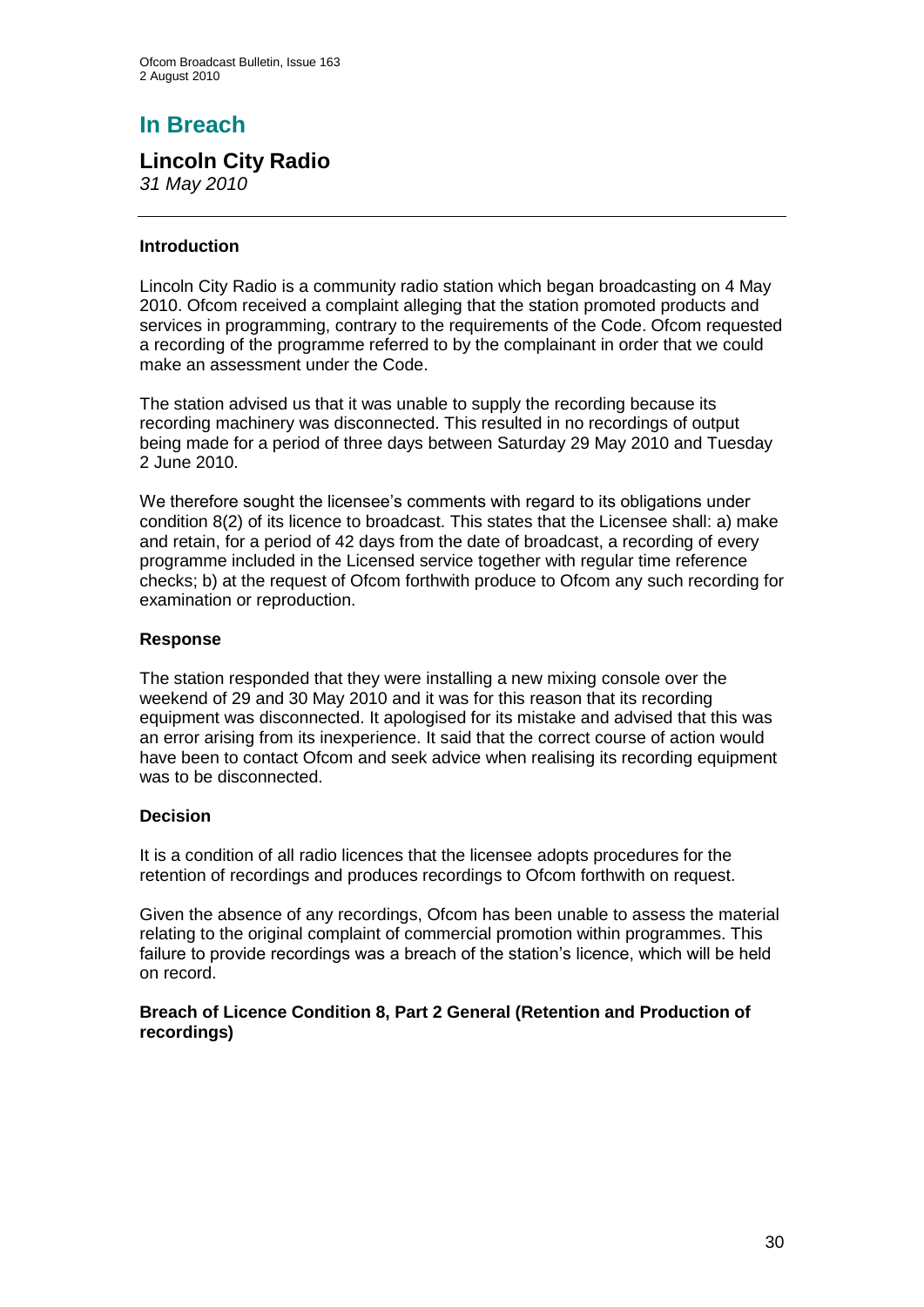# In Breach

## Lincoln City Radio

*31 May 2010*

### Introduction

Lincoln City Radio is a community radio station which began broadcasting on 4 May 2010. Ofcom received a complaint alleging that the station promoted products and services in programming, contrary to the requirements of the Code. Ofcom requested a recording of the programme referred to by the complainant in order that we could make an assessment under the Code.

The station advised us that it was unable to supply the recording because its recording machinery was disconnected. This resulted in no recordings of output being made for a period of three days between Saturday 29 May 2010 and Tuesday 2 June 2010.

We therefore sought the licensee's comments with regard to its obligations under condition 8(2) of its licence to broadcast. This states that the Licensee shall: a) make and retain, for a period of 42 days from the date of broadcast, a recording of every programme included in the Licensed service together with regular time reference checks; b) at the request of Ofcom forthwith produce to Ofcom any such recording for examination or reproduction.

### Response

The station responded that they were installing a new mixing console over the weekend of 29 and 30 May 2010 and it was for this reason that its recording equipment was disconnected. It apologised for its mistake and advised that this was an error arising from its inexperience. It said that the correct course of action would have been to contact Ofcom and seek advice when realising its recording equipment was to be disconnected.

### Decision

It is a condition of all radio licences that the licensee adopts procedures for the retention of recordings and produces recordings to Ofcom forthwith on request.

Given the absence of any recordings, Ofcom has been unable to assess the material relating to the original complaint of commercial promotion within programmes. This failure to provide recordings was a breach of the station's licence, which will be held on record.

**Breach of Licence Condition 8, Part 2 General (Retention and Production of recordings)**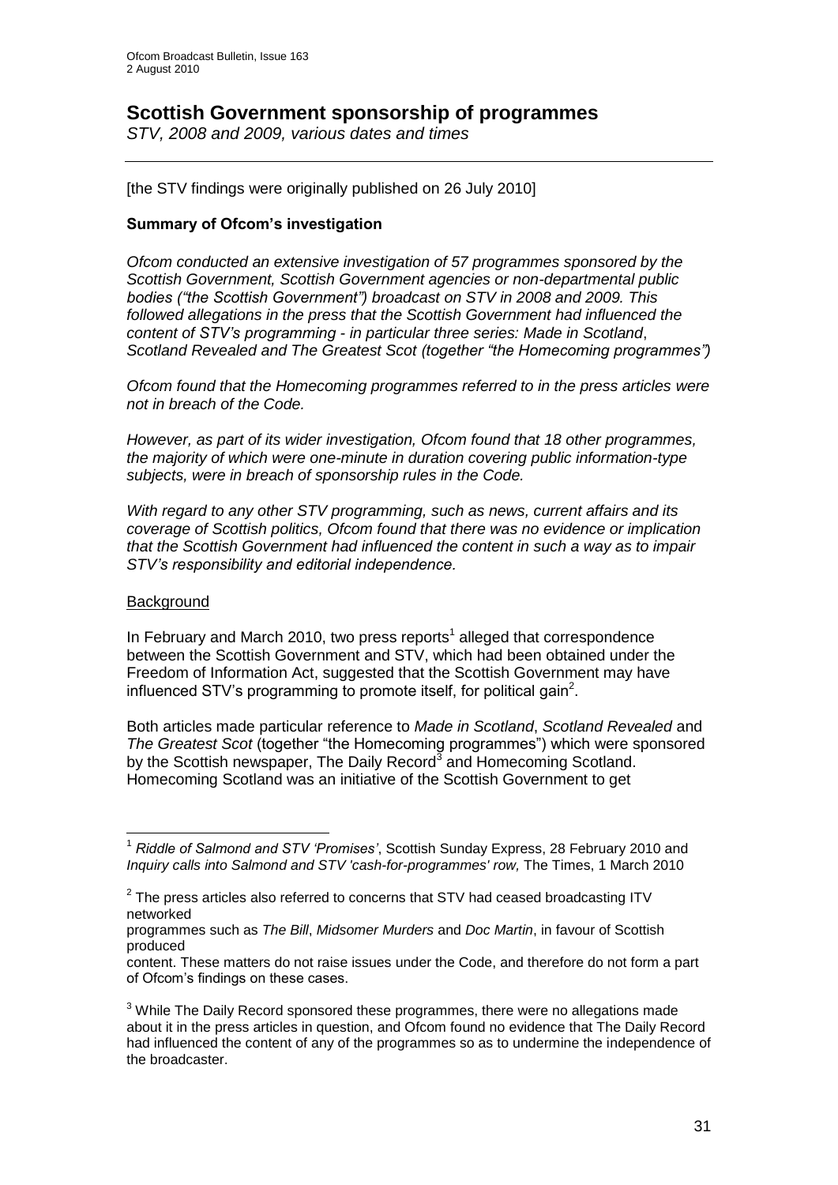# Scottish Government sponsorship of programmes

*STV, 2008 and 2009, various dates and times*

---

[the STV findings were originally published on 26 July 2010]

### Summary of Ofcom's investigation

*Ofcom conducted an extensive investigation of 57 programmes sponsored by the Scottish Government, Scottish Government agencies or non-departmental public bodies ("the Scottish Government") broadcast on STV in 2008 and 2009. This followed allegations in the press that the Scottish Government had influenced the content of STV's programming - in particular three series: Made in Scotland, Scotland Revealed and The Greatest Scot (together "the Homecoming programmes")*

*Ofcom found that the Homecoming programmes referred to in the press articles were not in breach of the Code.*

*However, as part of its wider investigation, Ofcom found that 18 other programmes, the majority of which were one-minute in duration covering public information-type subjects, were in breach of sponsorship rules in the Code.*

*With regard to any other STV programming, such as news, current affairs and its coverage of Scottish politics, Ofcom found that there was no evidence or implication that the Scottish Government had influenced the content in such a way as to impair STV's responsibility and editorial independence.*

Background

In February and March 2010, two press reports[1] alleged that correspondence between the Scottish Government and STV, which had been obtained under the Freedom of Information Act, suggested that the Scottish Government may have influenced STV's programming to promote itself, for political gain[2].

Both articles made particular reference to *Made in Scotland*, *Scotland Revealed* and *The Greatest Scot* (together "the Homecoming programmes") which were sponsored by the Scottish newspaper, The Daily Record[3] and Homecoming Scotland. Homecoming Scotland was an initiative of the Scottish Government to get

---

[1] *Riddle of Salmond and STV 'Promises'*, Scottish Sunday Express, 28 February 2010 and *Inquiry calls into Salmond and STV 'cash-for-programmes' row,* The Times, 1 March 2010

[2] The press articles also referred to concerns that STV had ceased broadcasting ITV networked programmes such as *The Bill*, *Midsomer Murders* and *Doc Martin*, in favour of Scottish produced content. These matters do not raise issues under the Code, and therefore do not form a part of Ofcom's findings on these cases.

[3] While The Daily Record sponsored these programmes, there were no allegations made about it in the press articles in question, and Ofcom found no evidence that The Daily Record had influenced the content of any of the programmes so as to undermine the independence of the broadcaster.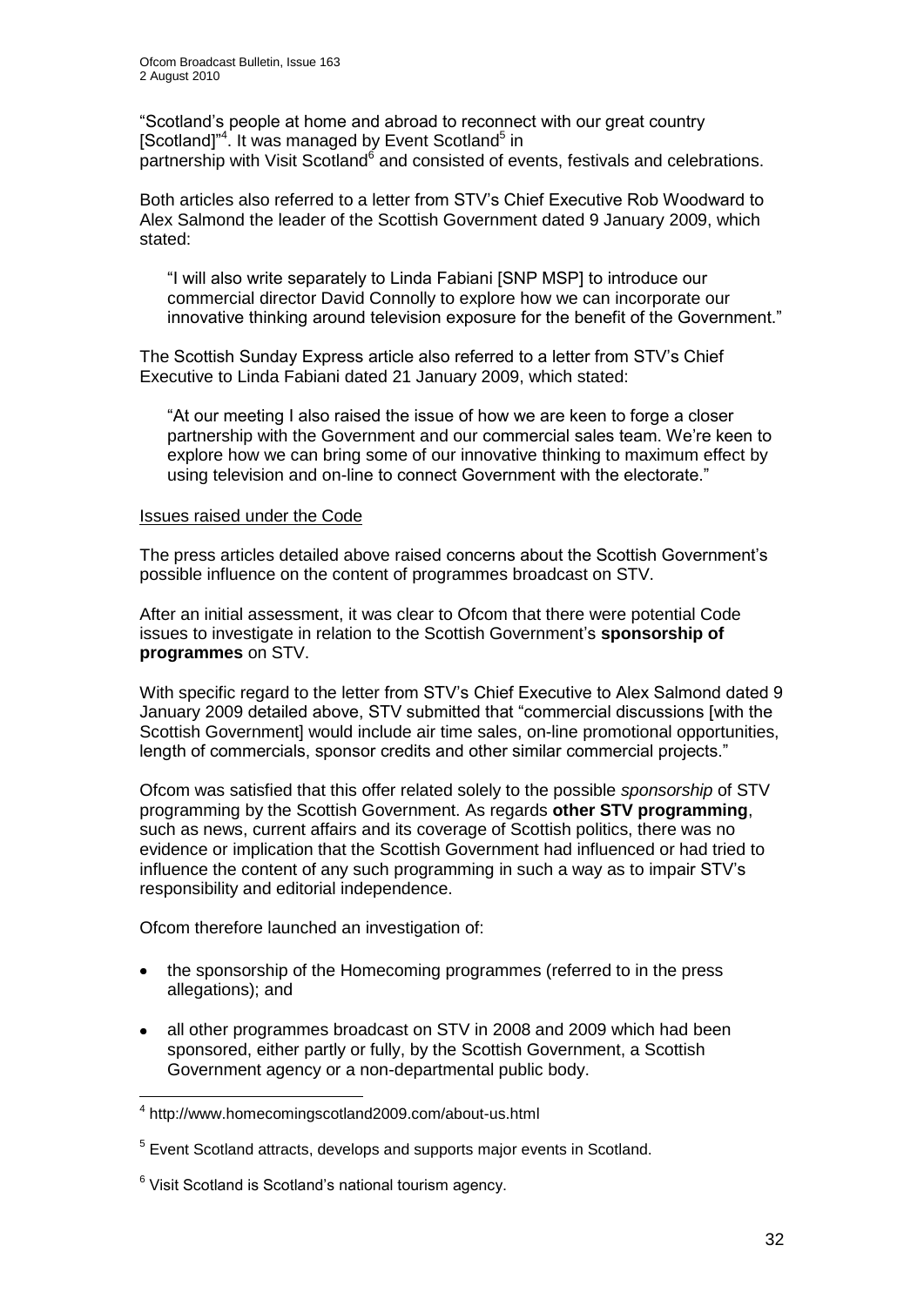"Scotland's people at home and abroad to reconnect with our great country [Scotland]"[4]. It was managed by Event Scotland[5] in partnership with Visit Scotland[6] and consisted of events, festivals and celebrations.

Both articles also referred to a letter from STV's Chief Executive Rob Woodward to Alex Salmond the leader of the Scottish Government dated 9 January 2009, which stated:

> "I will also write separately to Linda Fabiani [SNP MSP] to introduce our commercial director David Connolly to explore how we can incorporate our innovative thinking around television exposure for the benefit of the Government."

The Scottish Sunday Express article also referred to a letter from STV's Chief Executive to Linda Fabiani dated 21 January 2009, which stated:

> "At our meeting I also raised the issue of how we are keen to forge a closer partnership with the Government and our commercial sales team. We're keen to explore how we can bring some of our innovative thinking to maximum effect by using television and on-line to connect Government with the electorate."

Issues raised under the Code

The press articles detailed above raised concerns about the Scottish Government's possible influence on the content of programmes broadcast on STV.

After an initial assessment, it was clear to Ofcom that there were potential Code issues to investigate in relation to the Scottish Government's **sponsorship of programmes** on STV.

With specific regard to the letter from STV's Chief Executive to Alex Salmond dated 9 January 2009 detailed above, STV submitted that "commercial discussions [with the Scottish Government] would include air time sales, on-line promotional opportunities, length of commercials, sponsor credits and other similar commercial projects."

Ofcom was satisfied that this offer related solely to the possible *sponsorship* of STV programming by the Scottish Government. As regards **other STV programming**, such as news, current affairs and its coverage of Scottish politics, there was no evidence or implication that the Scottish Government had influenced or had tried to influence the content of any such programming in such a way as to impair STV's responsibility and editorial independence.

Ofcom therefore launched an investigation of:

- the sponsorship of the Homecoming programmes (referred to in the press allegations); and
- all other programmes broadcast on STV in 2008 and 2009 which had been sponsored, either partly or fully, by the Scottish Government, a Scottish Government agency or a non-departmental public body.

---

[4] http://www.homecomingscotland2009.com/about-us.html

[5] Event Scotland attracts, develops and supports major events in Scotland.

[6] Visit Scotland is Scotland's national tourism agency.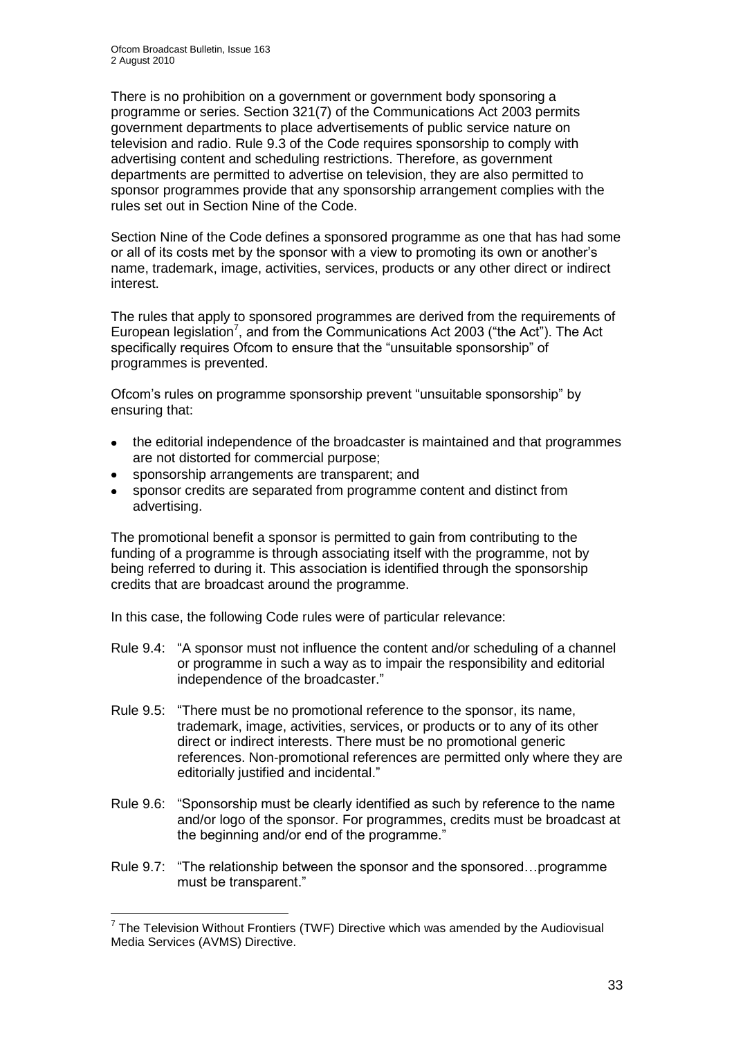There is no prohibition on a government or government body sponsoring a programme or series. Section 321(7) of the Communications Act 2003 permits government departments to place advertisements of public service nature on television and radio. Rule 9.3 of the Code requires sponsorship to comply with advertising content and scheduling restrictions. Therefore, as government departments are permitted to advertise on television, they are also permitted to sponsor programmes provide that any sponsorship arrangement complies with the rules set out in Section Nine of the Code.

Section Nine of the Code defines a sponsored programme as one that has had some or all of its costs met by the sponsor with a view to promoting its own or another's name, trademark, image, activities, services, products or any other direct or indirect interest.

The rules that apply to sponsored programmes are derived from the requirements of European legislation[7], and from the Communications Act 2003 ("the Act"). The Act specifically requires Ofcom to ensure that the "unsuitable sponsorship" of programmes is prevented.

Ofcom's rules on programme sponsorship prevent "unsuitable sponsorship" by ensuring that:

- the editorial independence of the broadcaster is maintained and that programmes are not distorted for commercial purpose;
- sponsorship arrangements are transparent; and
- sponsor credits are separated from programme content and distinct from advertising.

The promotional benefit a sponsor is permitted to gain from contributing to the funding of a programme is through associating itself with the programme, not by being referred to during it. This association is identified through the sponsorship credits that are broadcast around the programme.

In this case, the following Code rules were of particular relevance:

Rule 9.4: "A sponsor must not influence the content and/or scheduling of a channel or programme in such a way as to impair the responsibility and editorial independence of the broadcaster."

Rule 9.5: "There must be no promotional reference to the sponsor, its name, trademark, image, activities, services, or products or to any of its other direct or indirect interests. There must be no promotional generic references. Non-promotional references are permitted only where they are editorially justified and incidental."

Rule 9.6: "Sponsorship must be clearly identified as such by reference to the name and/or logo of the sponsor. For programmes, credits must be broadcast at the beginning and/or end of the programme."

Rule 9.7: "The relationship between the sponsor and the sponsored…programme must be transparent."

[7] The Television Without Frontiers (TWF) Directive which was amended by the Audiovisual Media Services (AVMS) Directive.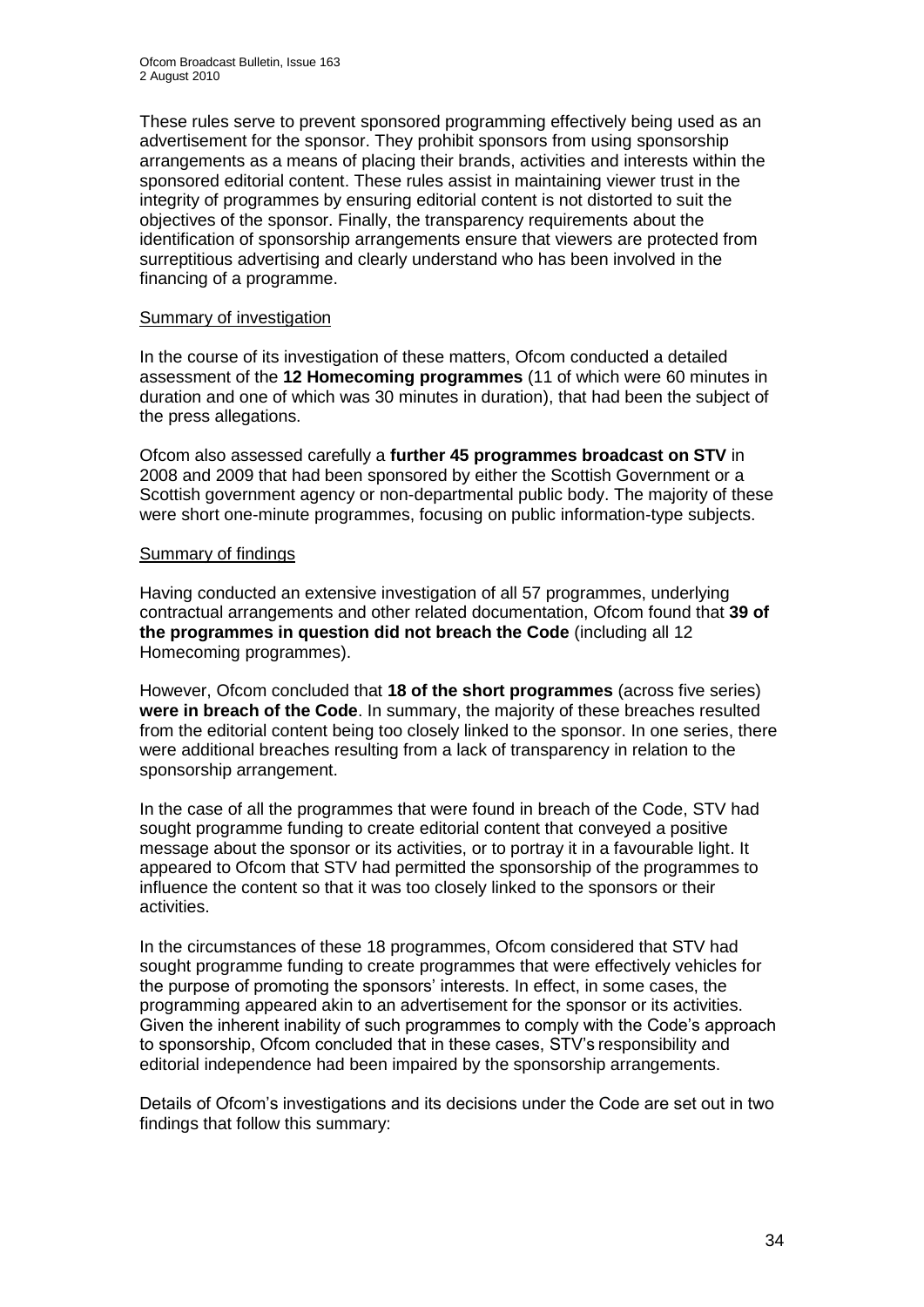These rules serve to prevent sponsored programming effectively being used as an advertisement for the sponsor. They prohibit sponsors from using sponsorship arrangements as a means of placing their brands, activities and interests within the sponsored editorial content. These rules assist in maintaining viewer trust in the integrity of programmes by ensuring editorial content is not distorted to suit the objectives of the sponsor. Finally, the transparency requirements about the identification of sponsorship arrangements ensure that viewers are protected from surreptitious advertising and clearly understand who has been involved in the financing of a programme.

Summary of investigation

In the course of its investigation of these matters, Ofcom conducted a detailed assessment of the **12 Homecoming programmes** (11 of which were 60 minutes in duration and one of which was 30 minutes in duration), that had been the subject of the press allegations.

Ofcom also assessed carefully a **further 45 programmes broadcast on STV** in 2008 and 2009 that had been sponsored by either the Scottish Government or a Scottish government agency or non-departmental public body. The majority of these were short one-minute programmes, focusing on public information-type subjects.

Summary of findings

Having conducted an extensive investigation of all 57 programmes, underlying contractual arrangements and other related documentation, Ofcom found that **39 of the programmes in question did not breach the Code** (including all 12 Homecoming programmes).

However, Ofcom concluded that **18 of the short programmes** (across five series) **were in breach of the Code**. In summary, the majority of these breaches resulted from the editorial content being too closely linked to the sponsor. In one series, there were additional breaches resulting from a lack of transparency in relation to the sponsorship arrangement.

In the case of all the programmes that were found in breach of the Code, STV had sought programme funding to create editorial content that conveyed a positive message about the sponsor or its activities, or to portray it in a favourable light. It appeared to Ofcom that STV had permitted the sponsorship of the programmes to influence the content so that it was too closely linked to the sponsors or their activities.

In the circumstances of these 18 programmes, Ofcom considered that STV had sought programme funding to create programmes that were effectively vehicles for the purpose of promoting the sponsors' interests. In effect, in some cases, the programming appeared akin to an advertisement for the sponsor or its activities. Given the inherent inability of such programmes to comply with the Code's approach to sponsorship, Ofcom concluded that in these cases, STV's responsibility and editorial independence had been impaired by the sponsorship arrangements.

Details of Ofcom's investigations and its decisions under the Code are set out in two findings that follow this summary: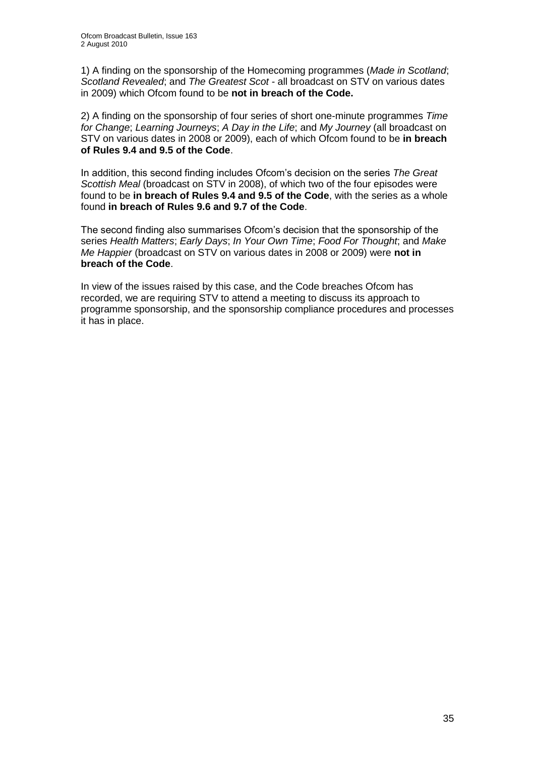1) A finding on the sponsorship of the Homecoming programmes (*Made in Scotland*; *Scotland Revealed*; and *The Greatest Scot* - all broadcast on STV on various dates in 2009) which Ofcom found to be **not in breach of the Code.**

2) A finding on the sponsorship of four series of short one-minute programmes *Time for Change*; *Learning Journeys*; *A Day in the Life*; and *My Journey* (all broadcast on STV on various dates in 2008 or 2009), each of which Ofcom found to be **in breach of Rules 9.4 and 9.5 of the Code**.

In addition, this second finding includes Ofcom's decision on the series *The Great Scottish Meal* (broadcast on STV in 2008), of which two of the four episodes were found to be **in breach of Rules 9.4 and 9.5 of the Code**, with the series as a whole found **in breach of Rules 9.6 and 9.7 of the Code**.

The second finding also summarises Ofcom's decision that the sponsorship of the series *Health Matters*; *Early Days*; *In Your Own Time*; *Food For Thought*; and *Make Me Happier* (broadcast on STV on various dates in 2008 or 2009) were **not in breach of the Code**.

In view of the issues raised by this case, and the Code breaches Ofcom has recorded, we are requiring STV to attend a meeting to discuss its approach to programme sponsorship, and the sponsorship compliance procedures and processes it has in place.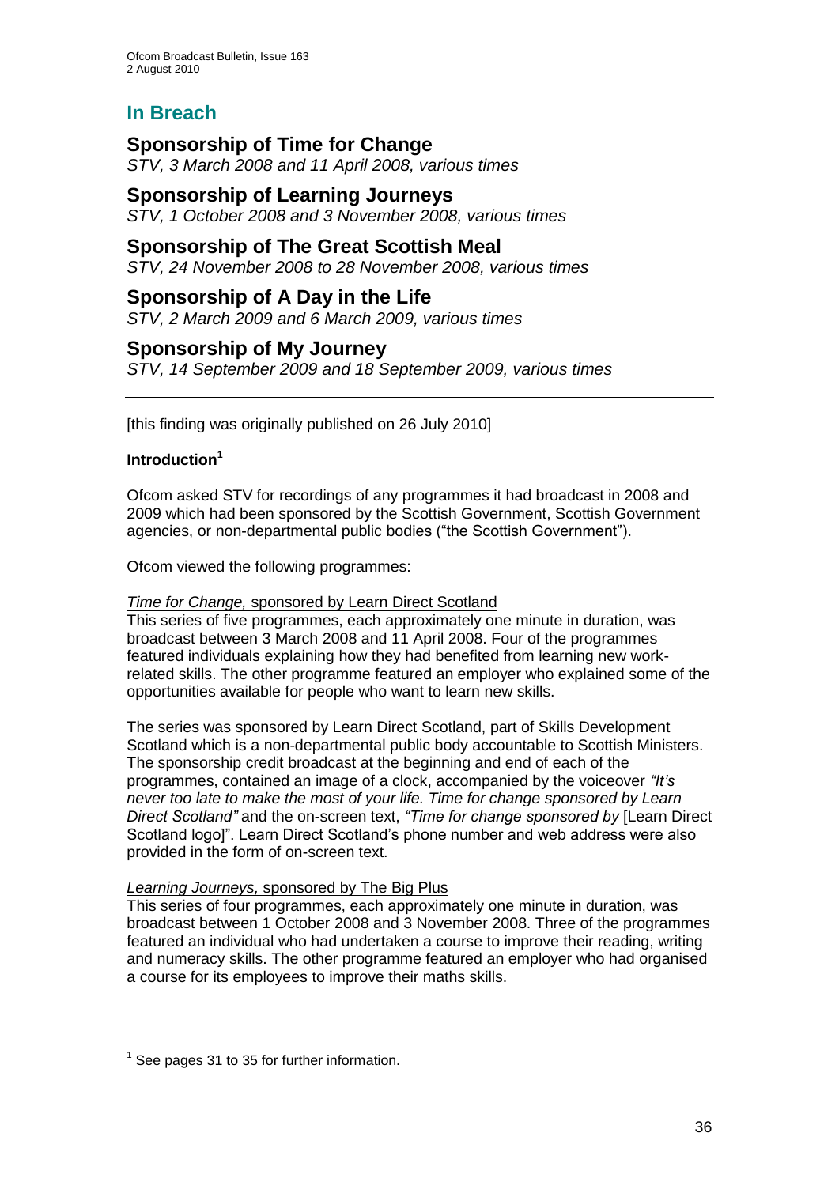## In Breach

## Sponsorship of Time for Change

*STV, 3 March 2008 and 11 April 2008, various times*

## Sponsorship of Learning Journeys

*STV, 1 October 2008 and 3 November 2008, various times*

## Sponsorship of The Great Scottish Meal

*STV, 24 November 2008 to 28 November 2008, various times*

## Sponsorship of A Day in the Life

*STV, 2 March 2009 and 6 March 2009, various times*

## Sponsorship of My Journey

*STV, 14 September 2009 and 18 September 2009, various times*

---

[this finding was originally published on 26 July 2010]

**Introduction**[1]

Ofcom asked STV for recordings of any programmes it had broadcast in 2008 and 2009 which had been sponsored by the Scottish Government, Scottish Government agencies, or non-departmental public bodies ("the Scottish Government").

Ofcom viewed the following programmes:

*Time for Change,* sponsored by Learn Direct Scotland

This series of five programmes, each approximately one minute in duration, was broadcast between 3 March 2008 and 11 April 2008. Four of the programmes featured individuals explaining how they had benefited from learning new work-related skills. The other programme featured an employer who explained some of the opportunities available for people who want to learn new skills.

The series was sponsored by Learn Direct Scotland, part of Skills Development Scotland which is a non-departmental public body accountable to Scottish Ministers. The sponsorship credit broadcast at the beginning and end of each of the programmes, contained an image of a clock, accompanied by the voiceover *"It's never too late to make the most of your life. Time for change sponsored by Learn Direct Scotland"* and the on-screen text, *"Time for change sponsored by* [Learn Direct Scotland logo]". Learn Direct Scotland's phone number and web address were also provided in the form of on-screen text.

*Learning Journeys,* sponsored by The Big Plus

This series of four programmes, each approximately one minute in duration, was broadcast between 1 October 2008 and 3 November 2008. Three of the programmes featured an individual who had undertaken a course to improve their reading, writing and numeracy skills. The other programme featured an employer who had organised a course for its employees to improve their maths skills.

---

[1] See pages 31 to 35 for further information.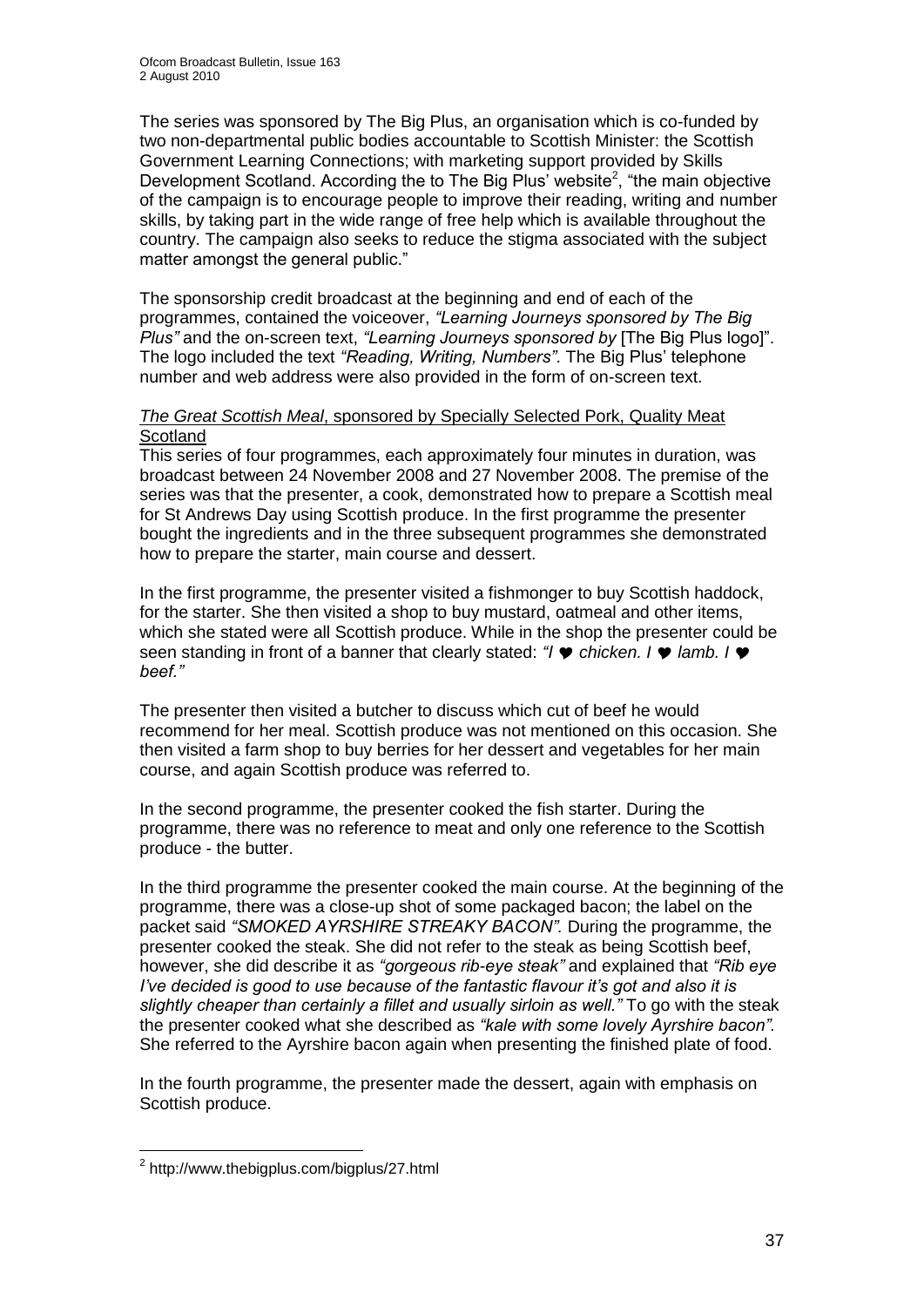The series was sponsored by The Big Plus, an organisation which is co-funded by two non-departmental public bodies accountable to Scottish Minister: the Scottish Government Learning Connections; with marketing support provided by Skills Development Scotland. According the to The Big Plus' website[2], "the main objective of the campaign is to encourage people to improve their reading, writing and number skills, by taking part in the wide range of free help which is available throughout the country. The campaign also seeks to reduce the stigma associated with the subject matter amongst the general public."

The sponsorship credit broadcast at the beginning and end of each of the programmes, contained the voiceover, *"Learning Journeys sponsored by The Big Plus"* and the on-screen text, *"Learning Journeys sponsored by* [The Big Plus logo]". The logo included the text *"Reading, Writing, Numbers"*. The Big Plus' telephone number and web address were also provided in the form of on-screen text.

*The Great Scottish Meal*, sponsored by Specially Selected Pork, Quality Meat Scotland

This series of four programmes, each approximately four minutes in duration, was broadcast between 24 November 2008 and 27 November 2008. The premise of the series was that the presenter, a cook, demonstrated how to prepare a Scottish meal for St Andrews Day using Scottish produce. In the first programme the presenter bought the ingredients and in the three subsequent programmes she demonstrated how to prepare the starter, main course and dessert.

In the first programme, the presenter visited a fishmonger to buy Scottish haddock, for the starter. She then visited a shop to buy mustard, oatmeal and other items, which she stated were all Scottish produce. While in the shop the presenter could be seen standing in front of a banner that clearly stated: *"I ♥ chicken. I ♥ lamb. I ♥ beef."*

The presenter then visited a butcher to discuss which cut of beef he would recommend for her meal. Scottish produce was not mentioned on this occasion. She then visited a farm shop to buy berries for her dessert and vegetables for her main course, and again Scottish produce was referred to.

In the second programme, the presenter cooked the fish starter. During the programme, there was no reference to meat and only one reference to the Scottish produce - the butter.

In the third programme the presenter cooked the main course. At the beginning of the programme, there was a close-up shot of some packaged bacon; the label on the packet said *"SMOKED AYRSHIRE STREAKY BACON".* During the programme, the presenter cooked the steak. She did not refer to the steak as being Scottish beef, however, she did describe it as *"gorgeous rib-eye steak"* and explained that *"Rib eye I've decided is good to use because of the fantastic flavour it's got and also it is slightly cheaper than certainly a fillet and usually sirloin as well."* To go with the steak the presenter cooked what she described as *"kale with some lovely Ayrshire bacon".* She referred to the Ayrshire bacon again when presenting the finished plate of food.

In the fourth programme, the presenter made the dessert, again with emphasis on Scottish produce.

[2] http://www.thebigplus.com/bigplus/27.html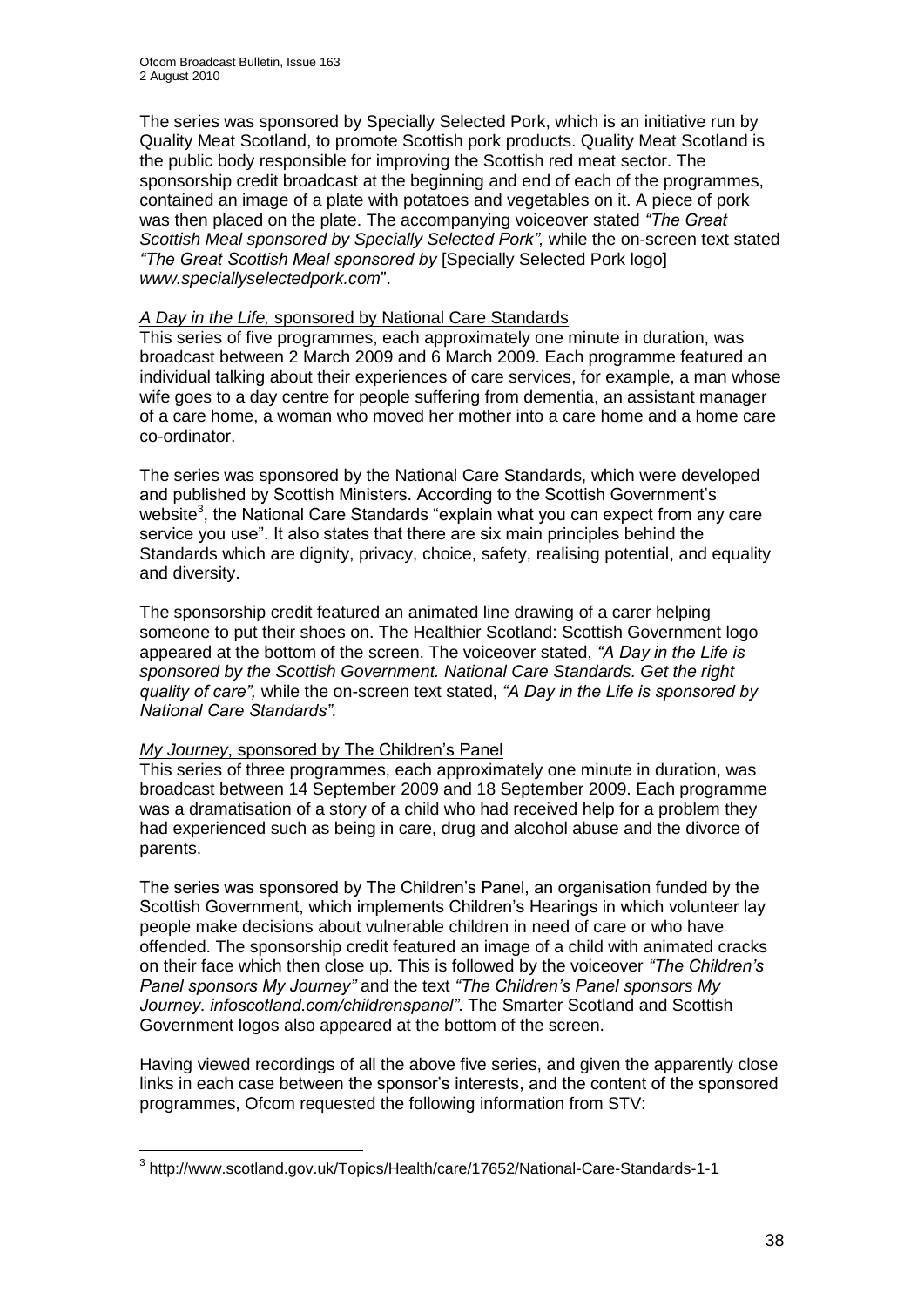The series was sponsored by Specially Selected Pork, which is an initiative run by Quality Meat Scotland, to promote Scottish pork products. Quality Meat Scotland is the public body responsible for improving the Scottish red meat sector. The sponsorship credit broadcast at the beginning and end of each of the programmes, contained an image of a plate with potatoes and vegetables on it. A piece of pork was then placed on the plate. The accompanying voiceover stated *"The Great Scottish Meal sponsored by Specially Selected Pork",* while the on-screen text stated *"The Great Scottish Meal sponsored by* [Specially Selected Pork logo] *www.speciallyselectedpork.com*".

<u>*A Day in the Life,* sponsored by National Care Standards</u>

This series of five programmes, each approximately one minute in duration, was broadcast between 2 March 2009 and 6 March 2009. Each programme featured an individual talking about their experiences of care services, for example, a man whose wife goes to a day centre for people suffering from dementia, an assistant manager of a care home, a woman who moved her mother into a care home and a home care co-ordinator.

The series was sponsored by the National Care Standards, which were developed and published by Scottish Ministers. According to the Scottish Government's website[3], the National Care Standards "explain what you can expect from any care service you use". It also states that there are six main principles behind the Standards which are dignity, privacy, choice, safety, realising potential, and equality and diversity.

The sponsorship credit featured an animated line drawing of a carer helping someone to put their shoes on. The Healthier Scotland: Scottish Government logo appeared at the bottom of the screen. The voiceover stated, *"A Day in the Life is sponsored by the Scottish Government. National Care Standards. Get the right quality of care",* while the on-screen text stated, *"A Day in the Life is sponsored by National Care Standards".*

<u>*My Journey*, sponsored by The Children's Panel</u>

This series of three programmes, each approximately one minute in duration, was broadcast between 14 September 2009 and 18 September 2009. Each programme was a dramatisation of a story of a child who had received help for a problem they had experienced such as being in care, drug and alcohol abuse and the divorce of parents.

The series was sponsored by The Children's Panel, an organisation funded by the Scottish Government, which implements Children's Hearings in which volunteer lay people make decisions about vulnerable children in need of care or who have offended. The sponsorship credit featured an image of a child with animated cracks on their face which then close up. This is followed by the voiceover *"The Children's Panel sponsors My Journey"* and the text *"The Children's Panel sponsors My Journey. infoscotland.com/childrenspanel".* The Smarter Scotland and Scottish Government logos also appeared at the bottom of the screen.

Having viewed recordings of all the above five series, and given the apparently close links in each case between the sponsor's interests, and the content of the sponsored programmes, Ofcom requested the following information from STV:

---

[3] http://www.scotland.gov.uk/Topics/Health/care/17652/National-Care-Standards-1-1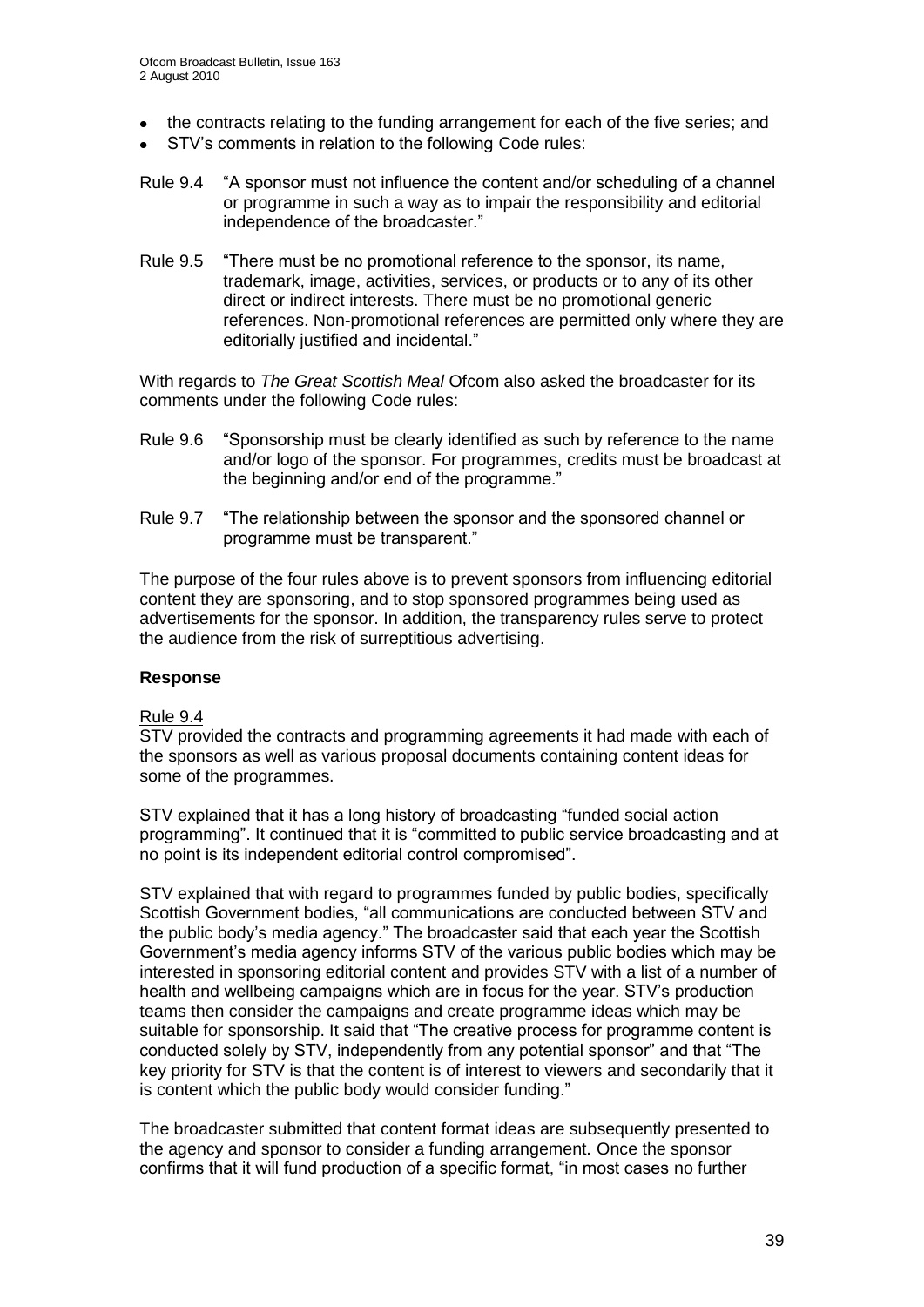- the contracts relating to the funding arrangement for each of the five series; and
- STV's comments in relation to the following Code rules:

Rule 9.4 "A sponsor must not influence the content and/or scheduling of a channel or programme in such a way as to impair the responsibility and editorial independence of the broadcaster."

Rule 9.5 "There must be no promotional reference to the sponsor, its name, trademark, image, activities, services, or products or to any of its other direct or indirect interests. There must be no promotional generic references. Non-promotional references are permitted only where they are editorially justified and incidental."

With regards to *The Great Scottish Meal* Ofcom also asked the broadcaster for its comments under the following Code rules:

Rule 9.6 "Sponsorship must be clearly identified as such by reference to the name and/or logo of the sponsor. For programmes, credits must be broadcast at the beginning and/or end of the programme."

Rule 9.7 "The relationship between the sponsor and the sponsored channel or programme must be transparent."

The purpose of the four rules above is to prevent sponsors from influencing editorial content they are sponsoring, and to stop sponsored programmes being used as advertisements for the sponsor. In addition, the transparency rules serve to protect the audience from the risk of surreptitious advertising.

**Response**

Rule 9.4

STV provided the contracts and programming agreements it had made with each of the sponsors as well as various proposal documents containing content ideas for some of the programmes.

STV explained that it has a long history of broadcasting "funded social action programming". It continued that it is "committed to public service broadcasting and at no point is its independent editorial control compromised".

STV explained that with regard to programmes funded by public bodies, specifically Scottish Government bodies, "all communications are conducted between STV and the public body's media agency." The broadcaster said that each year the Scottish Government's media agency informs STV of the various public bodies which may be interested in sponsoring editorial content and provides STV with a list of a number of health and wellbeing campaigns which are in focus for the year. STV's production teams then consider the campaigns and create programme ideas which may be suitable for sponsorship. It said that "The creative process for programme content is conducted solely by STV, independently from any potential sponsor" and that "The key priority for STV is that the content is of interest to viewers and secondarily that it is content which the public body would consider funding."

The broadcaster submitted that content format ideas are subsequently presented to the agency and sponsor to consider a funding arrangement. Once the sponsor confirms that it will fund production of a specific format, "in most cases no further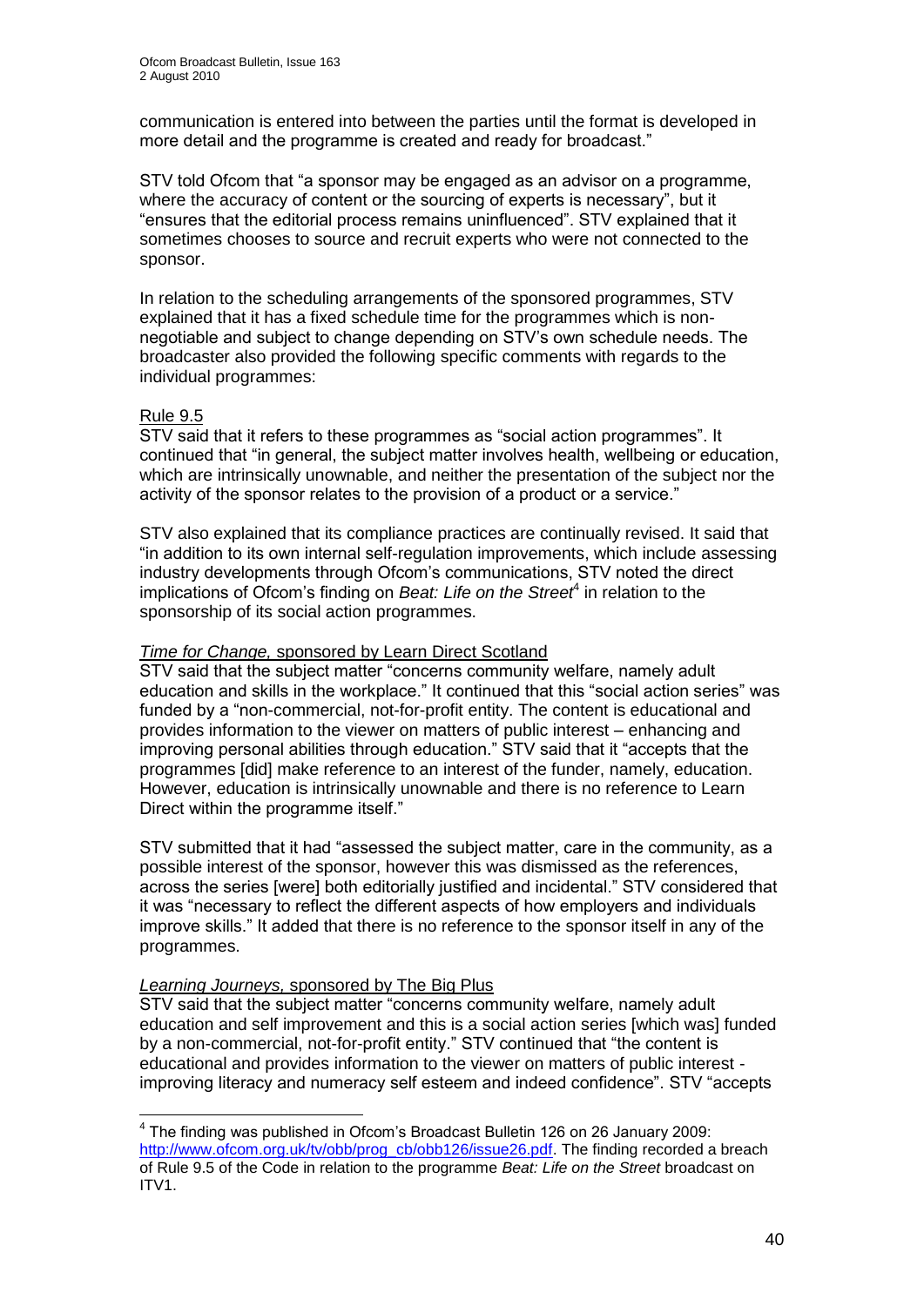communication is entered into between the parties until the format is developed in more detail and the programme is created and ready for broadcast."

STV told Ofcom that "a sponsor may be engaged as an advisor on a programme, where the accuracy of content or the sourcing of experts is necessary", but it "ensures that the editorial process remains uninfluenced". STV explained that it sometimes chooses to source and recruit experts who were not connected to the sponsor.

In relation to the scheduling arrangements of the sponsored programmes, STV explained that it has a fixed schedule time for the programmes which is non-negotiable and subject to change depending on STV's own schedule needs. The broadcaster also provided the following specific comments with regards to the individual programmes:

Rule 9.5

STV said that it refers to these programmes as "social action programmes". It continued that "in general, the subject matter involves health, wellbeing or education, which are intrinsically unownable, and neither the presentation of the subject nor the activity of the sponsor relates to the provision of a product or a service."

STV also explained that its compliance practices are continually revised. It said that "in addition to its own internal self-regulation improvements, which include assessing industry developments through Ofcom's communications, STV noted the direct implications of Ofcom's finding on *Beat: Life on the Street*[4] in relation to the sponsorship of its social action programmes.

*Time for Change,* sponsored by Learn Direct Scotland

STV said that the subject matter "concerns community welfare, namely adult education and skills in the workplace." It continued that this "social action series" was funded by a "non-commercial, not-for-profit entity. The content is educational and provides information to the viewer on matters of public interest – enhancing and improving personal abilities through education." STV said that it "accepts that the programmes [did] make reference to an interest of the funder, namely, education. However, education is intrinsically unownable and there is no reference to Learn Direct within the programme itself."

STV submitted that it had "assessed the subject matter, care in the community, as a possible interest of the sponsor, however this was dismissed as the references, across the series [were] both editorially justified and incidental." STV considered that it was "necessary to reflect the different aspects of how employers and individuals improve skills." It added that there is no reference to the sponsor itself in any of the programmes.

*Learning Journeys,* sponsored by The Big Plus

STV said that the subject matter "concerns community welfare, namely adult education and self improvement and this is a social action series [which was] funded by a non-commercial, not-for-profit entity." STV continued that "the content is educational and provides information to the viewer on matters of public interest - improving literacy and numeracy self esteem and indeed confidence". STV "accepts

---

[4] The finding was published in Ofcom's Broadcast Bulletin 126 on 26 January 2009: http://www.ofcom.org.uk/tv/obb/prog_cb/obb126/issue26.pdf. The finding recorded a breach of Rule 9.5 of the Code in relation to the programme *Beat: Life on the Street* broadcast on ITV1.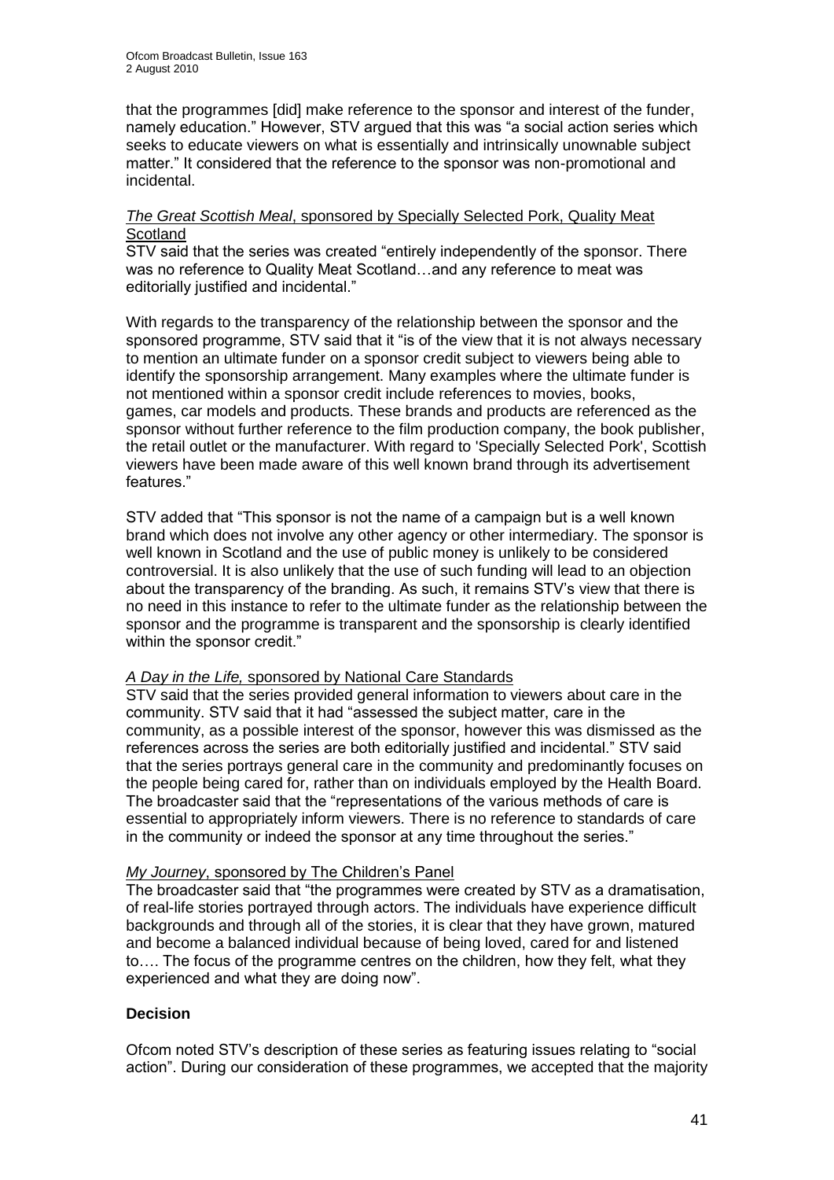that the programmes [did] make reference to the sponsor and interest of the funder, namely education." However, STV argued that this was "a social action series which seeks to educate viewers on what is essentially and intrinsically unownable subject matter." It considered that the reference to the sponsor was non-promotional and incidental.

*The Great Scottish Meal*, sponsored by Specially Selected Pork, Quality Meat Scotland

STV said that the series was created "entirely independently of the sponsor. There was no reference to Quality Meat Scotland…and any reference to meat was editorially justified and incidental."

With regards to the transparency of the relationship between the sponsor and the sponsored programme, STV said that it "is of the view that it is not always necessary to mention an ultimate funder on a sponsor credit subject to viewers being able to identify the sponsorship arrangement. Many examples where the ultimate funder is not mentioned within a sponsor credit include references to movies, books, games, car models and products. These brands and products are referenced as the sponsor without further reference to the film production company, the book publisher, the retail outlet or the manufacturer. With regard to 'Specially Selected Pork', Scottish viewers have been made aware of this well known brand through its advertisement features."

STV added that "This sponsor is not the name of a campaign but is a well known brand which does not involve any other agency or other intermediary. The sponsor is well known in Scotland and the use of public money is unlikely to be considered controversial. It is also unlikely that the use of such funding will lead to an objection about the transparency of the branding. As such, it remains STV's view that there is no need in this instance to refer to the ultimate funder as the relationship between the sponsor and the programme is transparent and the sponsorship is clearly identified within the sponsor credit."

*A Day in the Life,* sponsored by National Care Standards

STV said that the series provided general information to viewers about care in the community. STV said that it had "assessed the subject matter, care in the community, as a possible interest of the sponsor, however this was dismissed as the references across the series are both editorially justified and incidental." STV said that the series portrays general care in the community and predominantly focuses on the people being cared for, rather than on individuals employed by the Health Board. The broadcaster said that the "representations of the various methods of care is essential to appropriately inform viewers. There is no reference to standards of care in the community or indeed the sponsor at any time throughout the series."

*My Journey*, sponsored by The Children's Panel

The broadcaster said that "the programmes were created by STV as a dramatisation, of real-life stories portrayed through actors. The individuals have experience difficult backgrounds and through all of the stories, it is clear that they have grown, matured and become a balanced individual because of being loved, cared for and listened to…. The focus of the programme centres on the children, how they felt, what they experienced and what they are doing now".

**Decision**

Ofcom noted STV's description of these series as featuring issues relating to "social action". During our consideration of these programmes, we accepted that the majority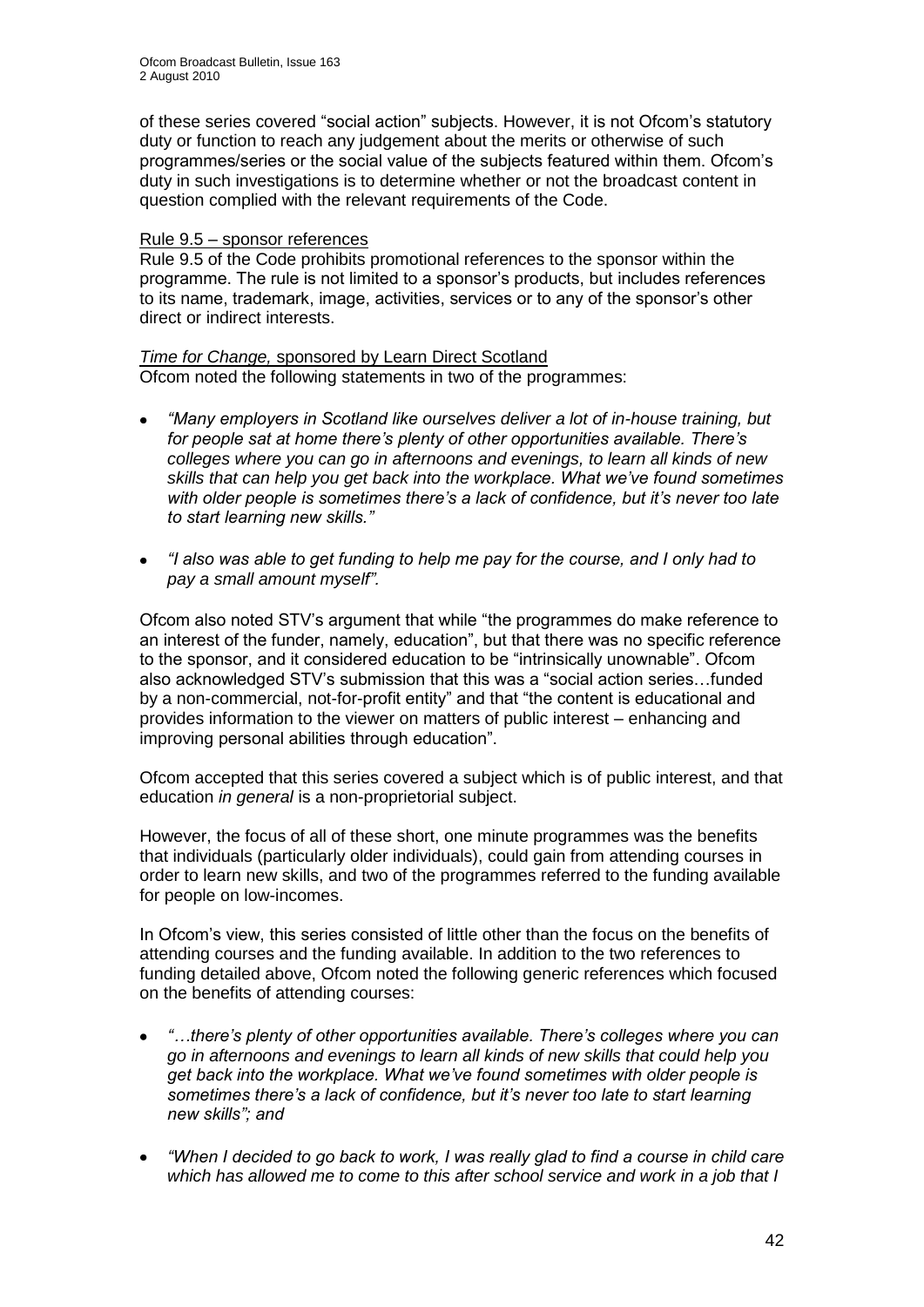of these series covered "social action" subjects. However, it is not Ofcom's statutory duty or function to reach any judgement about the merits or otherwise of such programmes/series or the social value of the subjects featured within them. Ofcom's duty in such investigations is to determine whether or not the broadcast content in question complied with the relevant requirements of the Code.

Rule 9.5 – sponsor references

Rule 9.5 of the Code prohibits promotional references to the sponsor within the programme. The rule is not limited to a sponsor's products, but includes references to its name, trademark, image, activities, services or to any of the sponsor's other direct or indirect interests.

*Time for Change,* sponsored by Learn Direct Scotland

Ofcom noted the following statements in two of the programmes:

- *"Many employers in Scotland like ourselves deliver a lot of in-house training, but for people sat at home there's plenty of other opportunities available. There's colleges where you can go in afternoons and evenings, to learn all kinds of new skills that can help you get back into the workplace. What we've found sometimes with older people is sometimes there's a lack of confidence, but it's never too late to start learning new skills."*

- *"I also was able to get funding to help me pay for the course, and I only had to pay a small amount myself".*

Ofcom also noted STV's argument that while "the programmes do make reference to an interest of the funder, namely, education", but that there was no specific reference to the sponsor, and it considered education to be "intrinsically unownable". Ofcom also acknowledged STV's submission that this was a "social action series…funded by a non-commercial, not-for-profit entity" and that "the content is educational and provides information to the viewer on matters of public interest – enhancing and improving personal abilities through education".

Ofcom accepted that this series covered a subject which is of public interest, and that education *in general* is a non-proprietorial subject.

However, the focus of all of these short, one minute programmes was the benefits that individuals (particularly older individuals), could gain from attending courses in order to learn new skills, and two of the programmes referred to the funding available for people on low-incomes.

In Ofcom's view, this series consisted of little other than the focus on the benefits of attending courses and the funding available. In addition to the two references to funding detailed above, Ofcom noted the following generic references which focused on the benefits of attending courses:

- *"…there's plenty of other opportunities available. There's colleges where you can go in afternoons and evenings to learn all kinds of new skills that could help you get back into the workplace. What we've found sometimes with older people is sometimes there's a lack of confidence, but it's never too late to start learning new skills"; and*

- *"When I decided to go back to work, I was really glad to find a course in child care which has allowed me to come to this after school service and work in a job that I*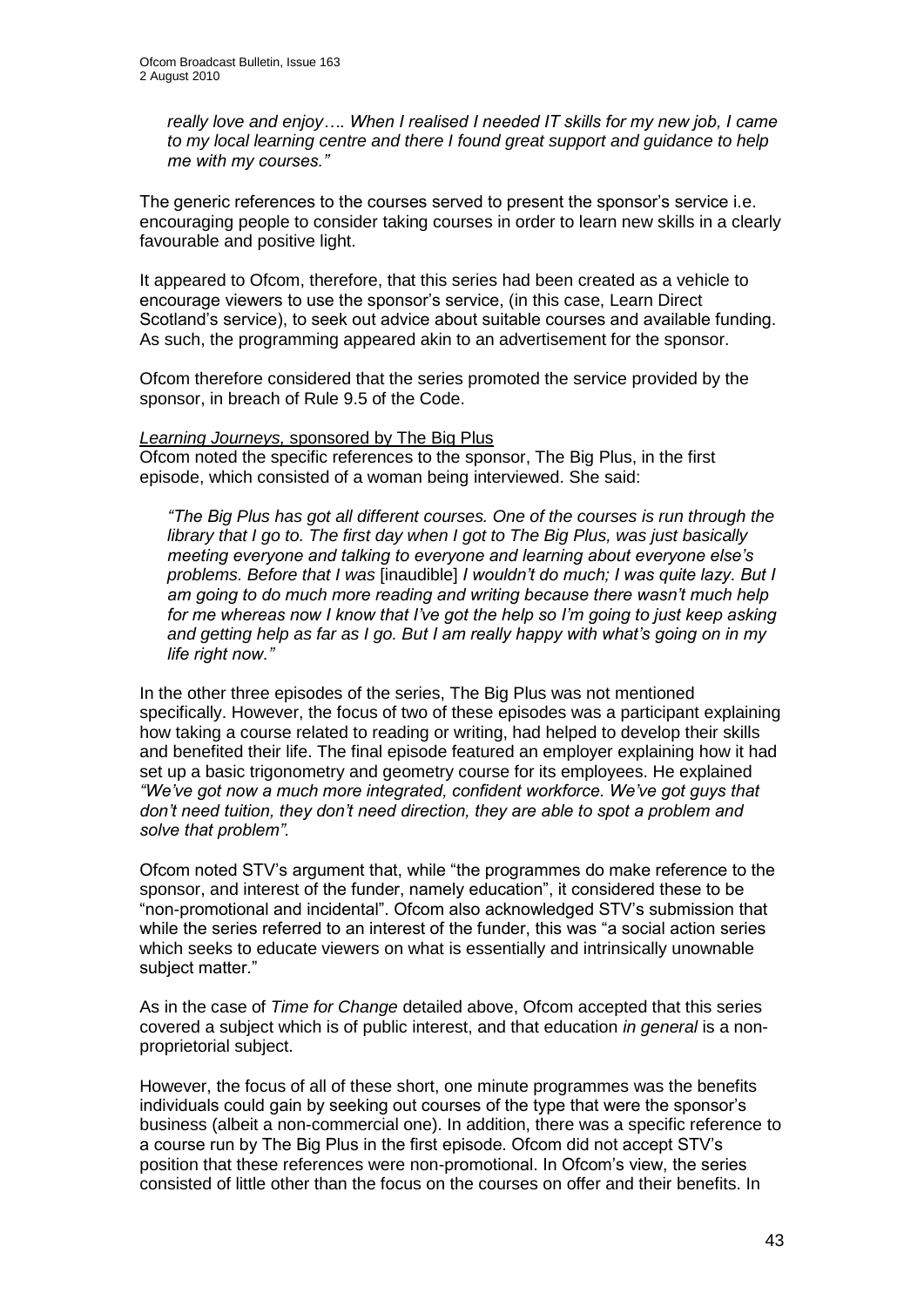> *really love and enjoy…. When I realised I needed IT skills for my new job, I came to my local learning centre and there I found great support and guidance to help me with my courses."*

The generic references to the courses served to present the sponsor's service i.e. encouraging people to consider taking courses in order to learn new skills in a clearly favourable and positive light.

It appeared to Ofcom, therefore, that this series had been created as a vehicle to encourage viewers to use the sponsor's service, (in this case, Learn Direct Scotland's service), to seek out advice about suitable courses and available funding. As such, the programming appeared akin to an advertisement for the sponsor.

Ofcom therefore considered that the series promoted the service provided by the sponsor, in breach of Rule 9.5 of the Code.

*Learning Journeys,* sponsored by The Big Plus

Ofcom noted the specific references to the sponsor, The Big Plus, in the first episode, which consisted of a woman being interviewed. She said:

> *"The Big Plus has got all different courses. One of the courses is run through the library that I go to. The first day when I got to The Big Plus, was just basically meeting everyone and talking to everyone and learning about everyone else's problems. Before that I was* [inaudible] *I wouldn't do much; I was quite lazy. But I am going to do much more reading and writing because there wasn't much help for me whereas now I know that I've got the help so I'm going to just keep asking and getting help as far as I go. But I am really happy with what's going on in my life right now."*

In the other three episodes of the series, The Big Plus was not mentioned specifically. However, the focus of two of these episodes was a participant explaining how taking a course related to reading or writing, had helped to develop their skills and benefited their life. The final episode featured an employer explaining how it had set up a basic trigonometry and geometry course for its employees. He explained *"We've got now a much more integrated, confident workforce. We've got guys that don't need tuition, they don't need direction, they are able to spot a problem and solve that problem".*

Ofcom noted STV's argument that, while "the programmes do make reference to the sponsor, and interest of the funder, namely education", it considered these to be "non-promotional and incidental". Ofcom also acknowledged STV's submission that while the series referred to an interest of the funder, this was "a social action series which seeks to educate viewers on what is essentially and intrinsically unownable subject matter."

As in the case of *Time for Change* detailed above, Ofcom accepted that this series covered a subject which is of public interest, and that education *in general* is a non-proprietorial subject.

However, the focus of all of these short, one minute programmes was the benefits individuals could gain by seeking out courses of the type that were the sponsor's business (albeit a non-commercial one). In addition, there was a specific reference to a course run by The Big Plus in the first episode. Ofcom did not accept STV's position that these references were non-promotional. In Ofcom's view, the series consisted of little other than the focus on the courses on offer and their benefits. In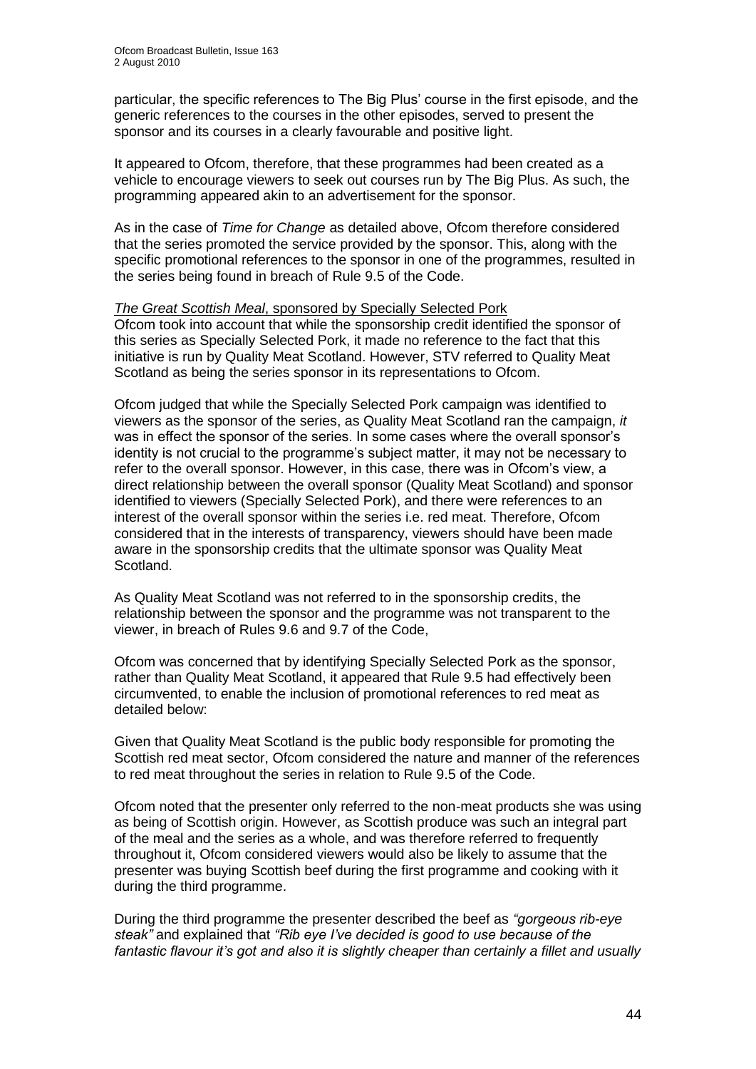particular, the specific references to The Big Plus' course in the first episode, and the generic references to the courses in the other episodes, served to present the sponsor and its courses in a clearly favourable and positive light.

It appeared to Ofcom, therefore, that these programmes had been created as a vehicle to encourage viewers to seek out courses run by The Big Plus. As such, the programming appeared akin to an advertisement for the sponsor.

As in the case of *Time for Change* as detailed above, Ofcom therefore considered that the series promoted the service provided by the sponsor. This, along with the specific promotional references to the sponsor in one of the programmes, resulted in the series being found in breach of Rule 9.5 of the Code.

*The Great Scottish Meal*, sponsored by Specially Selected Pork

Ofcom took into account that while the sponsorship credit identified the sponsor of this series as Specially Selected Pork, it made no reference to the fact that this initiative is run by Quality Meat Scotland. However, STV referred to Quality Meat Scotland as being the series sponsor in its representations to Ofcom.

Ofcom judged that while the Specially Selected Pork campaign was identified to viewers as the sponsor of the series, as Quality Meat Scotland ran the campaign, *it* was in effect the sponsor of the series. In some cases where the overall sponsor's identity is not crucial to the programme's subject matter, it may not be necessary to refer to the overall sponsor. However, in this case, there was in Ofcom's view, a direct relationship between the overall sponsor (Quality Meat Scotland) and sponsor identified to viewers (Specially Selected Pork), and there were references to an interest of the overall sponsor within the series i.e. red meat. Therefore, Ofcom considered that in the interests of transparency, viewers should have been made aware in the sponsorship credits that the ultimate sponsor was Quality Meat Scotland.

As Quality Meat Scotland was not referred to in the sponsorship credits, the relationship between the sponsor and the programme was not transparent to the viewer, in breach of Rules 9.6 and 9.7 of the Code,

Ofcom was concerned that by identifying Specially Selected Pork as the sponsor, rather than Quality Meat Scotland, it appeared that Rule 9.5 had effectively been circumvented, to enable the inclusion of promotional references to red meat as detailed below:

Given that Quality Meat Scotland is the public body responsible for promoting the Scottish red meat sector, Ofcom considered the nature and manner of the references to red meat throughout the series in relation to Rule 9.5 of the Code.

Ofcom noted that the presenter only referred to the non-meat products she was using as being of Scottish origin. However, as Scottish produce was such an integral part of the meal and the series as a whole, and was therefore referred to frequently throughout it, Ofcom considered viewers would also be likely to assume that the presenter was buying Scottish beef during the first programme and cooking with it during the third programme.

During the third programme the presenter described the beef as *"gorgeous rib-eye steak"* and explained that *"Rib eye I've decided is good to use because of the fantastic flavour it's got and also it is slightly cheaper than certainly a fillet and usually*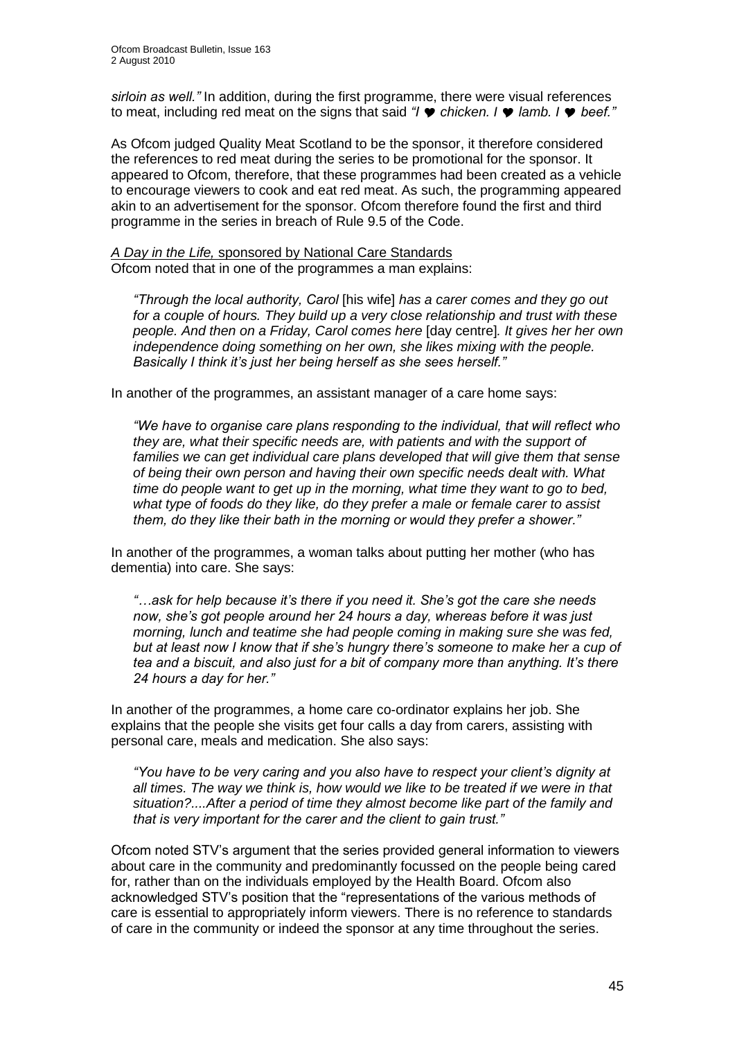*sirloin as well."* In addition, during the first programme, there were visual references to meat, including red meat on the signs that said *"I ♥ chicken. I ♥ lamb. I ♥ beef."*

As Ofcom judged Quality Meat Scotland to be the sponsor, it therefore considered the references to red meat during the series to be promotional for the sponsor. It appeared to Ofcom, therefore, that these programmes had been created as a vehicle to encourage viewers to cook and eat red meat. As such, the programming appeared akin to an advertisement for the sponsor. Ofcom therefore found the first and third programme in the series in breach of Rule 9.5 of the Code.

*A Day in the Life,* sponsored by National Care Standards

Ofcom noted that in one of the programmes a man explains:

> *"Through the local authority, Carol* [his wife] *has a carer comes and they go out for a couple of hours. They build up a very close relationship and trust with these people. And then on a Friday, Carol comes here* [day centre]*. It gives her her own independence doing something on her own, she likes mixing with the people. Basically I think it's just her being herself as she sees herself."*

In another of the programmes, an assistant manager of a care home says:

> *"We have to organise care plans responding to the individual, that will reflect who they are, what their specific needs are, with patients and with the support of families we can get individual care plans developed that will give them that sense of being their own person and having their own specific needs dealt with. What time do people want to get up in the morning, what time they want to go to bed, what type of foods do they like, do they prefer a male or female carer to assist them, do they like their bath in the morning or would they prefer a shower."*

In another of the programmes, a woman talks about putting her mother (who has dementia) into care. She says:

> *"…ask for help because it's there if you need it. She's got the care she needs now, she's got people around her 24 hours a day, whereas before it was just morning, lunch and teatime she had people coming in making sure she was fed, but at least now I know that if she's hungry there's someone to make her a cup of tea and a biscuit, and also just for a bit of company more than anything. It's there 24 hours a day for her."*

In another of the programmes, a home care co-ordinator explains her job. She explains that the people she visits get four calls a day from carers, assisting with personal care, meals and medication. She also says:

> *"You have to be very caring and you also have to respect your client's dignity at all times. The way we think is, how would we like to be treated if we were in that situation?....After a period of time they almost become like part of the family and that is very important for the carer and the client to gain trust."*

Ofcom noted STV's argument that the series provided general information to viewers about care in the community and predominantly focussed on the people being cared for, rather than on the individuals employed by the Health Board. Ofcom also acknowledged STV's position that the "representations of the various methods of care is essential to appropriately inform viewers. There is no reference to standards of care in the community or indeed the sponsor at any time throughout the series.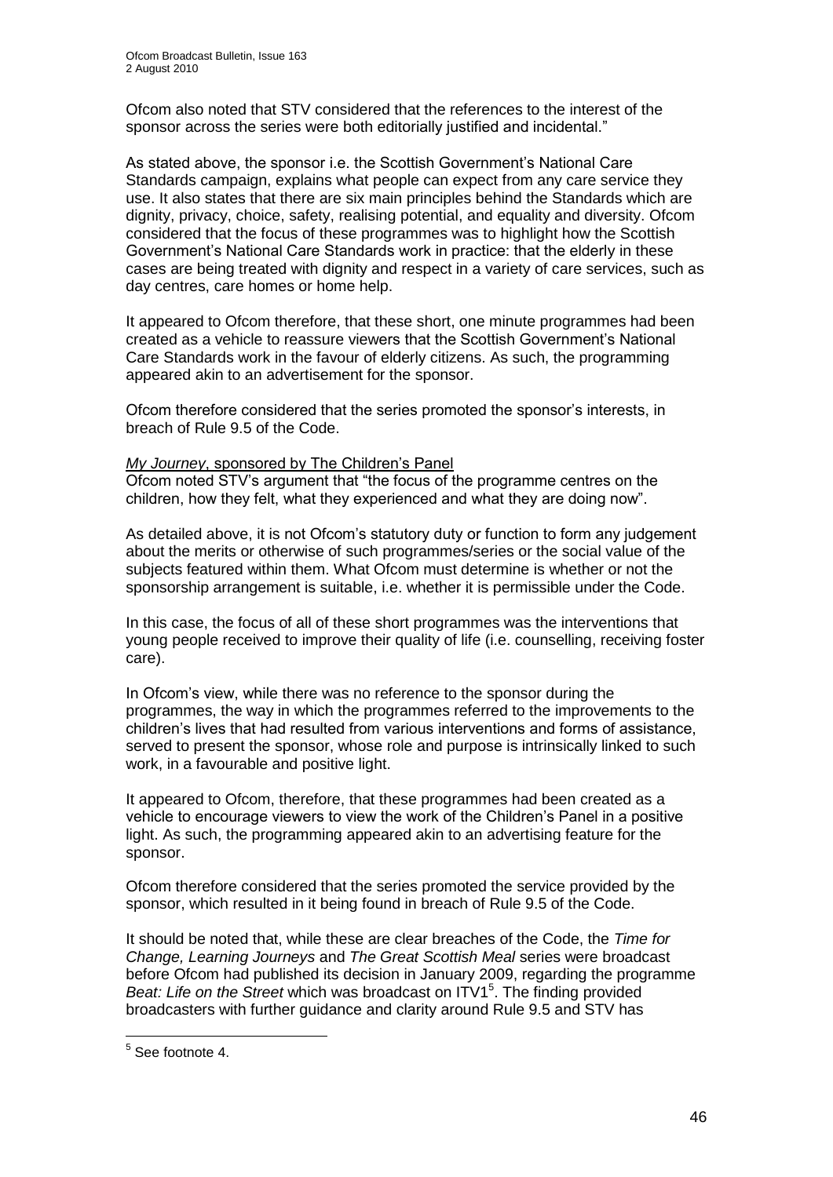Ofcom also noted that STV considered that the references to the interest of the sponsor across the series were both editorially justified and incidental."

As stated above, the sponsor i.e. the Scottish Government's National Care Standards campaign, explains what people can expect from any care service they use. It also states that there are six main principles behind the Standards which are dignity, privacy, choice, safety, realising potential, and equality and diversity. Ofcom considered that the focus of these programmes was to highlight how the Scottish Government's National Care Standards work in practice: that the elderly in these cases are being treated with dignity and respect in a variety of care services, such as day centres, care homes or home help.

It appeared to Ofcom therefore, that these short, one minute programmes had been created as a vehicle to reassure viewers that the Scottish Government's National Care Standards work in the favour of elderly citizens. As such, the programming appeared akin to an advertisement for the sponsor.

Ofcom therefore considered that the series promoted the sponsor's interests, in breach of Rule 9.5 of the Code.

*My Journey*, sponsored by The Children's Panel

Ofcom noted STV's argument that "the focus of the programme centres on the children, how they felt, what they experienced and what they are doing now".

As detailed above, it is not Ofcom's statutory duty or function to form any judgement about the merits or otherwise of such programmes/series or the social value of the subjects featured within them. What Ofcom must determine is whether or not the sponsorship arrangement is suitable, i.e. whether it is permissible under the Code.

In this case, the focus of all of these short programmes was the interventions that young people received to improve their quality of life (i.e. counselling, receiving foster care).

In Ofcom's view, while there was no reference to the sponsor during the programmes, the way in which the programmes referred to the improvements to the children's lives that had resulted from various interventions and forms of assistance, served to present the sponsor, whose role and purpose is intrinsically linked to such work, in a favourable and positive light.

It appeared to Ofcom, therefore, that these programmes had been created as a vehicle to encourage viewers to view the work of the Children's Panel in a positive light. As such, the programming appeared akin to an advertising feature for the sponsor.

Ofcom therefore considered that the series promoted the service provided by the sponsor, which resulted in it being found in breach of Rule 9.5 of the Code.

It should be noted that, while these are clear breaches of the Code, the *Time for Change, Learning Journeys* and *The Great Scottish Meal* series were broadcast before Ofcom had published its decision in January 2009, regarding the programme *Beat: Life on the Street* which was broadcast on ITV1[5]. The finding provided broadcasters with further guidance and clarity around Rule 9.5 and STV has

---

[5] See footnote 4.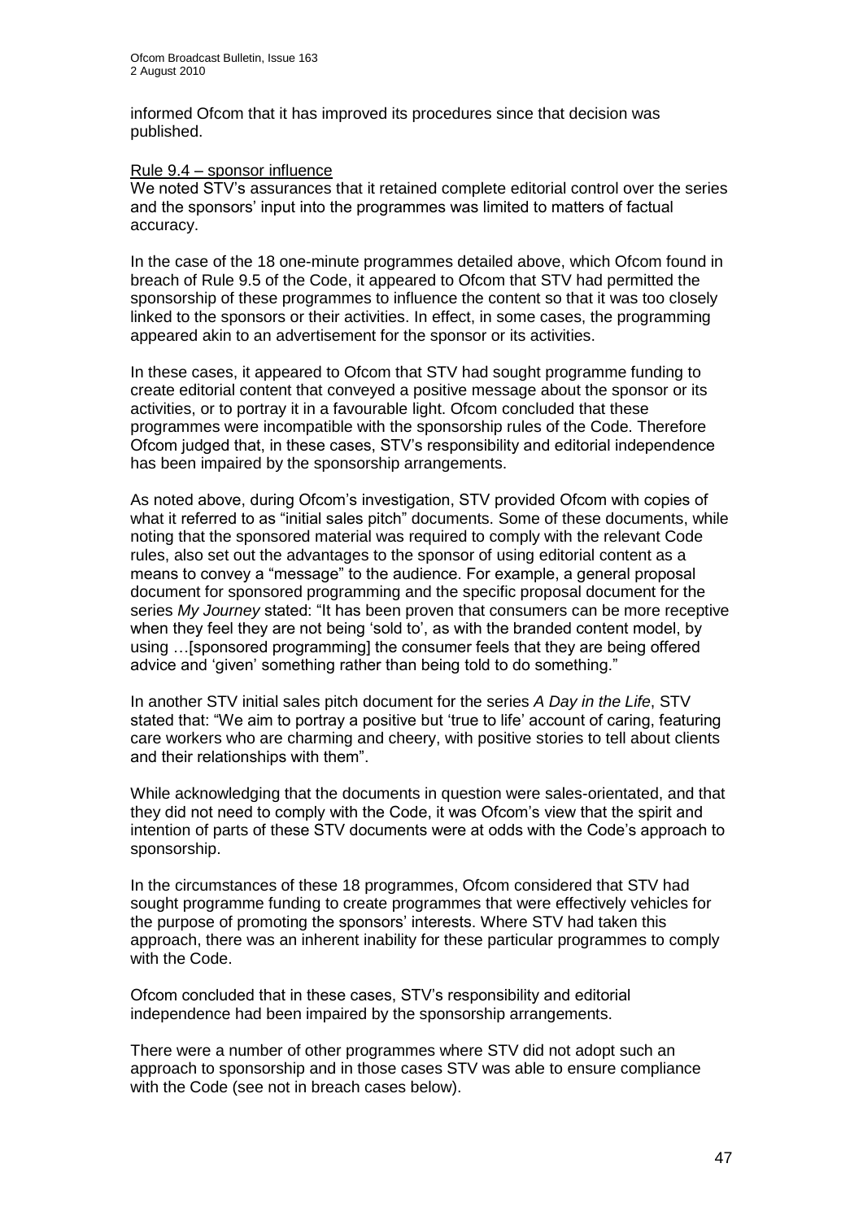informed Ofcom that it has improved its procedures since that decision was published.

Rule 9.4 – sponsor influence

We noted STV's assurances that it retained complete editorial control over the series and the sponsors' input into the programmes was limited to matters of factual accuracy.

In the case of the 18 one-minute programmes detailed above, which Ofcom found in breach of Rule 9.5 of the Code, it appeared to Ofcom that STV had permitted the sponsorship of these programmes to influence the content so that it was too closely linked to the sponsors or their activities. In effect, in some cases, the programming appeared akin to an advertisement for the sponsor or its activities.

In these cases, it appeared to Ofcom that STV had sought programme funding to create editorial content that conveyed a positive message about the sponsor or its activities, or to portray it in a favourable light. Ofcom concluded that these programmes were incompatible with the sponsorship rules of the Code. Therefore Ofcom judged that, in these cases, STV's responsibility and editorial independence has been impaired by the sponsorship arrangements.

As noted above, during Ofcom's investigation, STV provided Ofcom with copies of what it referred to as "initial sales pitch" documents. Some of these documents, while noting that the sponsored material was required to comply with the relevant Code rules, also set out the advantages to the sponsor of using editorial content as a means to convey a "message" to the audience. For example, a general proposal document for sponsored programming and the specific proposal document for the series *My Journey* stated: "It has been proven that consumers can be more receptive when they feel they are not being 'sold to', as with the branded content model, by using …[sponsored programming] the consumer feels that they are being offered advice and 'given' something rather than being told to do something."

In another STV initial sales pitch document for the series *A Day in the Life*, STV stated that: "We aim to portray a positive but 'true to life' account of caring, featuring care workers who are charming and cheery, with positive stories to tell about clients and their relationships with them".

While acknowledging that the documents in question were sales-orientated, and that they did not need to comply with the Code, it was Ofcom's view that the spirit and intention of parts of these STV documents were at odds with the Code's approach to sponsorship.

In the circumstances of these 18 programmes, Ofcom considered that STV had sought programme funding to create programmes that were effectively vehicles for the purpose of promoting the sponsors' interests. Where STV had taken this approach, there was an inherent inability for these particular programmes to comply with the Code.

Ofcom concluded that in these cases, STV's responsibility and editorial independence had been impaired by the sponsorship arrangements.

There were a number of other programmes where STV did not adopt such an approach to sponsorship and in those cases STV was able to ensure compliance with the Code (see not in breach cases below).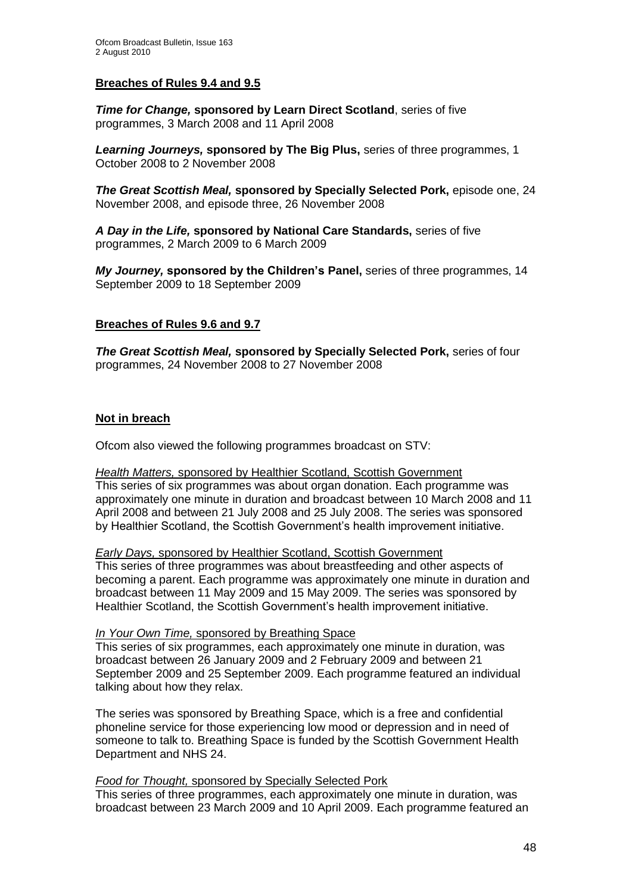**Breaches of Rules 9.4 and 9.5**

***Time for Change,* sponsored by Learn Direct Scotland**, series of five programmes, 3 March 2008 and 11 April 2008

***Learning Journeys,* sponsored by The Big Plus,** series of three programmes, 1 October 2008 to 2 November 2008

***The Great Scottish Meal,* sponsored by Specially Selected Pork,** episode one, 24 November 2008, and episode three, 26 November 2008

***A Day in the Life,* sponsored by National Care Standards,** series of five programmes, 2 March 2009 to 6 March 2009

***My Journey,* sponsored by the Children's Panel,** series of three programmes, 14 September 2009 to 18 September 2009

**Breaches of Rules 9.6 and 9.7**

***The Great Scottish Meal,* sponsored by Specially Selected Pork,** series of four programmes, 24 November 2008 to 27 November 2008

**Not in breach**

Ofcom also viewed the following programmes broadcast on STV:

*Health Matters,* sponsored by Healthier Scotland, Scottish Government
This series of six programmes was about organ donation. Each programme was approximately one minute in duration and broadcast between 10 March 2008 and 11 April 2008 and between 21 July 2008 and 25 July 2008. The series was sponsored by Healthier Scotland, the Scottish Government's health improvement initiative.

*Early Days,* sponsored by Healthier Scotland, Scottish Government
This series of three programmes was about breastfeeding and other aspects of becoming a parent. Each programme was approximately one minute in duration and broadcast between 11 May 2009 and 15 May 2009. The series was sponsored by Healthier Scotland, the Scottish Government's health improvement initiative.

*In Your Own Time,* sponsored by Breathing Space
This series of six programmes, each approximately one minute in duration, was broadcast between 26 January 2009 and 2 February 2009 and between 21 September 2009 and 25 September 2009. Each programme featured an individual talking about how they relax.

The series was sponsored by Breathing Space, which is a free and confidential phoneline service for those experiencing low mood or depression and in need of someone to talk to. Breathing Space is funded by the Scottish Government Health Department and NHS 24.

*Food for Thought,* sponsored by Specially Selected Pork
This series of three programmes, each approximately one minute in duration, was broadcast between 23 March 2009 and 10 April 2009. Each programme featured an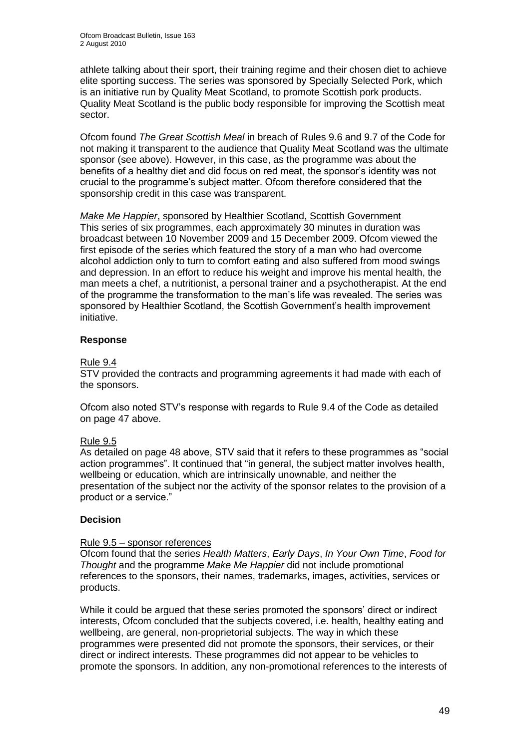athlete talking about their sport, their training regime and their chosen diet to achieve elite sporting success. The series was sponsored by Specially Selected Pork, which is an initiative run by Quality Meat Scotland, to promote Scottish pork products. Quality Meat Scotland is the public body responsible for improving the Scottish meat sector.

Ofcom found *The Great Scottish Meal* in breach of Rules 9.6 and 9.7 of the Code for not making it transparent to the audience that Quality Meat Scotland was the ultimate sponsor (see above). However, in this case, as the programme was about the benefits of a healthy diet and did focus on red meat, the sponsor's identity was not crucial to the programme's subject matter. Ofcom therefore considered that the sponsorship credit in this case was transparent.

*Make Me Happier*, sponsored by Healthier Scotland, Scottish Government
This series of six programmes, each approximately 30 minutes in duration was broadcast between 10 November 2009 and 15 December 2009. Ofcom viewed the first episode of the series which featured the story of a man who had overcome alcohol addiction only to turn to comfort eating and also suffered from mood swings and depression. In an effort to reduce his weight and improve his mental health, the man meets a chef, a nutritionist, a personal trainer and a psychotherapist. At the end of the programme the transformation to the man's life was revealed. The series was sponsored by Healthier Scotland, the Scottish Government's health improvement initiative.

**Response**

Rule 9.4
STV provided the contracts and programming agreements it had made with each of the sponsors.

Ofcom also noted STV's response with regards to Rule 9.4 of the Code as detailed on page 47 above.

Rule 9.5
As detailed on page 48 above, STV said that it refers to these programmes as "social action programmes". It continued that "in general, the subject matter involves health, wellbeing or education, which are intrinsically unownable, and neither the presentation of the subject nor the activity of the sponsor relates to the provision of a product or a service."

**Decision**

Rule 9.5 – sponsor references
Ofcom found that the series *Health Matters*, *Early Days*, *In Your Own Time*, *Food for Thought* and the programme *Make Me Happier* did not include promotional references to the sponsors, their names, trademarks, images, activities, services or products.

While it could be argued that these series promoted the sponsors' direct or indirect interests, Ofcom concluded that the subjects covered, i.e. health, healthy eating and wellbeing, are general, non-proprietorial subjects. The way in which these programmes were presented did not promote the sponsors, their services, or their direct or indirect interests. These programmes did not appear to be vehicles to promote the sponsors. In addition, any non-promotional references to the interests of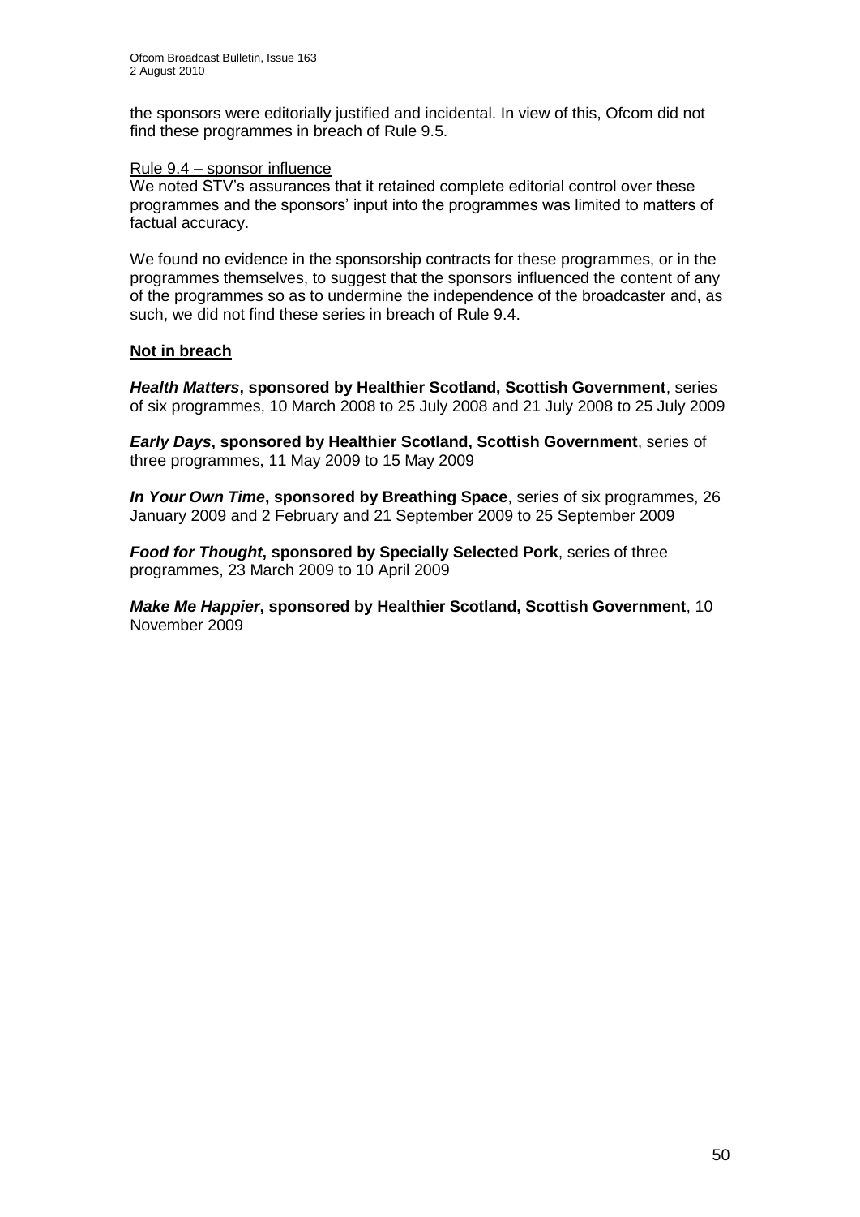the sponsors were editorially justified and incidental. In view of this, Ofcom did not find these programmes in breach of Rule 9.5.

Rule 9.4 – sponsor influence

We noted STV's assurances that it retained complete editorial control over these programmes and the sponsors' input into the programmes was limited to matters of factual accuracy.

We found no evidence in the sponsorship contracts for these programmes, or in the programmes themselves, to suggest that the sponsors influenced the content of any of the programmes so as to undermine the independence of the broadcaster and, as such, we did not find these series in breach of Rule 9.4.

**Not in breach**

***Health Matters*, sponsored by Healthier Scotland, Scottish Government**, series of six programmes, 10 March 2008 to 25 July 2008 and 21 July 2008 to 25 July 2009

***Early Days*, sponsored by Healthier Scotland, Scottish Government**, series of three programmes, 11 May 2009 to 15 May 2009

***In Your Own Time*, sponsored by Breathing Space**, series of six programmes, 26 January 2009 and 2 February and 21 September 2009 to 25 September 2009

***Food for Thought*, sponsored by Specially Selected Pork**, series of three programmes, 23 March 2009 to 10 April 2009

***Make Me Happier*, sponsored by Healthier Scotland, Scottish Government**, 10 November 2009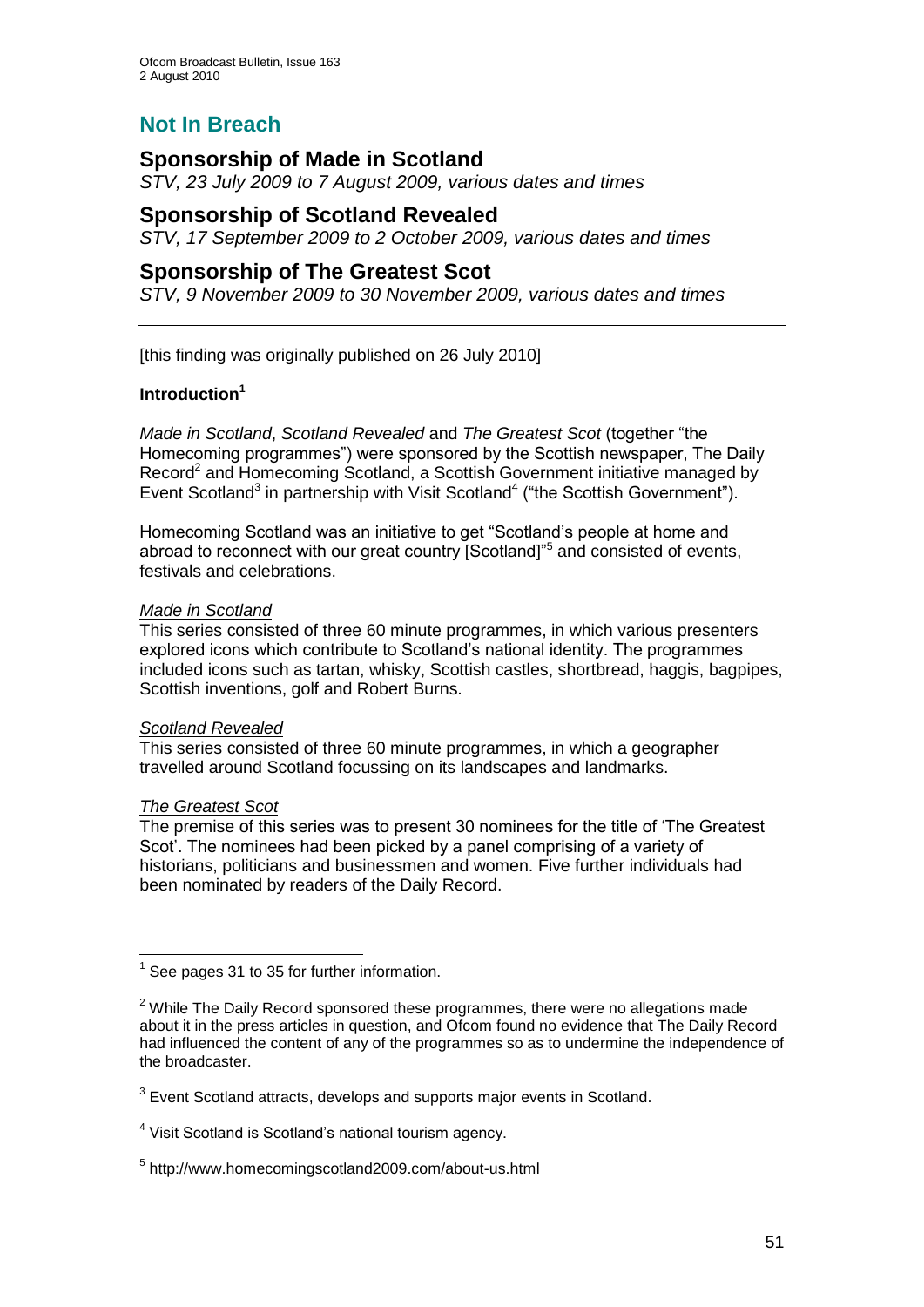# Not In Breach

## Sponsorship of Made in Scotland

*STV, 23 July 2009 to 7 August 2009, various dates and times*

## Sponsorship of Scotland Revealed

*STV, 17 September 2009 to 2 October 2009, various dates and times*

## Sponsorship of The Greatest Scot

*STV, 9 November 2009 to 30 November 2009, various dates and times*

---

[this finding was originally published on 26 July 2010]

**Introduction**[1]

*Made in Scotland*, *Scotland Revealed* and *The Greatest Scot* (together "the Homecoming programmes") were sponsored by the Scottish newspaper, The Daily Record[2] and Homecoming Scotland, a Scottish Government initiative managed by Event Scotland[3] in partnership with Visit Scotland[4] ("the Scottish Government").

Homecoming Scotland was an initiative to get "Scotland's people at home and abroad to reconnect with our great country [Scotland]"[5] and consisted of events, festivals and celebrations.

*Made in Scotland*

This series consisted of three 60 minute programmes, in which various presenters explored icons which contribute to Scotland's national identity. The programmes included icons such as tartan, whisky, Scottish castles, shortbread, haggis, bagpipes, Scottish inventions, golf and Robert Burns.

*Scotland Revealed*

This series consisted of three 60 minute programmes, in which a geographer travelled around Scotland focussing on its landscapes and landmarks.

*The Greatest Scot*

The premise of this series was to present 30 nominees for the title of 'The Greatest Scot'. The nominees had been picked by a panel comprising of a variety of historians, politicians and businessmen and women. Five further individuals had been nominated by readers of the Daily Record.

---

[1] See pages 31 to 35 for further information.

[2] While The Daily Record sponsored these programmes, there were no allegations made about it in the press articles in question, and Ofcom found no evidence that The Daily Record had influenced the content of any of the programmes so as to undermine the independence of the broadcaster.

[3] Event Scotland attracts, develops and supports major events in Scotland.

[4] Visit Scotland is Scotland's national tourism agency.

[5] http://www.homecomingscotland2009.com/about-us.html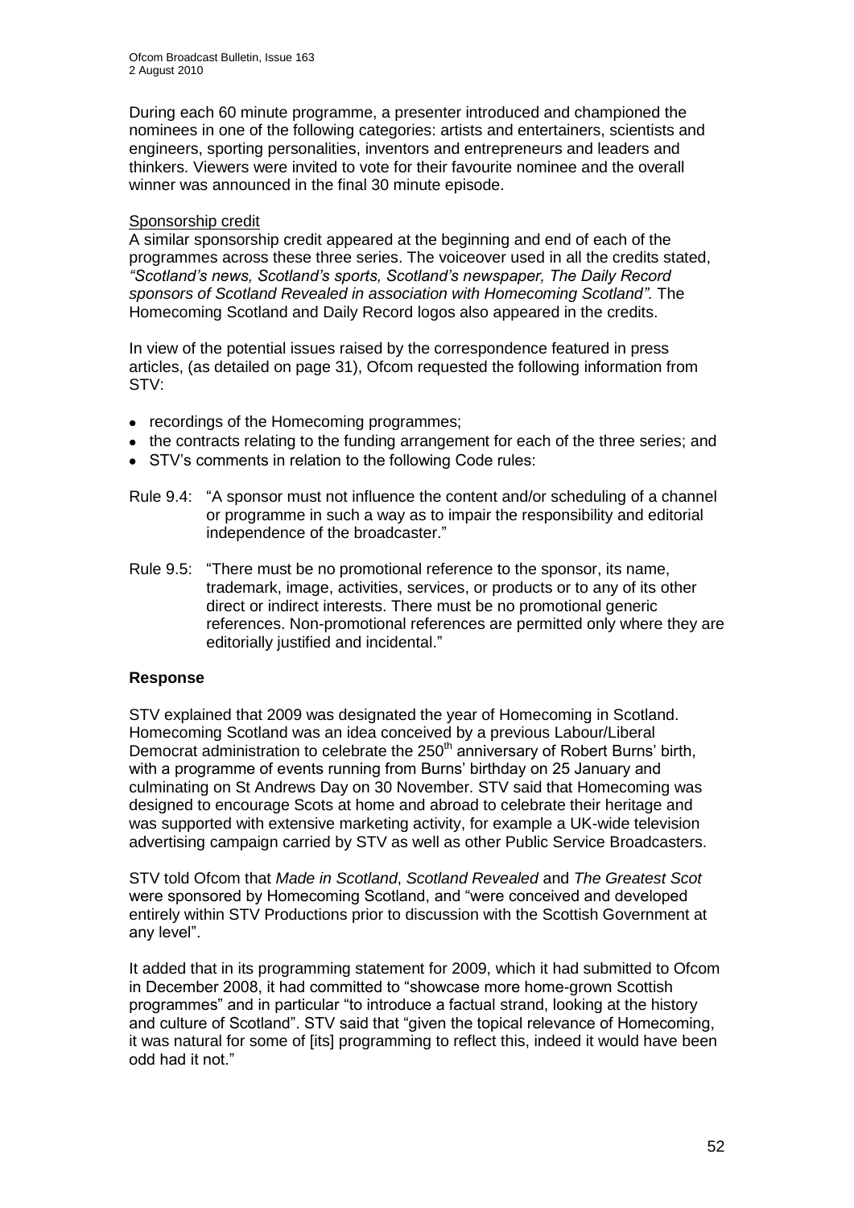During each 60 minute programme, a presenter introduced and championed the nominees in one of the following categories: artists and entertainers, scientists and engineers, sporting personalities, inventors and entrepreneurs and leaders and thinkers. Viewers were invited to vote for their favourite nominee and the overall winner was announced in the final 30 minute episode.

Sponsorship credit

A similar sponsorship credit appeared at the beginning and end of each of the programmes across these three series. The voiceover used in all the credits stated, *"Scotland's news, Scotland's sports, Scotland's newspaper, The Daily Record sponsors of Scotland Revealed in association with Homecoming Scotland".* The Homecoming Scotland and Daily Record logos also appeared in the credits.

In view of the potential issues raised by the correspondence featured in press articles, (as detailed on page 31), Ofcom requested the following information from STV:

- recordings of the Homecoming programmes;
- the contracts relating to the funding arrangement for each of the three series; and
- STV's comments in relation to the following Code rules:

Rule 9.4: "A sponsor must not influence the content and/or scheduling of a channel or programme in such a way as to impair the responsibility and editorial independence of the broadcaster."

Rule 9.5: "There must be no promotional reference to the sponsor, its name, trademark, image, activities, services, or products or to any of its other direct or indirect interests. There must be no promotional generic references. Non-promotional references are permitted only where they are editorially justified and incidental."

### Response

STV explained that 2009 was designated the year of Homecoming in Scotland. Homecoming Scotland was an idea conceived by a previous Labour/Liberal Democrat administration to celebrate the 250th anniversary of Robert Burns' birth, with a programme of events running from Burns' birthday on 25 January and culminating on St Andrews Day on 30 November. STV said that Homecoming was designed to encourage Scots at home and abroad to celebrate their heritage and was supported with extensive marketing activity, for example a UK-wide television advertising campaign carried by STV as well as other Public Service Broadcasters.

STV told Ofcom that *Made in Scotland*, *Scotland Revealed* and *The Greatest Scot* were sponsored by Homecoming Scotland, and "were conceived and developed entirely within STV Productions prior to discussion with the Scottish Government at any level".

It added that in its programming statement for 2009, which it had submitted to Ofcom in December 2008, it had committed to "showcase more home-grown Scottish programmes" and in particular "to introduce a factual strand, looking at the history and culture of Scotland". STV said that "given the topical relevance of Homecoming, it was natural for some of [its] programming to reflect this, indeed it would have been odd had it not."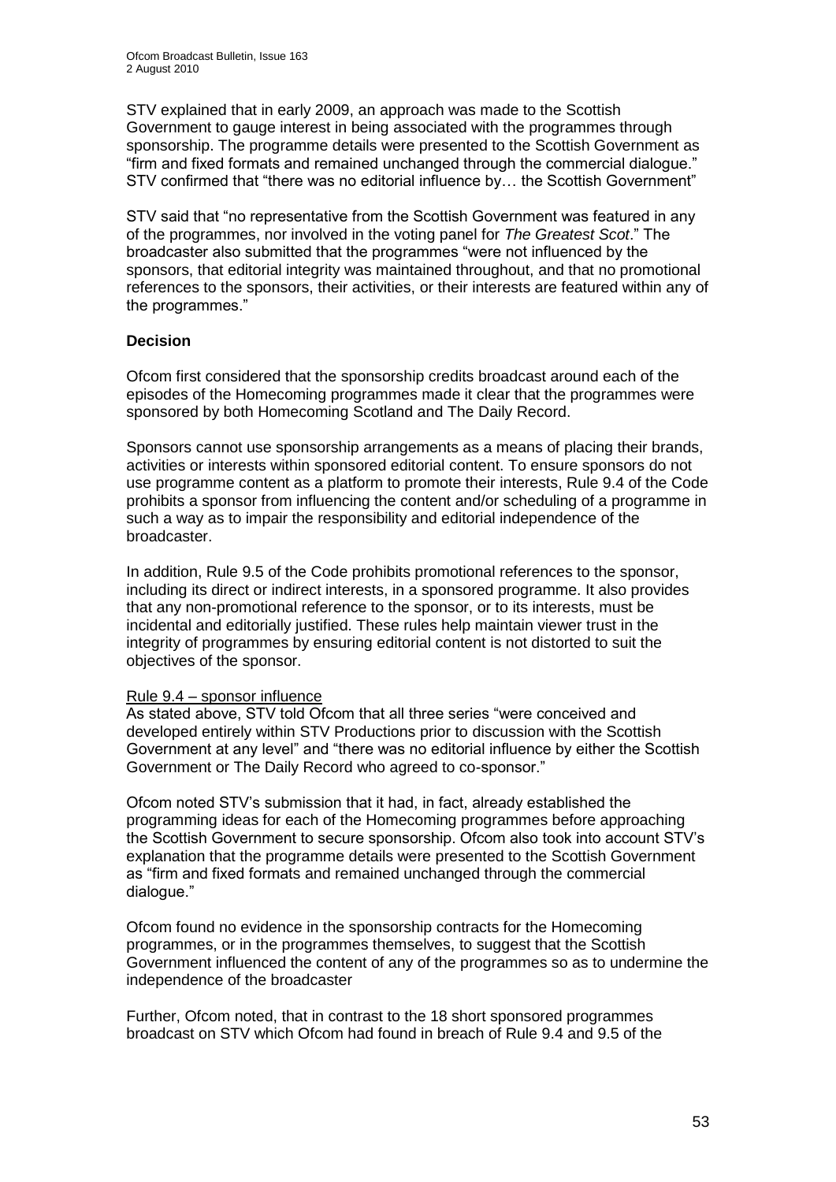STV explained that in early 2009, an approach was made to the Scottish Government to gauge interest in being associated with the programmes through sponsorship. The programme details were presented to the Scottish Government as "firm and fixed formats and remained unchanged through the commercial dialogue." STV confirmed that "there was no editorial influence by… the Scottish Government"

STV said that "no representative from the Scottish Government was featured in any of the programmes, nor involved in the voting panel for *The Greatest Scot*." The broadcaster also submitted that the programmes "were not influenced by the sponsors, that editorial integrity was maintained throughout, and that no promotional references to the sponsors, their activities, or their interests are featured within any of the programmes."

**Decision**

Ofcom first considered that the sponsorship credits broadcast around each of the episodes of the Homecoming programmes made it clear that the programmes were sponsored by both Homecoming Scotland and The Daily Record.

Sponsors cannot use sponsorship arrangements as a means of placing their brands, activities or interests within sponsored editorial content. To ensure sponsors do not use programme content as a platform to promote their interests, Rule 9.4 of the Code prohibits a sponsor from influencing the content and/or scheduling of a programme in such a way as to impair the responsibility and editorial independence of the broadcaster.

In addition, Rule 9.5 of the Code prohibits promotional references to the sponsor, including its direct or indirect interests, in a sponsored programme. It also provides that any non-promotional reference to the sponsor, or to its interests, must be incidental and editorially justified. These rules help maintain viewer trust in the integrity of programmes by ensuring editorial content is not distorted to suit the objectives of the sponsor.

<u>Rule 9.4 – sponsor influence</u>

As stated above, STV told Ofcom that all three series "were conceived and developed entirely within STV Productions prior to discussion with the Scottish Government at any level" and "there was no editorial influence by either the Scottish Government or The Daily Record who agreed to co-sponsor."

Ofcom noted STV's submission that it had, in fact, already established the programming ideas for each of the Homecoming programmes before approaching the Scottish Government to secure sponsorship. Ofcom also took into account STV's explanation that the programme details were presented to the Scottish Government as "firm and fixed formats and remained unchanged through the commercial dialogue."

Ofcom found no evidence in the sponsorship contracts for the Homecoming programmes, or in the programmes themselves, to suggest that the Scottish Government influenced the content of any of the programmes so as to undermine the independence of the broadcaster

Further, Ofcom noted, that in contrast to the 18 short sponsored programmes broadcast on STV which Ofcom had found in breach of Rule 9.4 and 9.5 of the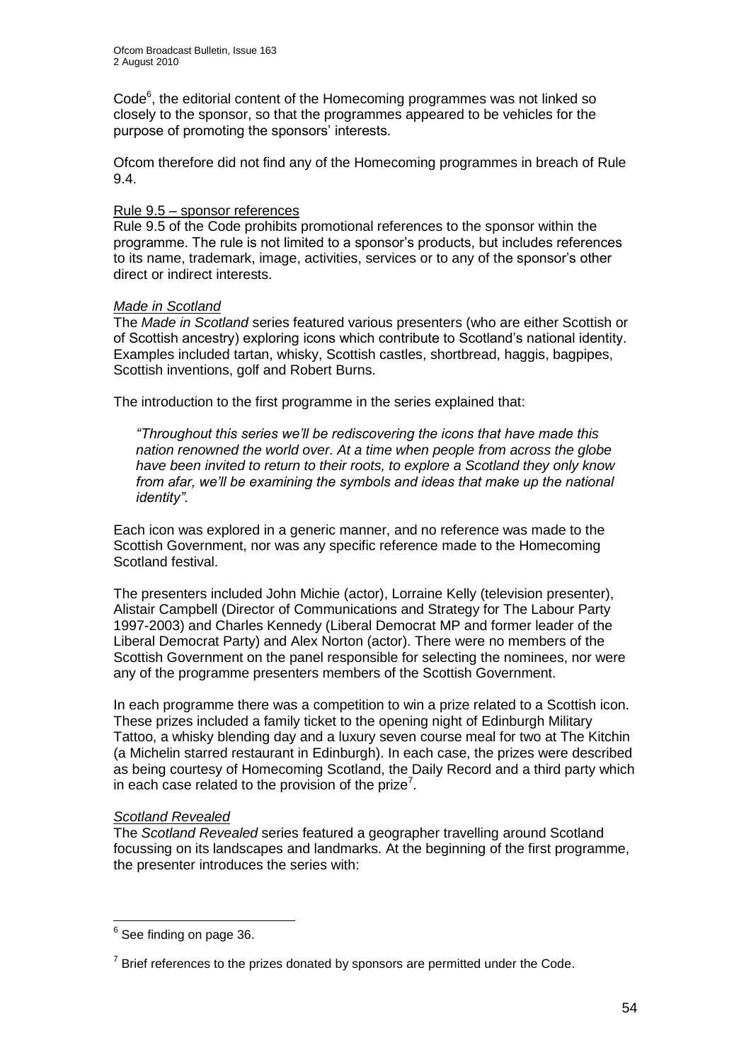Code[6], the editorial content of the Homecoming programmes was not linked so closely to the sponsor, so that the programmes appeared to be vehicles for the purpose of promoting the sponsors' interests.

Ofcom therefore did not find any of the Homecoming programmes in breach of Rule 9.4.

Rule 9.5 – sponsor references

Rule 9.5 of the Code prohibits promotional references to the sponsor within the programme. The rule is not limited to a sponsor's products, but includes references to its name, trademark, image, activities, services or to any of the sponsor's other direct or indirect interests.

*Made in Scotland*

The *Made in Scotland* series featured various presenters (who are either Scottish or of Scottish ancestry) exploring icons which contribute to Scotland's national identity. Examples included tartan, whisky, Scottish castles, shortbread, haggis, bagpipes, Scottish inventions, golf and Robert Burns.

The introduction to the first programme in the series explained that:

> *"Throughout this series we'll be rediscovering the icons that have made this nation renowned the world over. At a time when people from across the globe have been invited to return to their roots, to explore a Scotland they only know from afar, we'll be examining the symbols and ideas that make up the national identity".*

Each icon was explored in a generic manner, and no reference was made to the Scottish Government, nor was any specific reference made to the Homecoming Scotland festival.

The presenters included John Michie (actor), Lorraine Kelly (television presenter), Alistair Campbell (Director of Communications and Strategy for The Labour Party 1997-2003) and Charles Kennedy (Liberal Democrat MP and former leader of the Liberal Democrat Party) and Alex Norton (actor). There were no members of the Scottish Government on the panel responsible for selecting the nominees, nor were any of the programme presenters members of the Scottish Government.

In each programme there was a competition to win a prize related to a Scottish icon. These prizes included a family ticket to the opening night of Edinburgh Military Tattoo, a whisky blending day and a luxury seven course meal for two at The Kitchin (a Michelin starred restaurant in Edinburgh). In each case, the prizes were described as being courtesy of Homecoming Scotland, the Daily Record and a third party which in each case related to the provision of the prize[7].

*Scotland Revealed*

The *Scotland Revealed* series featured a geographer travelling around Scotland focussing on its landscapes and landmarks. At the beginning of the first programme, the presenter introduces the series with:

---

[6] See finding on page 36.

[7] Brief references to the prizes donated by sponsors are permitted under the Code.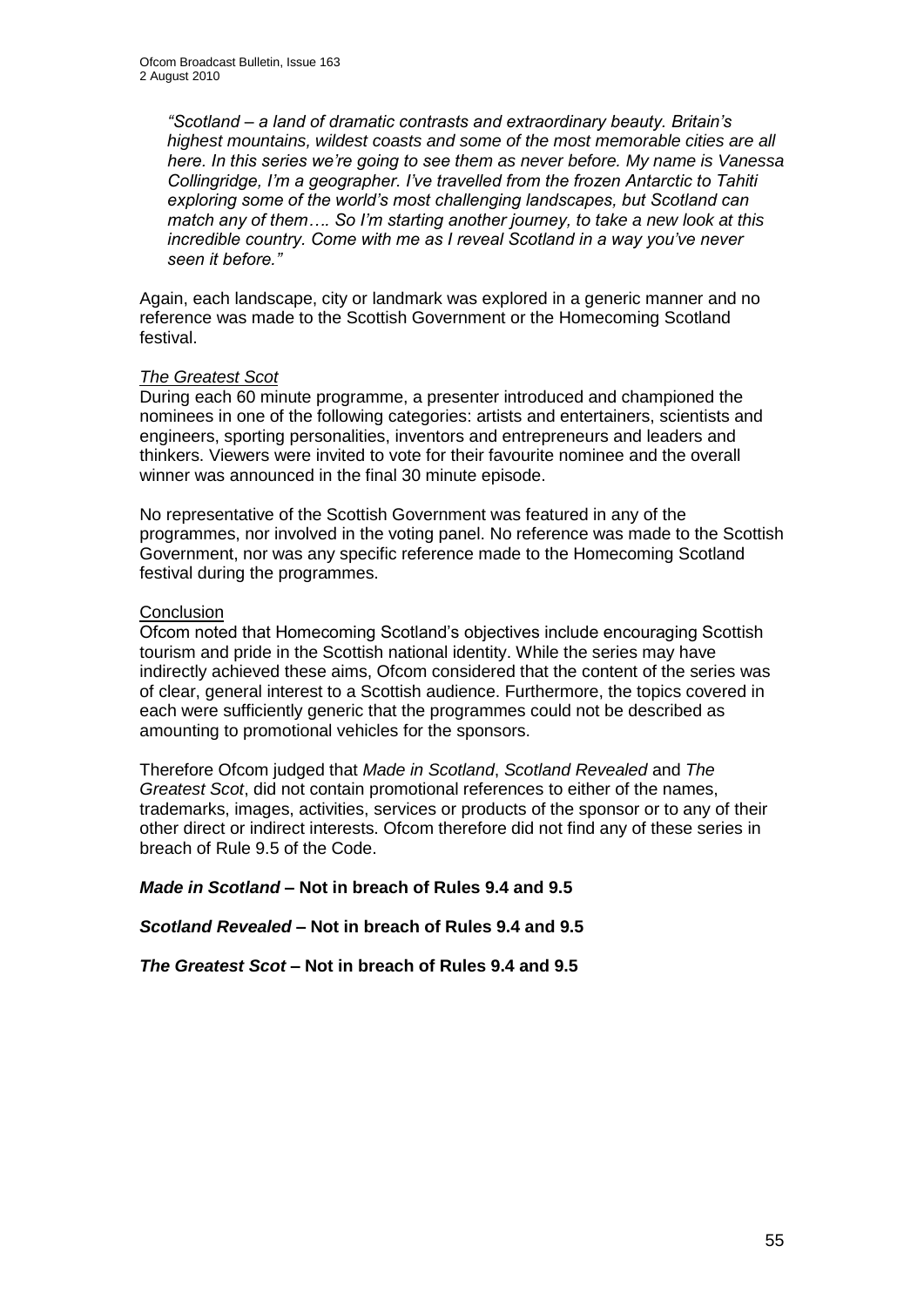*"Scotland – a land of dramatic contrasts and extraordinary beauty. Britain's highest mountains, wildest coasts and some of the most memorable cities are all here. In this series we're going to see them as never before. My name is Vanessa Collingridge, I'm a geographer. I've travelled from the frozen Antarctic to Tahiti exploring some of the world's most challenging landscapes, but Scotland can match any of them…. So I'm starting another journey, to take a new look at this incredible country. Come with me as I reveal Scotland in a way you've never seen it before."*

Again, each landscape, city or landmark was explored in a generic manner and no reference was made to the Scottish Government or the Homecoming Scotland festival.

*The Greatest Scot*

During each 60 minute programme, a presenter introduced and championed the nominees in one of the following categories: artists and entertainers, scientists and engineers, sporting personalities, inventors and entrepreneurs and leaders and thinkers. Viewers were invited to vote for their favourite nominee and the overall winner was announced in the final 30 minute episode.

No representative of the Scottish Government was featured in any of the programmes, nor involved in the voting panel. No reference was made to the Scottish Government, nor was any specific reference made to the Homecoming Scotland festival during the programmes.

Conclusion

Ofcom noted that Homecoming Scotland's objectives include encouraging Scottish tourism and pride in the Scottish national identity. While the series may have indirectly achieved these aims, Ofcom considered that the content of the series was of clear, general interest to a Scottish audience. Furthermore, the topics covered in each were sufficiently generic that the programmes could not be described as amounting to promotional vehicles for the sponsors.

Therefore Ofcom judged that *Made in Scotland*, *Scotland Revealed* and *The Greatest Scot*, did not contain promotional references to either of the names, trademarks, images, activities, services or products of the sponsor or to any of their other direct or indirect interests. Ofcom therefore did not find any of these series in breach of Rule 9.5 of the Code.

***Made in Scotland* – Not in breach of Rules 9.4 and 9.5**

***Scotland Revealed* – Not in breach of Rules 9.4 and 9.5**

***The Greatest Scot* – Not in breach of Rules 9.4 and 9.5**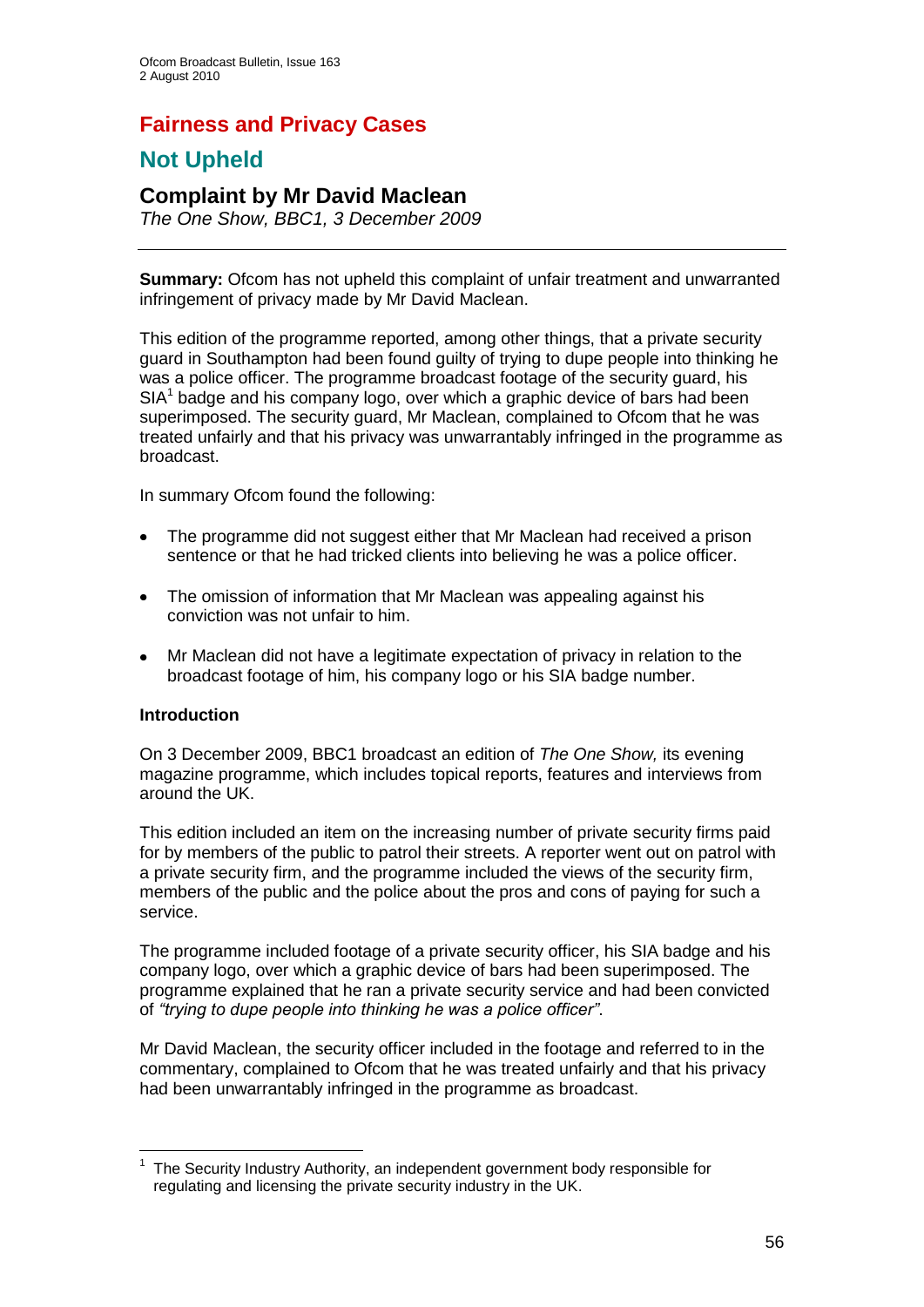# Fairness and Privacy Cases

## Not Upheld

### Complaint by Mr David Maclean

*The One Show, BBC1, 3 December 2009*

---

**Summary:** Ofcom has not upheld this complaint of unfair treatment and unwarranted infringement of privacy made by Mr David Maclean.

This edition of the programme reported, among other things, that a private security guard in Southampton had been found guilty of trying to dupe people into thinking he was a police officer. The programme broadcast footage of the security guard, his SIA[1] badge and his company logo, over which a graphic device of bars had been superimposed. The security guard, Mr Maclean, complained to Ofcom that he was treated unfairly and that his privacy was unwarrantably infringed in the programme as broadcast.

In summary Ofcom found the following:

- The programme did not suggest either that Mr Maclean had received a prison sentence or that he had tricked clients into believing he was a police officer.
- The omission of information that Mr Maclean was appealing against his conviction was not unfair to him.
- Mr Maclean did not have a legitimate expectation of privacy in relation to the broadcast footage of him, his company logo or his SIA badge number.

**Introduction**

On 3 December 2009, BBC1 broadcast an edition of *The One Show,* its evening magazine programme, which includes topical reports, features and interviews from around the UK.

This edition included an item on the increasing number of private security firms paid for by members of the public to patrol their streets. A reporter went out on patrol with a private security firm, and the programme included the views of the security firm, members of the public and the police about the pros and cons of paying for such a service.

The programme included footage of a private security officer, his SIA badge and his company logo, over which a graphic device of bars had been superimposed. The programme explained that he ran a private security service and had been convicted of *"trying to dupe people into thinking he was a police officer"*.

Mr David Maclean, the security officer included in the footage and referred to in the commentary, complained to Ofcom that he was treated unfairly and that his privacy had been unwarrantably infringed in the programme as broadcast.

---

[1] The Security Industry Authority, an independent government body responsible for regulating and licensing the private security industry in the UK.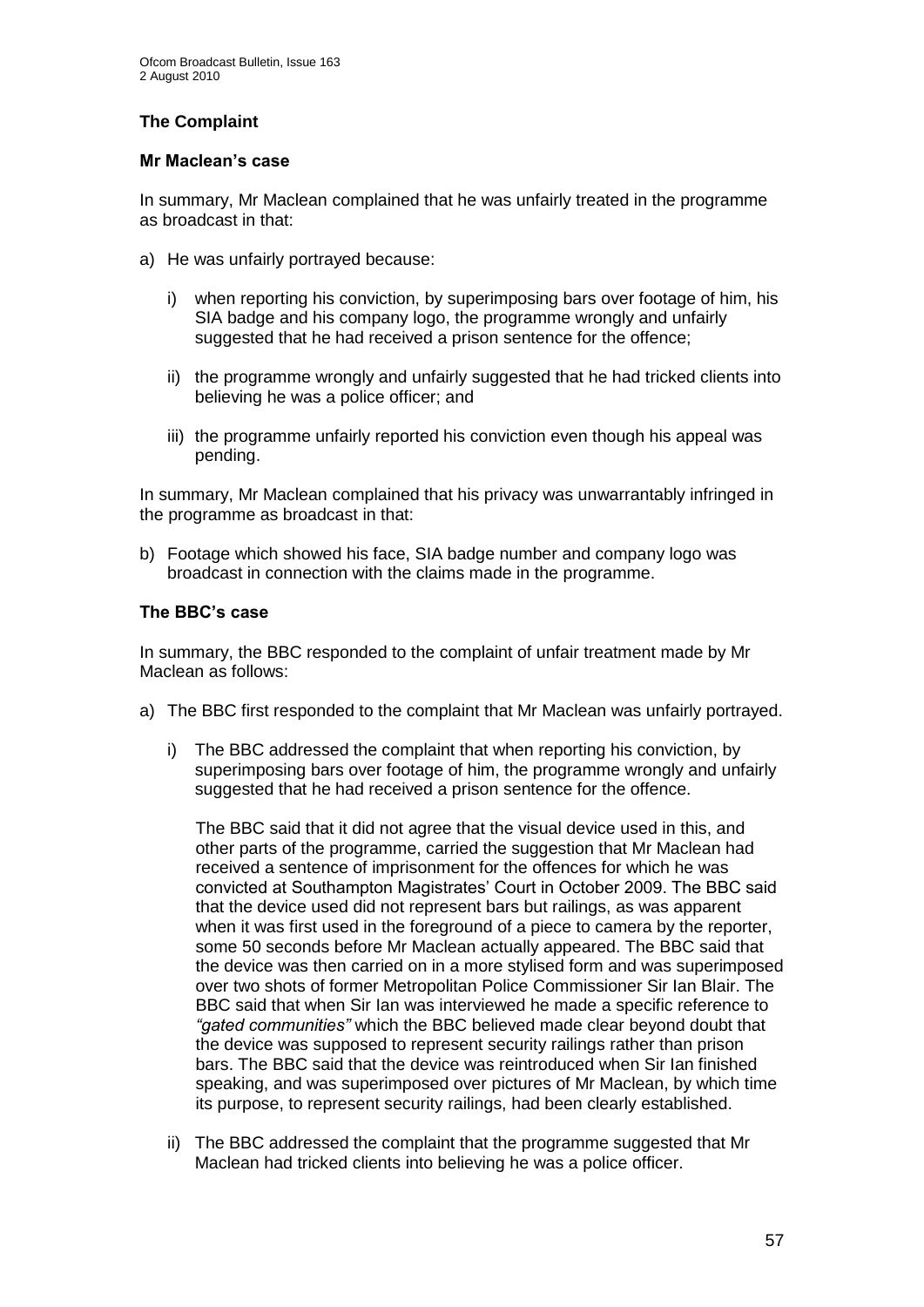### The Complaint

#### Mr Maclean's case

In summary, Mr Maclean complained that he was unfairly treated in the programme as broadcast in that:

a) He was unfairly portrayed because:

   i) when reporting his conviction, by superimposing bars over footage of him, his SIA badge and his company logo, the programme wrongly and unfairly suggested that he had received a prison sentence for the offence;

   ii) the programme wrongly and unfairly suggested that he had tricked clients into believing he was a police officer; and

   iii) the programme unfairly reported his conviction even though his appeal was pending.

In summary, Mr Maclean complained that his privacy was unwarrantably infringed in the programme as broadcast in that:

b) Footage which showed his face, SIA badge number and company logo was broadcast in connection with the claims made in the programme.

#### The BBC's case

In summary, the BBC responded to the complaint of unfair treatment made by Mr Maclean as follows:

a) The BBC first responded to the complaint that Mr Maclean was unfairly portrayed.

   i) The BBC addressed the complaint that when reporting his conviction, by superimposing bars over footage of him, the programme wrongly and unfairly suggested that he had received a prison sentence for the offence.

   The BBC said that it did not agree that the visual device used in this, and other parts of the programme, carried the suggestion that Mr Maclean had received a sentence of imprisonment for the offences for which he was convicted at Southampton Magistrates' Court in October 2009. The BBC said that the device used did not represent bars but railings, as was apparent when it was first used in the foreground of a piece to camera by the reporter, some 50 seconds before Mr Maclean actually appeared. The BBC said that the device was then carried on in a more stylised form and was superimposed over two shots of former Metropolitan Police Commissioner Sir Ian Blair. The BBC said that when Sir Ian was interviewed he made a specific reference to *"gated communities"* which the BBC believed made clear beyond doubt that the device was supposed to represent security railings rather than prison bars. The BBC said that the device was reintroduced when Sir Ian finished speaking, and was superimposed over pictures of Mr Maclean, by which time its purpose, to represent security railings, had been clearly established.

   ii) The BBC addressed the complaint that the programme suggested that Mr Maclean had tricked clients into believing he was a police officer.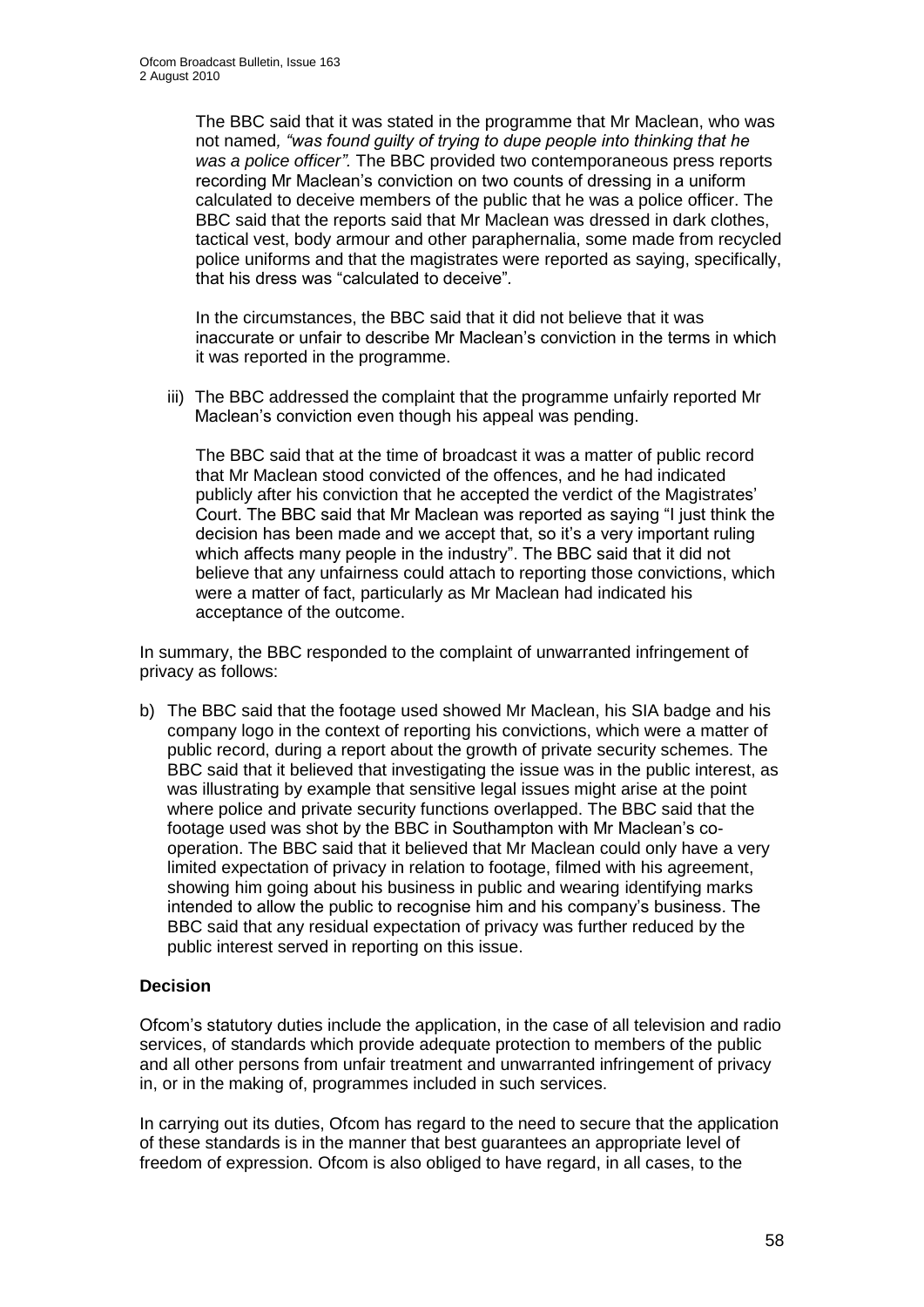The BBC said that it was stated in the programme that Mr Maclean, who was not named, *"was found guilty of trying to dupe people into thinking that he was a police officer"*. The BBC provided two contemporaneous press reports recording Mr Maclean's conviction on two counts of dressing in a uniform calculated to deceive members of the public that he was a police officer. The BBC said that the reports said that Mr Maclean was dressed in dark clothes, tactical vest, body armour and other paraphernalia, some made from recycled police uniforms and that the magistrates were reported as saying, specifically, that his dress was "calculated to deceive".

In the circumstances, the BBC said that it did not believe that it was inaccurate or unfair to describe Mr Maclean's conviction in the terms in which it was reported in the programme.

iii) The BBC addressed the complaint that the programme unfairly reported Mr Maclean's conviction even though his appeal was pending.

The BBC said that at the time of broadcast it was a matter of public record that Mr Maclean stood convicted of the offences, and he had indicated publicly after his conviction that he accepted the verdict of the Magistrates' Court. The BBC said that Mr Maclean was reported as saying "I just think the decision has been made and we accept that, so it's a very important ruling which affects many people in the industry". The BBC said that it did not believe that any unfairness could attach to reporting those convictions, which were a matter of fact, particularly as Mr Maclean had indicated his acceptance of the outcome.

In summary, the BBC responded to the complaint of unwarranted infringement of privacy as follows:

b) The BBC said that the footage used showed Mr Maclean, his SIA badge and his company logo in the context of reporting his convictions, which were a matter of public record, during a report about the growth of private security schemes. The BBC said that it believed that investigating the issue was in the public interest, as was illustrating by example that sensitive legal issues might arise at the point where police and private security functions overlapped. The BBC said that the footage used was shot by the BBC in Southampton with Mr Maclean's co-operation. The BBC said that it believed that Mr Maclean could only have a very limited expectation of privacy in relation to footage, filmed with his agreement, showing him going about his business in public and wearing identifying marks intended to allow the public to recognise him and his company's business. The BBC said that any residual expectation of privacy was further reduced by the public interest served in reporting on this issue.

## Decision

Ofcom's statutory duties include the application, in the case of all television and radio services, of standards which provide adequate protection to members of the public and all other persons from unfair treatment and unwarranted infringement of privacy in, or in the making of, programmes included in such services.

In carrying out its duties, Ofcom has regard to the need to secure that the application of these standards is in the manner that best guarantees an appropriate level of freedom of expression. Ofcom is also obliged to have regard, in all cases, to the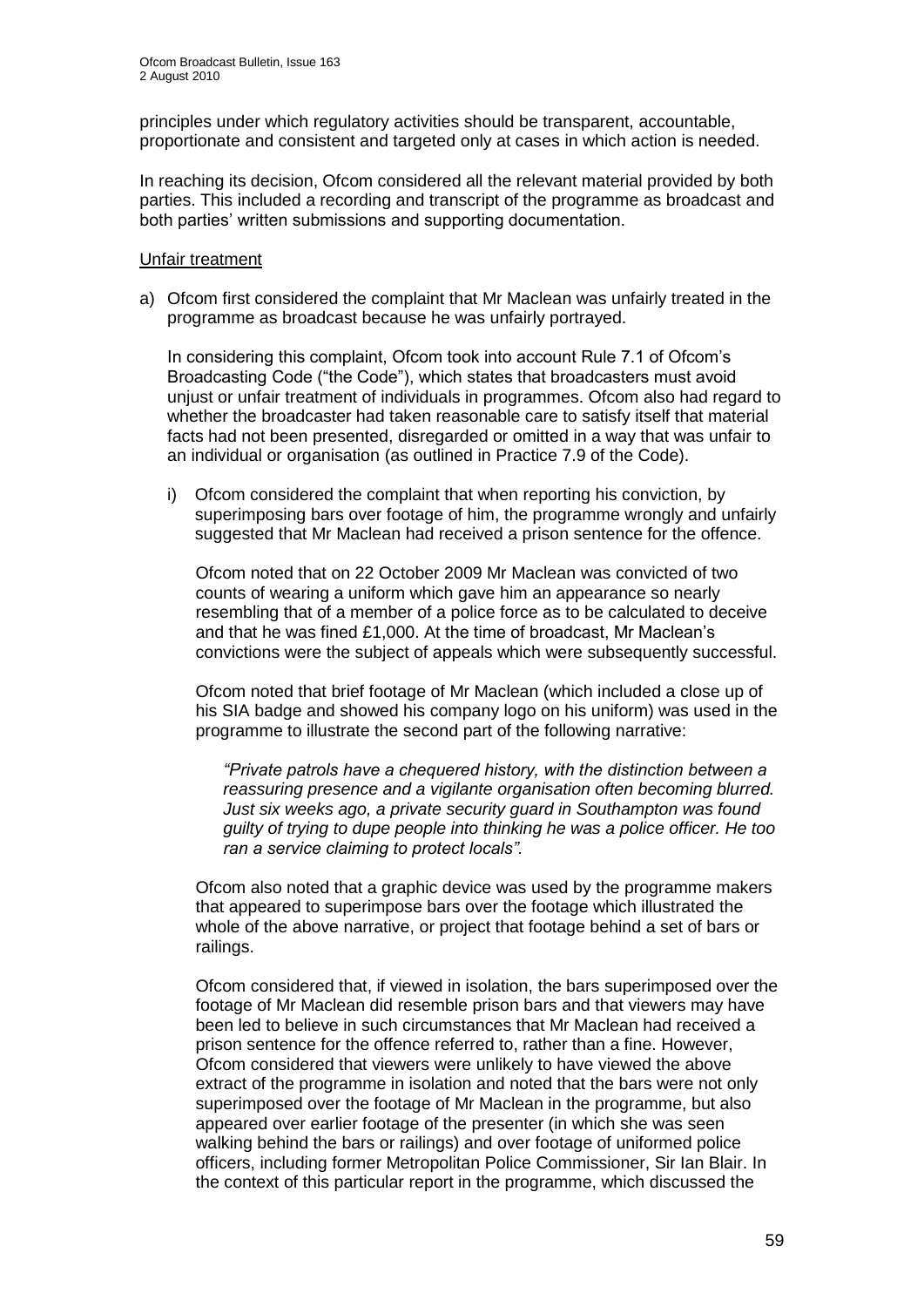principles under which regulatory activities should be transparent, accountable, proportionate and consistent and targeted only at cases in which action is needed.

In reaching its decision, Ofcom considered all the relevant material provided by both parties. This included a recording and transcript of the programme as broadcast and both parties' written submissions and supporting documentation.

Unfair treatment

a) Ofcom first considered the complaint that Mr Maclean was unfairly treated in the programme as broadcast because he was unfairly portrayed.

   In considering this complaint, Ofcom took into account Rule 7.1 of Ofcom's Broadcasting Code ("the Code"), which states that broadcasters must avoid unjust or unfair treatment of individuals in programmes. Ofcom also had regard to whether the broadcaster had taken reasonable care to satisfy itself that material facts had not been presented, disregarded or omitted in a way that was unfair to an individual or organisation (as outlined in Practice 7.9 of the Code).

   i) Ofcom considered the complaint that when reporting his conviction, by superimposing bars over footage of him, the programme wrongly and unfairly suggested that Mr Maclean had received a prison sentence for the offence.

      Ofcom noted that on 22 October 2009 Mr Maclean was convicted of two counts of wearing a uniform which gave him an appearance so nearly resembling that of a member of a police force as to be calculated to deceive and that he was fined £1,000. At the time of broadcast, Mr Maclean's convictions were the subject of appeals which were subsequently successful.

      Ofcom noted that brief footage of Mr Maclean (which included a close up of his SIA badge and showed his company logo on his uniform) was used in the programme to illustrate the second part of the following narrative:

      *"Private patrols have a chequered history, with the distinction between a reassuring presence and a vigilante organisation often becoming blurred. Just six weeks ago, a private security guard in Southampton was found guilty of trying to dupe people into thinking he was a police officer. He too ran a service claiming to protect locals".*

      Ofcom also noted that a graphic device was used by the programme makers that appeared to superimpose bars over the footage which illustrated the whole of the above narrative, or project that footage behind a set of bars or railings.

      Ofcom considered that, if viewed in isolation, the bars superimposed over the footage of Mr Maclean did resemble prison bars and that viewers may have been led to believe in such circumstances that Mr Maclean had received a prison sentence for the offence referred to, rather than a fine. However, Ofcom considered that viewers were unlikely to have viewed the above extract of the programme in isolation and noted that the bars were not only superimposed over the footage of Mr Maclean in the programme, but also appeared over earlier footage of the presenter (in which she was seen walking behind the bars or railings) and over footage of uniformed police officers, including former Metropolitan Police Commissioner, Sir Ian Blair. In the context of this particular report in the programme, which discussed the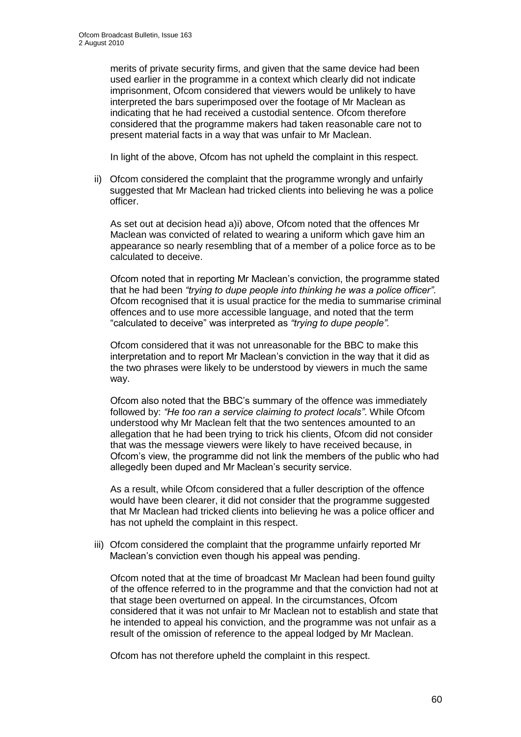merits of private security firms, and given that the same device had been used earlier in the programme in a context which clearly did not indicate imprisonment, Ofcom considered that viewers would be unlikely to have interpreted the bars superimposed over the footage of Mr Maclean as indicating that he had received a custodial sentence. Ofcom therefore considered that the programme makers had taken reasonable care not to present material facts in a way that was unfair to Mr Maclean.

In light of the above, Ofcom has not upheld the complaint in this respect.

ii) Ofcom considered the complaint that the programme wrongly and unfairly suggested that Mr Maclean had tricked clients into believing he was a police officer.

As set out at decision head a)i) above, Ofcom noted that the offences Mr Maclean was convicted of related to wearing a uniform which gave him an appearance so nearly resembling that of a member of a police force as to be calculated to deceive.

Ofcom noted that in reporting Mr Maclean's conviction, the programme stated that he had been *"trying to dupe people into thinking he was a police officer"*. Ofcom recognised that it is usual practice for the media to summarise criminal offences and to use more accessible language, and noted that the term "calculated to deceive" was interpreted as *"trying to dupe people".*

Ofcom considered that it was not unreasonable for the BBC to make this interpretation and to report Mr Maclean's conviction in the way that it did as the two phrases were likely to be understood by viewers in much the same way.

Ofcom also noted that the BBC's summary of the offence was immediately followed by: *"He too ran a service claiming to protect locals"*. While Ofcom understood why Mr Maclean felt that the two sentences amounted to an allegation that he had been trying to trick his clients, Ofcom did not consider that was the message viewers were likely to have received because, in Ofcom's view, the programme did not link the members of the public who had allegedly been duped and Mr Maclean's security service.

As a result, while Ofcom considered that a fuller description of the offence would have been clearer, it did not consider that the programme suggested that Mr Maclean had tricked clients into believing he was a police officer and has not upheld the complaint in this respect.

iii) Ofcom considered the complaint that the programme unfairly reported Mr Maclean's conviction even though his appeal was pending.

Ofcom noted that at the time of broadcast Mr Maclean had been found guilty of the offence referred to in the programme and that the conviction had not at that stage been overturned on appeal. In the circumstances, Ofcom considered that it was not unfair to Mr Maclean not to establish and state that he intended to appeal his conviction, and the programme was not unfair as a result of the omission of reference to the appeal lodged by Mr Maclean.

Ofcom has not therefore upheld the complaint in this respect.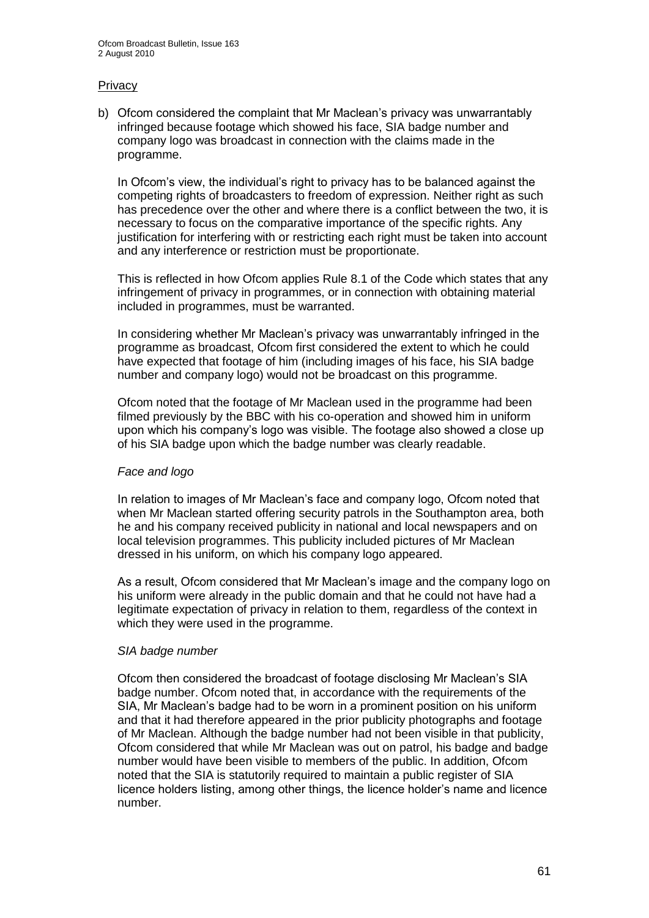## Privacy

b) Ofcom considered the complaint that Mr Maclean's privacy was unwarrantably infringed because footage which showed his face, SIA badge number and company logo was broadcast in connection with the claims made in the programme.

In Ofcom's view, the individual's right to privacy has to be balanced against the competing rights of broadcasters to freedom of expression. Neither right as such has precedence over the other and where there is a conflict between the two, it is necessary to focus on the comparative importance of the specific rights. Any justification for interfering with or restricting each right must be taken into account and any interference or restriction must be proportionate.

This is reflected in how Ofcom applies Rule 8.1 of the Code which states that any infringement of privacy in programmes, or in connection with obtaining material included in programmes, must be warranted.

In considering whether Mr Maclean's privacy was unwarrantably infringed in the programme as broadcast, Ofcom first considered the extent to which he could have expected that footage of him (including images of his face, his SIA badge number and company logo) would not be broadcast on this programme.

Ofcom noted that the footage of Mr Maclean used in the programme had been filmed previously by the BBC with his co-operation and showed him in uniform upon which his company's logo was visible. The footage also showed a close up of his SIA badge upon which the badge number was clearly readable.

*Face and logo*

In relation to images of Mr Maclean's face and company logo, Ofcom noted that when Mr Maclean started offering security patrols in the Southampton area, both he and his company received publicity in national and local newspapers and on local television programmes. This publicity included pictures of Mr Maclean dressed in his uniform, on which his company logo appeared.

As a result, Ofcom considered that Mr Maclean's image and the company logo on his uniform were already in the public domain and that he could not have had a legitimate expectation of privacy in relation to them, regardless of the context in which they were used in the programme.

*SIA badge number*

Ofcom then considered the broadcast of footage disclosing Mr Maclean's SIA badge number. Ofcom noted that, in accordance with the requirements of the SIA, Mr Maclean's badge had to be worn in a prominent position on his uniform and that it had therefore appeared in the prior publicity photographs and footage of Mr Maclean. Although the badge number had not been visible in that publicity, Ofcom considered that while Mr Maclean was out on patrol, his badge and badge number would have been visible to members of the public. In addition, Ofcom noted that the SIA is statutorily required to maintain a public register of SIA licence holders listing, among other things, the licence holder's name and licence number.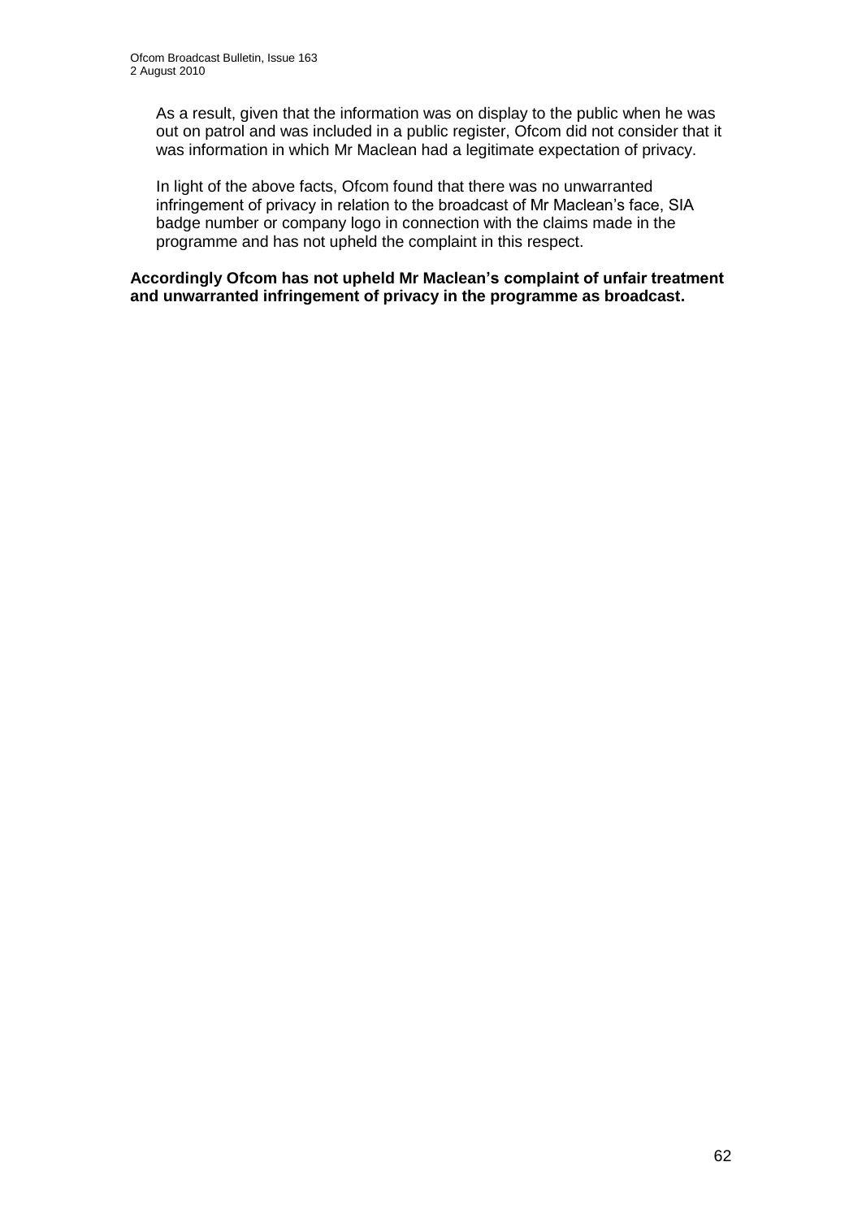As a result, given that the information was on display to the public when he was out on patrol and was included in a public register, Ofcom did not consider that it was information in which Mr Maclean had a legitimate expectation of privacy.

In light of the above facts, Ofcom found that there was no unwarranted infringement of privacy in relation to the broadcast of Mr Maclean's face, SIA badge number or company logo in connection with the claims made in the programme and has not upheld the complaint in this respect.

**Accordingly Ofcom has not upheld Mr Maclean's complaint of unfair treatment and unwarranted infringement of privacy in the programme as broadcast.**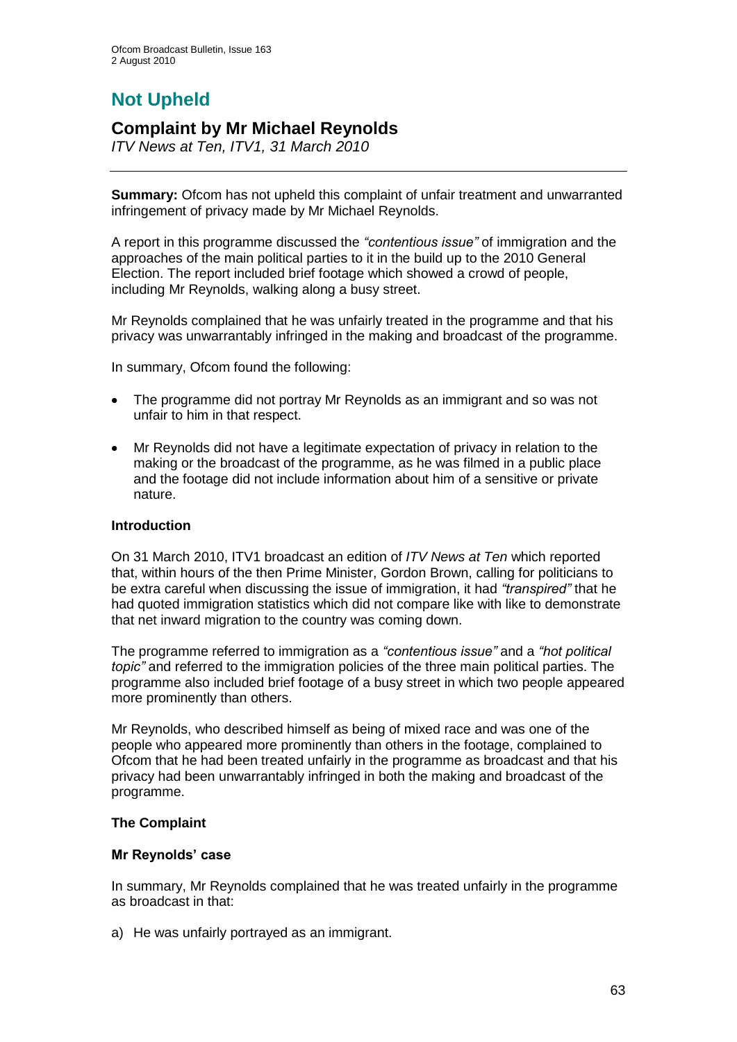# Not Upheld

## Complaint by Mr Michael Reynolds

*ITV News at Ten, ITV1, 31 March 2010*

**Summary:** Ofcom has not upheld this complaint of unfair treatment and unwarranted infringement of privacy made by Mr Michael Reynolds.

A report in this programme discussed the *"contentious issue"* of immigration and the approaches of the main political parties to it in the build up to the 2010 General Election. The report included brief footage which showed a crowd of people, including Mr Reynolds, walking along a busy street.

Mr Reynolds complained that he was unfairly treated in the programme and that his privacy was unwarrantably infringed in the making and broadcast of the programme.

In summary, Ofcom found the following:

- The programme did not portray Mr Reynolds as an immigrant and so was not unfair to him in that respect.
- Mr Reynolds did not have a legitimate expectation of privacy in relation to the making or the broadcast of the programme, as he was filmed in a public place and the footage did not include information about him of a sensitive or private nature.

### Introduction

On 31 March 2010, ITV1 broadcast an edition of *ITV News at Ten* which reported that, within hours of the then Prime Minister, Gordon Brown, calling for politicians to be extra careful when discussing the issue of immigration, it had *"transpired"* that he had quoted immigration statistics which did not compare like with like to demonstrate that net inward migration to the country was coming down.

The programme referred to immigration as a *"contentious issue"* and a *"hot political topic"* and referred to the immigration policies of the three main political parties. The programme also included brief footage of a busy street in which two people appeared more prominently than others.

Mr Reynolds, who described himself as being of mixed race and was one of the people who appeared more prominently than others in the footage, complained to Ofcom that he had been treated unfairly in the programme as broadcast and that his privacy had been unwarrantably infringed in both the making and broadcast of the programme.

### The Complaint

#### Mr Reynolds' case

In summary, Mr Reynolds complained that he was treated unfairly in the programme as broadcast in that:

a) He was unfairly portrayed as an immigrant.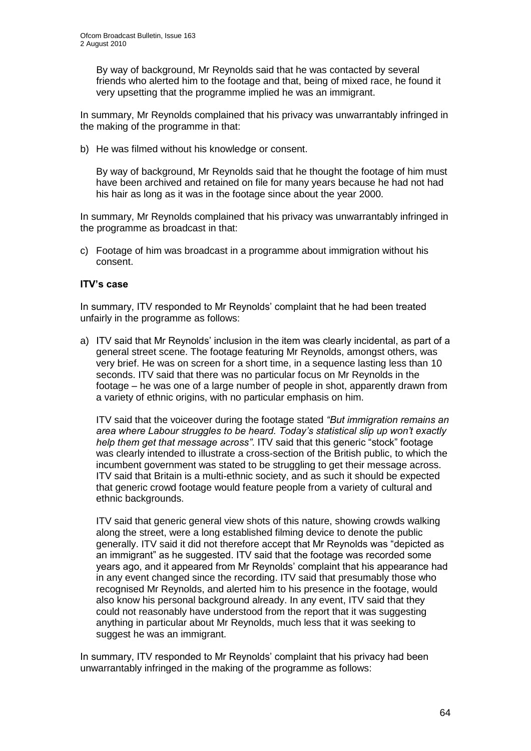By way of background, Mr Reynolds said that he was contacted by several friends who alerted him to the footage and that, being of mixed race, he found it very upsetting that the programme implied he was an immigrant.

In summary, Mr Reynolds complained that his privacy was unwarrantably infringed in the making of the programme in that:

b) He was filmed without his knowledge or consent.

By way of background, Mr Reynolds said that he thought the footage of him must have been archived and retained on file for many years because he had not had his hair as long as it was in the footage since about the year 2000.

In summary, Mr Reynolds complained that his privacy was unwarrantably infringed in the programme as broadcast in that:

c) Footage of him was broadcast in a programme about immigration without his consent.

**ITV's case**

In summary, ITV responded to Mr Reynolds' complaint that he had been treated unfairly in the programme as follows:

a) ITV said that Mr Reynolds' inclusion in the item was clearly incidental, as part of a general street scene. The footage featuring Mr Reynolds, amongst others, was very brief. He was on screen for a short time, in a sequence lasting less than 10 seconds. ITV said that there was no particular focus on Mr Reynolds in the footage – he was one of a large number of people in shot, apparently drawn from a variety of ethnic origins, with no particular emphasis on him.

ITV said that the voiceover during the footage stated *"But immigration remains an area where Labour struggles to be heard. Today's statistical slip up won't exactly help them get that message across"*. ITV said that this generic "stock" footage was clearly intended to illustrate a cross-section of the British public, to which the incumbent government was stated to be struggling to get their message across. ITV said that Britain is a multi-ethnic society, and as such it should be expected that generic crowd footage would feature people from a variety of cultural and ethnic backgrounds.

ITV said that generic general view shots of this nature, showing crowds walking along the street, were a long established filming device to denote the public generally. ITV said it did not therefore accept that Mr Reynolds was "depicted as an immigrant" as he suggested. ITV said that the footage was recorded some years ago, and it appeared from Mr Reynolds' complaint that his appearance had in any event changed since the recording. ITV said that presumably those who recognised Mr Reynolds, and alerted him to his presence in the footage, would also know his personal background already. In any event, ITV said that they could not reasonably have understood from the report that it was suggesting anything in particular about Mr Reynolds, much less that it was seeking to suggest he was an immigrant.

In summary, ITV responded to Mr Reynolds' complaint that his privacy had been unwarrantably infringed in the making of the programme as follows: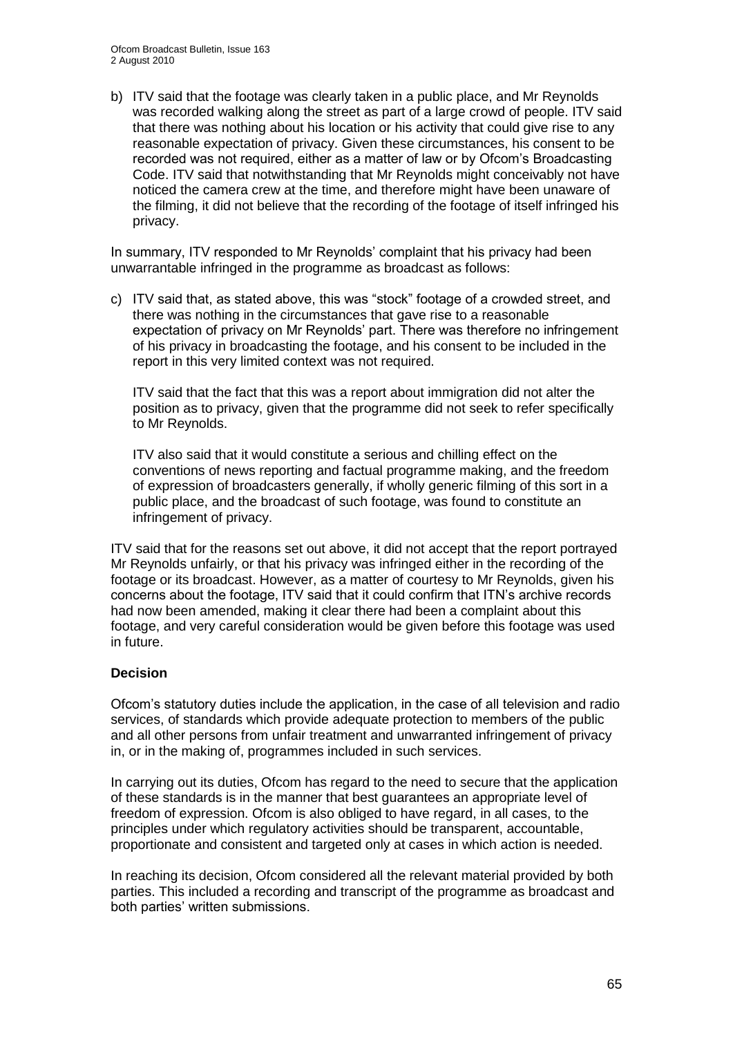b) ITV said that the footage was clearly taken in a public place, and Mr Reynolds was recorded walking along the street as part of a large crowd of people. ITV said that there was nothing about his location or his activity that could give rise to any reasonable expectation of privacy. Given these circumstances, his consent to be recorded was not required, either as a matter of law or by Ofcom's Broadcasting Code. ITV said that notwithstanding that Mr Reynolds might conceivably not have noticed the camera crew at the time, and therefore might have been unaware of the filming, it did not believe that the recording of the footage of itself infringed his privacy.

In summary, ITV responded to Mr Reynolds' complaint that his privacy had been unwarrantable infringed in the programme as broadcast as follows:

c) ITV said that, as stated above, this was "stock" footage of a crowded street, and there was nothing in the circumstances that gave rise to a reasonable expectation of privacy on Mr Reynolds' part. There was therefore no infringement of his privacy in broadcasting the footage, and his consent to be included in the report in this very limited context was not required.

   ITV said that the fact that this was a report about immigration did not alter the position as to privacy, given that the programme did not seek to refer specifically to Mr Reynolds.

   ITV also said that it would constitute a serious and chilling effect on the conventions of news reporting and factual programme making, and the freedom of expression of broadcasters generally, if wholly generic filming of this sort in a public place, and the broadcast of such footage, was found to constitute an infringement of privacy.

ITV said that for the reasons set out above, it did not accept that the report portrayed Mr Reynolds unfairly, or that his privacy was infringed either in the recording of the footage or its broadcast. However, as a matter of courtesy to Mr Reynolds, given his concerns about the footage, ITV said that it could confirm that ITN's archive records had now been amended, making it clear there had been a complaint about this footage, and very careful consideration would be given before this footage was used in future.

**Decision**

Ofcom's statutory duties include the application, in the case of all television and radio services, of standards which provide adequate protection to members of the public and all other persons from unfair treatment and unwarranted infringement of privacy in, or in the making of, programmes included in such services.

In carrying out its duties, Ofcom has regard to the need to secure that the application of these standards is in the manner that best guarantees an appropriate level of freedom of expression. Ofcom is also obliged to have regard, in all cases, to the principles under which regulatory activities should be transparent, accountable, proportionate and consistent and targeted only at cases in which action is needed.

In reaching its decision, Ofcom considered all the relevant material provided by both parties. This included a recording and transcript of the programme as broadcast and both parties' written submissions.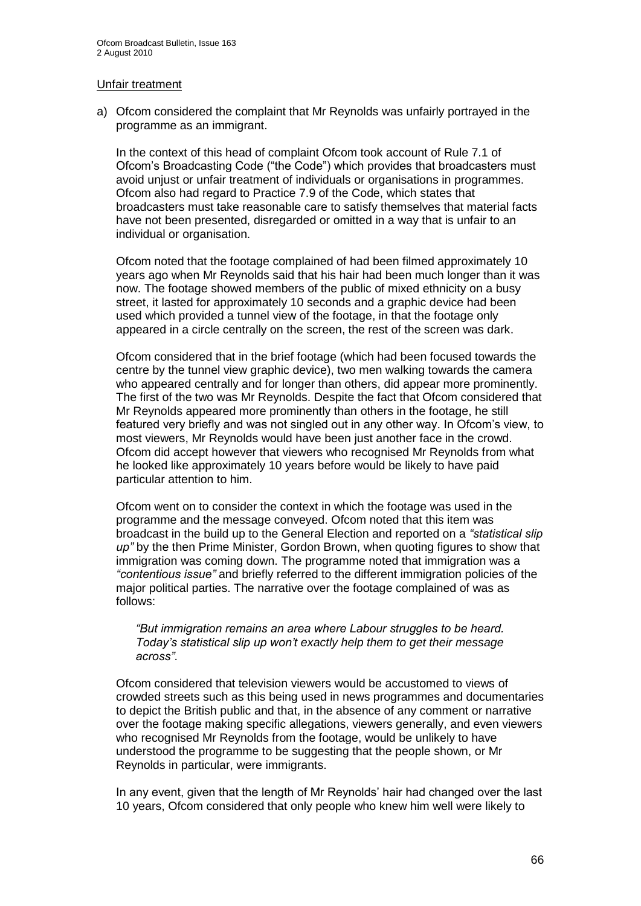Unfair treatment

a) Ofcom considered the complaint that Mr Reynolds was unfairly portrayed in the programme as an immigrant.

In the context of this head of complaint Ofcom took account of Rule 7.1 of Ofcom's Broadcasting Code ("the Code") which provides that broadcasters must avoid unjust or unfair treatment of individuals or organisations in programmes. Ofcom also had regard to Practice 7.9 of the Code, which states that broadcasters must take reasonable care to satisfy themselves that material facts have not been presented, disregarded or omitted in a way that is unfair to an individual or organisation.

Ofcom noted that the footage complained of had been filmed approximately 10 years ago when Mr Reynolds said that his hair had been much longer than it was now. The footage showed members of the public of mixed ethnicity on a busy street, it lasted for approximately 10 seconds and a graphic device had been used which provided a tunnel view of the footage, in that the footage only appeared in a circle centrally on the screen, the rest of the screen was dark.

Ofcom considered that in the brief footage (which had been focused towards the centre by the tunnel view graphic device), two men walking towards the camera who appeared centrally and for longer than others, did appear more prominently. The first of the two was Mr Reynolds. Despite the fact that Ofcom considered that Mr Reynolds appeared more prominently than others in the footage, he still featured very briefly and was not singled out in any other way. In Ofcom's view, to most viewers, Mr Reynolds would have been just another face in the crowd. Ofcom did accept however that viewers who recognised Mr Reynolds from what he looked like approximately 10 years before would be likely to have paid particular attention to him.

Ofcom went on to consider the context in which the footage was used in the programme and the message conveyed. Ofcom noted that this item was broadcast in the build up to the General Election and reported on a *"statistical slip up"* by the then Prime Minister, Gordon Brown, when quoting figures to show that immigration was coming down. The programme noted that immigration was a *"contentious issue"* and briefly referred to the different immigration policies of the major political parties. The narrative over the footage complained of was as follows:

> *"But immigration remains an area where Labour struggles to be heard. Today's statistical slip up won't exactly help them to get their message across".*

Ofcom considered that television viewers would be accustomed to views of crowded streets such as this being used in news programmes and documentaries to depict the British public and that, in the absence of any comment or narrative over the footage making specific allegations, viewers generally, and even viewers who recognised Mr Reynolds from the footage, would be unlikely to have understood the programme to be suggesting that the people shown, or Mr Reynolds in particular, were immigrants.

In any event, given that the length of Mr Reynolds' hair had changed over the last 10 years, Ofcom considered that only people who knew him well were likely to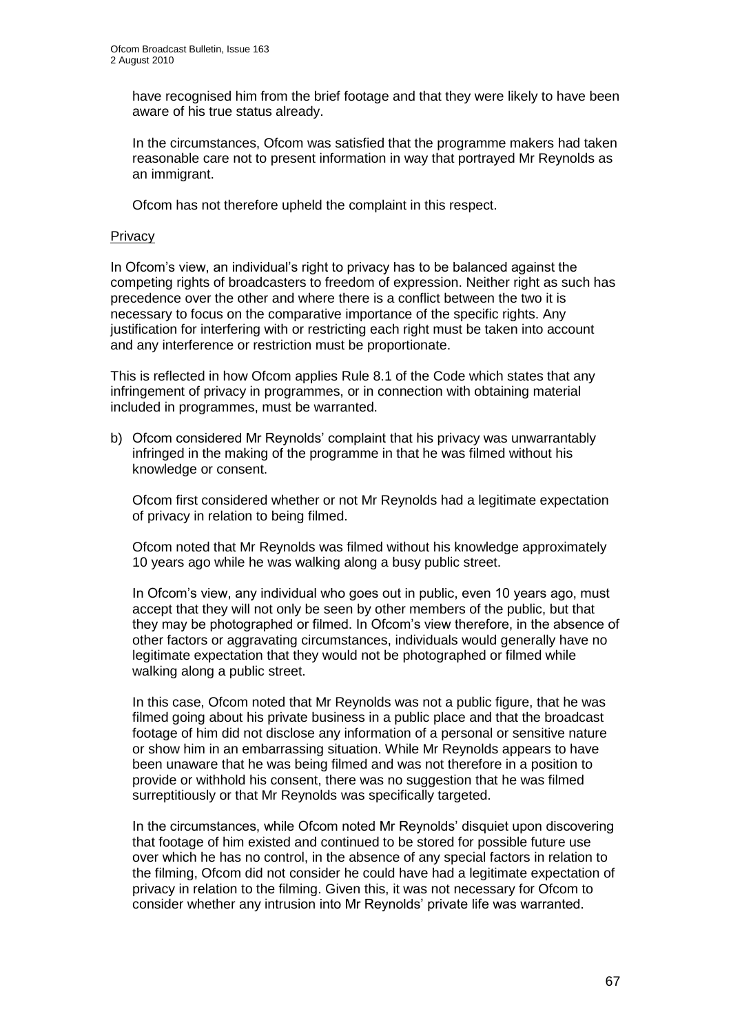have recognised him from the brief footage and that they were likely to have been aware of his true status already.

In the circumstances, Ofcom was satisfied that the programme makers had taken reasonable care not to present information in way that portrayed Mr Reynolds as an immigrant.

Ofcom has not therefore upheld the complaint in this respect.

Privacy

In Ofcom's view, an individual's right to privacy has to be balanced against the competing rights of broadcasters to freedom of expression. Neither right as such has precedence over the other and where there is a conflict between the two it is necessary to focus on the comparative importance of the specific rights. Any justification for interfering with or restricting each right must be taken into account and any interference or restriction must be proportionate.

This is reflected in how Ofcom applies Rule 8.1 of the Code which states that any infringement of privacy in programmes, or in connection with obtaining material included in programmes, must be warranted.

b) Ofcom considered Mr Reynolds' complaint that his privacy was unwarrantably infringed in the making of the programme in that he was filmed without his knowledge or consent.

   Ofcom first considered whether or not Mr Reynolds had a legitimate expectation of privacy in relation to being filmed.

   Ofcom noted that Mr Reynolds was filmed without his knowledge approximately 10 years ago while he was walking along a busy public street.

   In Ofcom's view, any individual who goes out in public, even 10 years ago, must accept that they will not only be seen by other members of the public, but that they may be photographed or filmed. In Ofcom's view therefore, in the absence of other factors or aggravating circumstances, individuals would generally have no legitimate expectation that they would not be photographed or filmed while walking along a public street.

   In this case, Ofcom noted that Mr Reynolds was not a public figure, that he was filmed going about his private business in a public place and that the broadcast footage of him did not disclose any information of a personal or sensitive nature or show him in an embarrassing situation. While Mr Reynolds appears to have been unaware that he was being filmed and was not therefore in a position to provide or withhold his consent, there was no suggestion that he was filmed surreptitiously or that Mr Reynolds was specifically targeted.

   In the circumstances, while Ofcom noted Mr Reynolds' disquiet upon discovering that footage of him existed and continued to be stored for possible future use over which he has no control, in the absence of any special factors in relation to the filming, Ofcom did not consider he could have had a legitimate expectation of privacy in relation to the filming. Given this, it was not necessary for Ofcom to consider whether any intrusion into Mr Reynolds' private life was warranted.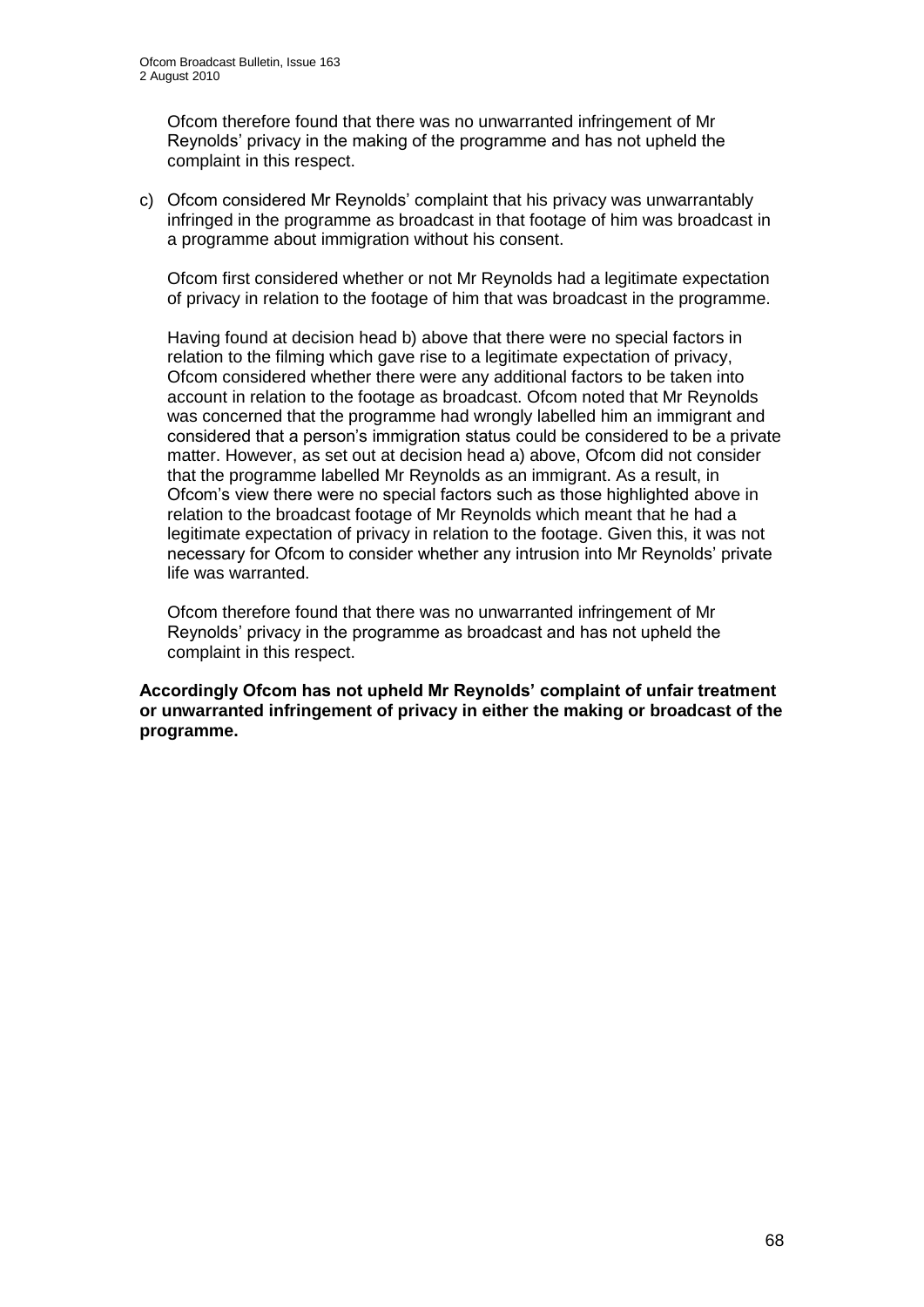Ofcom therefore found that there was no unwarranted infringement of Mr Reynolds' privacy in the making of the programme and has not upheld the complaint in this respect.

c) Ofcom considered Mr Reynolds' complaint that his privacy was unwarrantably infringed in the programme as broadcast in that footage of him was broadcast in a programme about immigration without his consent.

   Ofcom first considered whether or not Mr Reynolds had a legitimate expectation of privacy in relation to the footage of him that was broadcast in the programme.

   Having found at decision head b) above that there were no special factors in relation to the filming which gave rise to a legitimate expectation of privacy, Ofcom considered whether there were any additional factors to be taken into account in relation to the footage as broadcast. Ofcom noted that Mr Reynolds was concerned that the programme had wrongly labelled him an immigrant and considered that a person's immigration status could be considered to be a private matter. However, as set out at decision head a) above, Ofcom did not consider that the programme labelled Mr Reynolds as an immigrant. As a result, in Ofcom's view there were no special factors such as those highlighted above in relation to the broadcast footage of Mr Reynolds which meant that he had a legitimate expectation of privacy in relation to the footage. Given this, it was not necessary for Ofcom to consider whether any intrusion into Mr Reynolds' private life was warranted.

   Ofcom therefore found that there was no unwarranted infringement of Mr Reynolds' privacy in the programme as broadcast and has not upheld the complaint in this respect.

**Accordingly Ofcom has not upheld Mr Reynolds' complaint of unfair treatment or unwarranted infringement of privacy in either the making or broadcast of the programme.**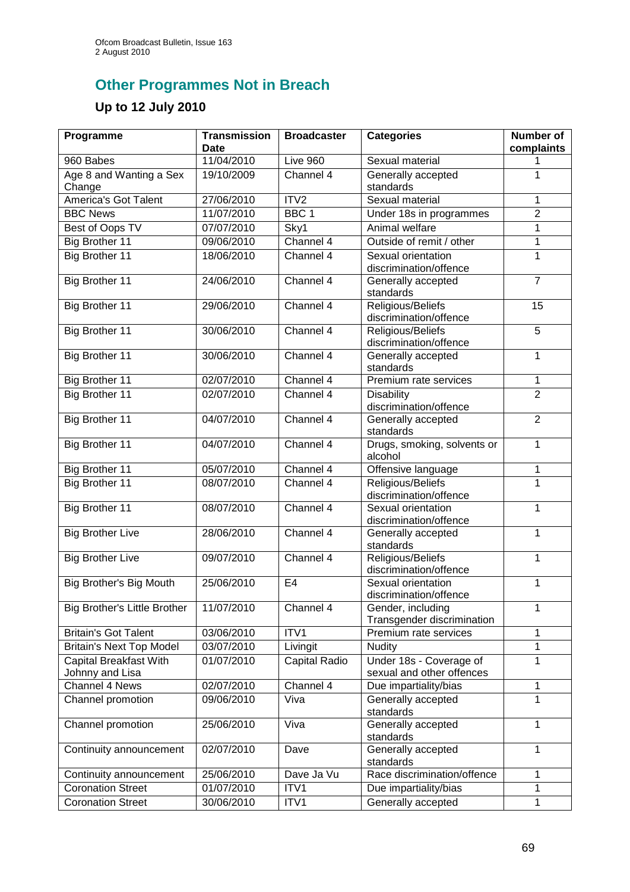## Other Programmes Not in Breach

### Up to 12 July 2010

| Programme | Transmission Date | Broadcaster | Categories | Number of complaints |
|---|---|---|---|---|
| 960 Babes | 11/04/2010 | Live 960 | Sexual material | 1 |
| Age 8 and Wanting a Sex Change | 19/10/2009 | Channel 4 | Generally accepted standards | 1 |
| America's Got Talent | 27/06/2010 | ITV2 | Sexual material | 1 |
| BBC News | 11/07/2010 | BBC 1 | Under 18s in programmes | 2 |
| Best of Oops TV | 07/07/2010 | Sky1 | Animal welfare | 1 |
| Big Brother 11 | 09/06/2010 | Channel 4 | Outside of remit / other | 1 |
| Big Brother 11 | 18/06/2010 | Channel 4 | Sexual orientation discrimination/offence | 1 |
| Big Brother 11 | 24/06/2010 | Channel 4 | Generally accepted standards | 7 |
| Big Brother 11 | 29/06/2010 | Channel 4 | Religious/Beliefs discrimination/offence | 15 |
| Big Brother 11 | 30/06/2010 | Channel 4 | Religious/Beliefs discrimination/offence | 5 |
| Big Brother 11 | 30/06/2010 | Channel 4 | Generally accepted standards | 1 |
| Big Brother 11 | 02/07/2010 | Channel 4 | Premium rate services | 1 |
| Big Brother 11 | 02/07/2010 | Channel 4 | Disability discrimination/offence | 2 |
| Big Brother 11 | 04/07/2010 | Channel 4 | Generally accepted standards | 2 |
| Big Brother 11 | 04/07/2010 | Channel 4 | Drugs, smoking, solvents or alcohol | 1 |
| Big Brother 11 | 05/07/2010 | Channel 4 | Offensive language | 1 |
| Big Brother 11 | 08/07/2010 | Channel 4 | Religious/Beliefs discrimination/offence | 1 |
| Big Brother 11 | 08/07/2010 | Channel 4 | Sexual orientation discrimination/offence | 1 |
| Big Brother Live | 28/06/2010 | Channel 4 | Generally accepted standards | 1 |
| Big Brother Live | 09/07/2010 | Channel 4 | Religious/Beliefs discrimination/offence | 1 |
| Big Brother's Big Mouth | 25/06/2010 | E4 | Sexual orientation discrimination/offence | 1 |
| Big Brother's Little Brother | 11/07/2010 | Channel 4 | Gender, including Transgender discrimination | 1 |
| Britain's Got Talent | 03/06/2010 | ITV1 | Premium rate services | 1 |
| Britain's Next Top Model | 03/07/2010 | Livingit | Nudity | 1 |
| Capital Breakfast With Johnny and Lisa | 01/07/2010 | Capital Radio | Under 18s - Coverage of sexual and other offences | 1 |
| Channel 4 News | 02/07/2010 | Channel 4 | Due impartiality/bias | 1 |
| Channel promotion | 09/06/2010 | Viva | Generally accepted standards | 1 |
| Channel promotion | 25/06/2010 | Viva | Generally accepted standards | 1 |
| Continuity announcement | 02/07/2010 | Dave | Generally accepted standards | 1 |
| Continuity announcement | 25/06/2010 | Dave Ja Vu | Race discrimination/offence | 1 |
| Coronation Street | 01/07/2010 | ITV1 | Due impartiality/bias | 1 |
| Coronation Street | 30/06/2010 | ITV1 | Generally accepted | 1 |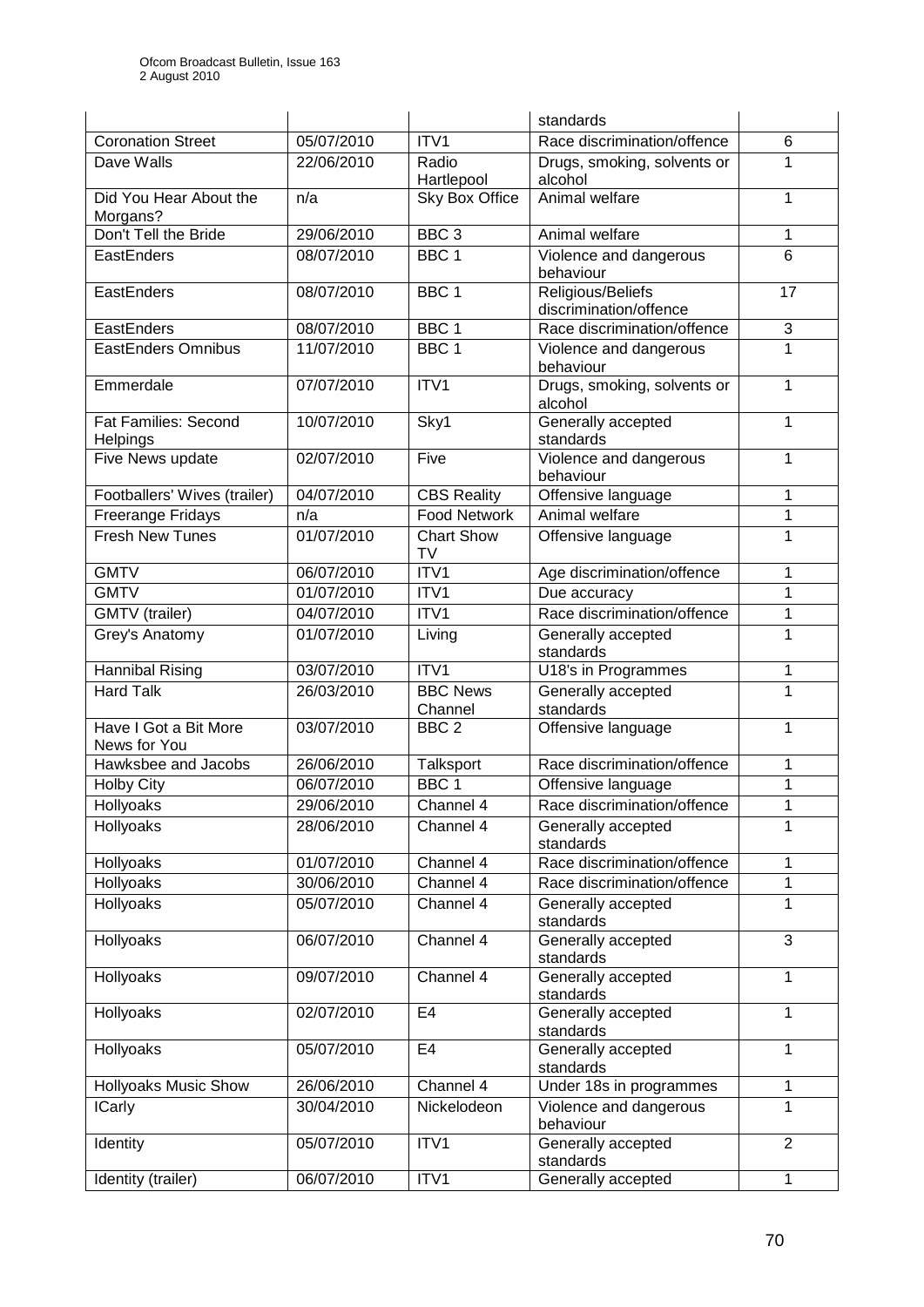| | | | standards | |
|---|---|---|---|---|
| Coronation Street | 05/07/2010 | ITV1 | Race discrimination/offence | 6 |
| Dave Walls | 22/06/2010 | Radio Hartlepool | Drugs, smoking, solvents or alcohol | 1 |
| Did You Hear About the Morgans? | n/a | Sky Box Office | Animal welfare | 1 |
| Don't Tell the Bride | 29/06/2010 | BBC 3 | Animal welfare | 1 |
| EastEnders | 08/07/2010 | BBC 1 | Violence and dangerous behaviour | 6 |
| EastEnders | 08/07/2010 | BBC 1 | Religious/Beliefs discrimination/offence | 17 |
| EastEnders | 08/07/2010 | BBC 1 | Race discrimination/offence | 3 |
| EastEnders Omnibus | 11/07/2010 | BBC 1 | Violence and dangerous behaviour | 1 |
| Emmerdale | 07/07/2010 | ITV1 | Drugs, smoking, solvents or alcohol | 1 |
| Fat Families: Second Helpings | 10/07/2010 | Sky1 | Generally accepted standards | 1 |
| Five News update | 02/07/2010 | Five | Violence and dangerous behaviour | 1 |
| Footballers' Wives (trailer) | 04/07/2010 | CBS Reality | Offensive language | 1 |
| Freerange Fridays | n/a | Food Network | Animal welfare | 1 |
| Fresh New Tunes | 01/07/2010 | Chart Show TV | Offensive language | 1 |
| GMTV | 06/07/2010 | ITV1 | Age discrimination/offence | 1 |
| GMTV | 01/07/2010 | ITV1 | Due accuracy | 1 |
| GMTV (trailer) | 04/07/2010 | ITV1 | Race discrimination/offence | 1 |
| Grey's Anatomy | 01/07/2010 | Living | Generally accepted standards | 1 |
| Hannibal Rising | 03/07/2010 | ITV1 | U18's in Programmes | 1 |
| Hard Talk | 26/03/2010 | BBC News Channel | Generally accepted standards | 1 |
| Have I Got a Bit More News for You | 03/07/2010 | BBC 2 | Offensive language | 1 |
| Hawksbee and Jacobs | 26/06/2010 | Talksport | Race discrimination/offence | 1 |
| Holby City | 06/07/2010 | BBC 1 | Offensive language | 1 |
| Hollyoaks | 29/06/2010 | Channel 4 | Race discrimination/offence | 1 |
| Hollyoaks | 28/06/2010 | Channel 4 | Generally accepted standards | 1 |
| Hollyoaks | 01/07/2010 | Channel 4 | Race discrimination/offence | 1 |
| Hollyoaks | 30/06/2010 | Channel 4 | Race discrimination/offence | 1 |
| Hollyoaks | 05/07/2010 | Channel 4 | Generally accepted standards | 1 |
| Hollyoaks | 06/07/2010 | Channel 4 | Generally accepted standards | 3 |
| Hollyoaks | 09/07/2010 | Channel 4 | Generally accepted standards | 1 |
| Hollyoaks | 02/07/2010 | E4 | Generally accepted standards | 1 |
| Hollyoaks | 05/07/2010 | E4 | Generally accepted standards | 1 |
| Hollyoaks Music Show | 26/06/2010 | Channel 4 | Under 18s in programmes | 1 |
| ICarly | 30/04/2010 | Nickelodeon | Violence and dangerous behaviour | 1 |
| Identity | 05/07/2010 | ITV1 | Generally accepted standards | 2 |
| Identity (trailer) | 06/07/2010 | ITV1 | Generally accepted | 1 |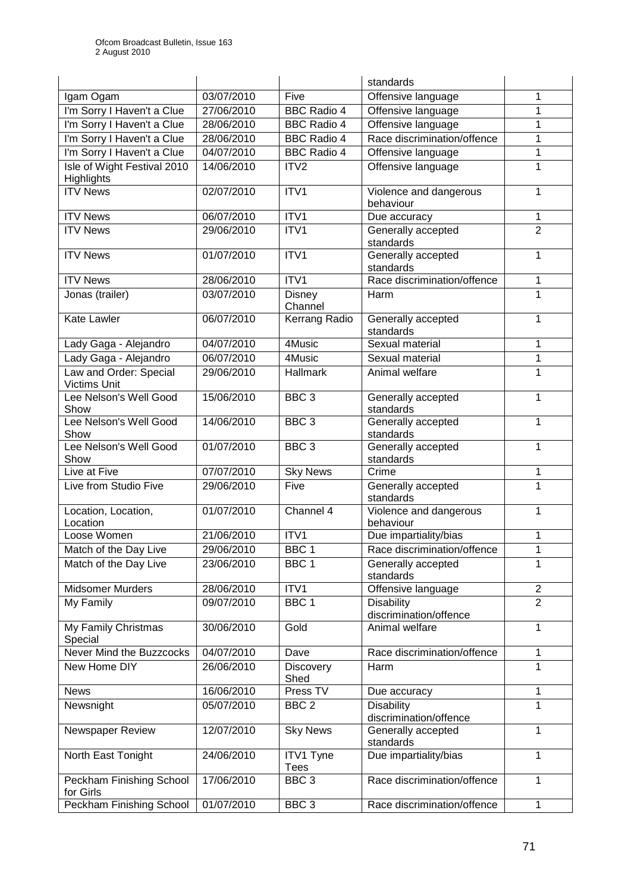| | | | standards | |
|---|---|---|---|---|
| Igam Ogam | 03/07/2010 | Five | Offensive language | 1 |
| I'm Sorry I Haven't a Clue | 27/06/2010 | BBC Radio 4 | Offensive language | 1 |
| I'm Sorry I Haven't a Clue | 28/06/2010 | BBC Radio 4 | Offensive language | 1 |
| I'm Sorry I Haven't a Clue | 28/06/2010 | BBC Radio 4 | Race discrimination/offence | 1 |
| I'm Sorry I Haven't a Clue | 04/07/2010 | BBC Radio 4 | Offensive language | 1 |
| Isle of Wight Festival 2010 Highlights | 14/06/2010 | ITV2 | Offensive language | 1 |
| ITV News | 02/07/2010 | ITV1 | Violence and dangerous behaviour | 1 |
| ITV News | 06/07/2010 | ITV1 | Due accuracy | 1 |
| ITV News | 29/06/2010 | ITV1 | Generally accepted standards | 2 |
| ITV News | 01/07/2010 | ITV1 | Generally accepted standards | 1 |
| ITV News | 28/06/2010 | ITV1 | Race discrimination/offence | 1 |
| Jonas (trailer) | 03/07/2010 | Disney Channel | Harm | 1 |
| Kate Lawler | 06/07/2010 | Kerrang Radio | Generally accepted standards | 1 |
| Lady Gaga - Alejandro | 04/07/2010 | 4Music | Sexual material | 1 |
| Lady Gaga - Alejandro | 06/07/2010 | 4Music | Sexual material | 1 |
| Law and Order: Special Victims Unit | 29/06/2010 | Hallmark | Animal welfare | 1 |
| Lee Nelson's Well Good Show | 15/06/2010 | BBC 3 | Generally accepted standards | 1 |
| Lee Nelson's Well Good Show | 14/06/2010 | BBC 3 | Generally accepted standards | 1 |
| Lee Nelson's Well Good Show | 01/07/2010 | BBC 3 | Generally accepted standards | 1 |
| Live at Five | 07/07/2010 | Sky News | Crime | 1 |
| Live from Studio Five | 29/06/2010 | Five | Generally accepted standards | 1 |
| Location, Location, Location | 01/07/2010 | Channel 4 | Violence and dangerous behaviour | 1 |
| Loose Women | 21/06/2010 | ITV1 | Due impartiality/bias | 1 |
| Match of the Day Live | 29/06/2010 | BBC 1 | Race discrimination/offence | 1 |
| Match of the Day Live | 23/06/2010 | BBC 1 | Generally accepted standards | 1 |
| Midsomer Murders | 28/06/2010 | ITV1 | Offensive language | 2 |
| My Family | 09/07/2010 | BBC 1 | Disability discrimination/offence | 2 |
| My Family Christmas Special | 30/06/2010 | Gold | Animal welfare | 1 |
| Never Mind the Buzzcocks | 04/07/2010 | Dave | Race discrimination/offence | 1 |
| New Home DIY | 26/06/2010 | Discovery Shed | Harm | 1 |
| News | 16/06/2010 | Press TV | Due accuracy | 1 |
| Newsnight | 05/07/2010 | BBC 2 | Disability discrimination/offence | 1 |
| Newspaper Review | 12/07/2010 | Sky News | Generally accepted standards | 1 |
| North East Tonight | 24/06/2010 | ITV1 Tyne Tees | Due impartiality/bias | 1 |
| Peckham Finishing School for Girls | 17/06/2010 | BBC 3 | Race discrimination/offence | 1 |
| Peckham Finishing School | 01/07/2010 | BBC 3 | Race discrimination/offence | 1 |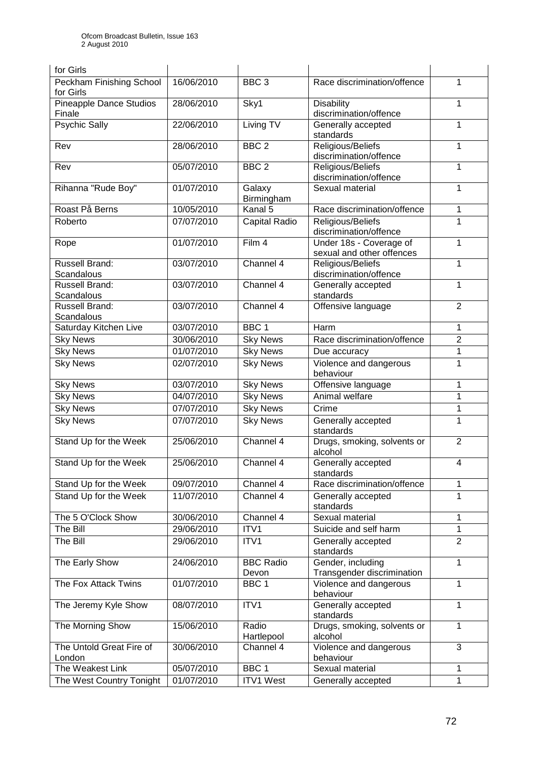| | | | | |
|---|---|---|---|---|
| for Girls | | | | |
| Peckham Finishing School for Girls | 16/06/2010 | BBC 3 | Race discrimination/offence | 1 |
| Pineapple Dance Studios Finale | 28/06/2010 | Sky1 | Disability discrimination/offence | 1 |
| Psychic Sally | 22/06/2010 | Living TV | Generally accepted standards | 1 |
| Rev | 28/06/2010 | BBC 2 | Religious/Beliefs discrimination/offence | 1 |
| Rev | 05/07/2010 | BBC 2 | Religious/Beliefs discrimination/offence | 1 |
| Rihanna "Rude Boy" | 01/07/2010 | Galaxy Birmingham | Sexual material | 1 |
| Roast På Berns | 10/05/2010 | Kanal 5 | Race discrimination/offence | 1 |
| Roberto | 07/07/2010 | Capital Radio | Religious/Beliefs discrimination/offence | 1 |
| Rope | 01/07/2010 | Film 4 | Under 18s - Coverage of sexual and other offences | 1 |
| Russell Brand: Scandalous | 03/07/2010 | Channel 4 | Religious/Beliefs discrimination/offence | 1 |
| Russell Brand: Scandalous | 03/07/2010 | Channel 4 | Generally accepted standards | 1 |
| Russell Brand: Scandalous | 03/07/2010 | Channel 4 | Offensive language | 2 |
| Saturday Kitchen Live | 03/07/2010 | BBC 1 | Harm | 1 |
| Sky News | 30/06/2010 | Sky News | Race discrimination/offence | 2 |
| Sky News | 01/07/2010 | Sky News | Due accuracy | 1 |
| Sky News | 02/07/2010 | Sky News | Violence and dangerous behaviour | 1 |
| Sky News | 03/07/2010 | Sky News | Offensive language | 1 |
| Sky News | 04/07/2010 | Sky News | Animal welfare | 1 |
| Sky News | 07/07/2010 | Sky News | Crime | 1 |
| Sky News | 07/07/2010 | Sky News | Generally accepted standards | 1 |
| Stand Up for the Week | 25/06/2010 | Channel 4 | Drugs, smoking, solvents or alcohol | 2 |
| Stand Up for the Week | 25/06/2010 | Channel 4 | Generally accepted standards | 4 |
| Stand Up for the Week | 09/07/2010 | Channel 4 | Race discrimination/offence | 1 |
| Stand Up for the Week | 11/07/2010 | Channel 4 | Generally accepted standards | 1 |
| The 5 O'Clock Show | 30/06/2010 | Channel 4 | Sexual material | 1 |
| The Bill | 29/06/2010 | ITV1 | Suicide and self harm | 1 |
| The Bill | 29/06/2010 | ITV1 | Generally accepted standards | 2 |
| The Early Show | 24/06/2010 | BBC Radio Devon | Gender, including Transgender discrimination | 1 |
| The Fox Attack Twins | 01/07/2010 | BBC 1 | Violence and dangerous behaviour | 1 |
| The Jeremy Kyle Show | 08/07/2010 | ITV1 | Generally accepted standards | 1 |
| The Morning Show | 15/06/2010 | Radio Hartlepool | Drugs, smoking, solvents or alcohol | 1 |
| The Untold Great Fire of London | 30/06/2010 | Channel 4 | Violence and dangerous behaviour | 3 |
| The Weakest Link | 05/07/2010 | BBC 1 | Sexual material | 1 |
| The West Country Tonight | 01/07/2010 | ITV1 West | Generally accepted | 1 |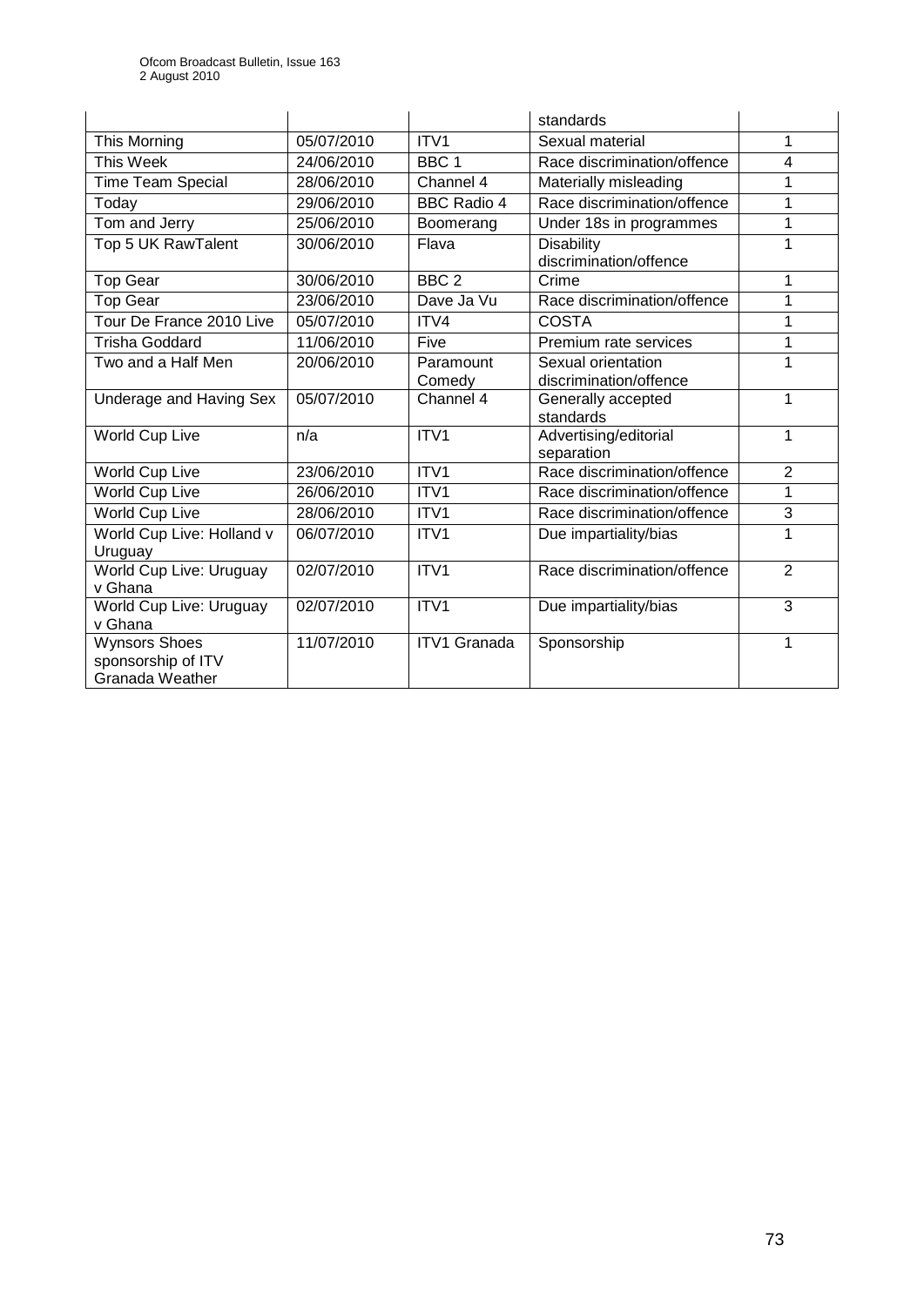| | | | | |
|---|---|---|---|---|
| | | | standards | |
| This Morning | 05/07/2010 | ITV1 | Sexual material | 1 |
| This Week | 24/06/2010 | BBC 1 | Race discrimination/offence | 4 |
| Time Team Special | 28/06/2010 | Channel 4 | Materially misleading | 1 |
| Today | 29/06/2010 | BBC Radio 4 | Race discrimination/offence | 1 |
| Tom and Jerry | 25/06/2010 | Boomerang | Under 18s in programmes | 1 |
| Top 5 UK RawTalent | 30/06/2010 | Flava | Disability discrimination/offence | 1 |
| Top Gear | 30/06/2010 | BBC 2 | Crime | 1 |
| Top Gear | 23/06/2010 | Dave Ja Vu | Race discrimination/offence | 1 |
| Tour De France 2010 Live | 05/07/2010 | ITV4 | COSTA | 1 |
| Trisha Goddard | 11/06/2010 | Five | Premium rate services | 1 |
| Two and a Half Men | 20/06/2010 | Paramount Comedy | Sexual orientation discrimination/offence | 1 |
| Underage and Having Sex | 05/07/2010 | Channel 4 | Generally accepted standards | 1 |
| World Cup Live | n/a | ITV1 | Advertising/editorial separation | 1 |
| World Cup Live | 23/06/2010 | ITV1 | Race discrimination/offence | 2 |
| World Cup Live | 26/06/2010 | ITV1 | Race discrimination/offence | 1 |
| World Cup Live | 28/06/2010 | ITV1 | Race discrimination/offence | 3 |
| World Cup Live: Holland v Uruguay | 06/07/2010 | ITV1 | Due impartiality/bias | 1 |
| World Cup Live: Uruguay v Ghana | 02/07/2010 | ITV1 | Race discrimination/offence | 2 |
| World Cup Live: Uruguay v Ghana | 02/07/2010 | ITV1 | Due impartiality/bias | 3 |
| Wynsors Shoes sponsorship of ITV Granada Weather | 11/07/2010 | ITV1 Granada | Sponsorship | 1 |